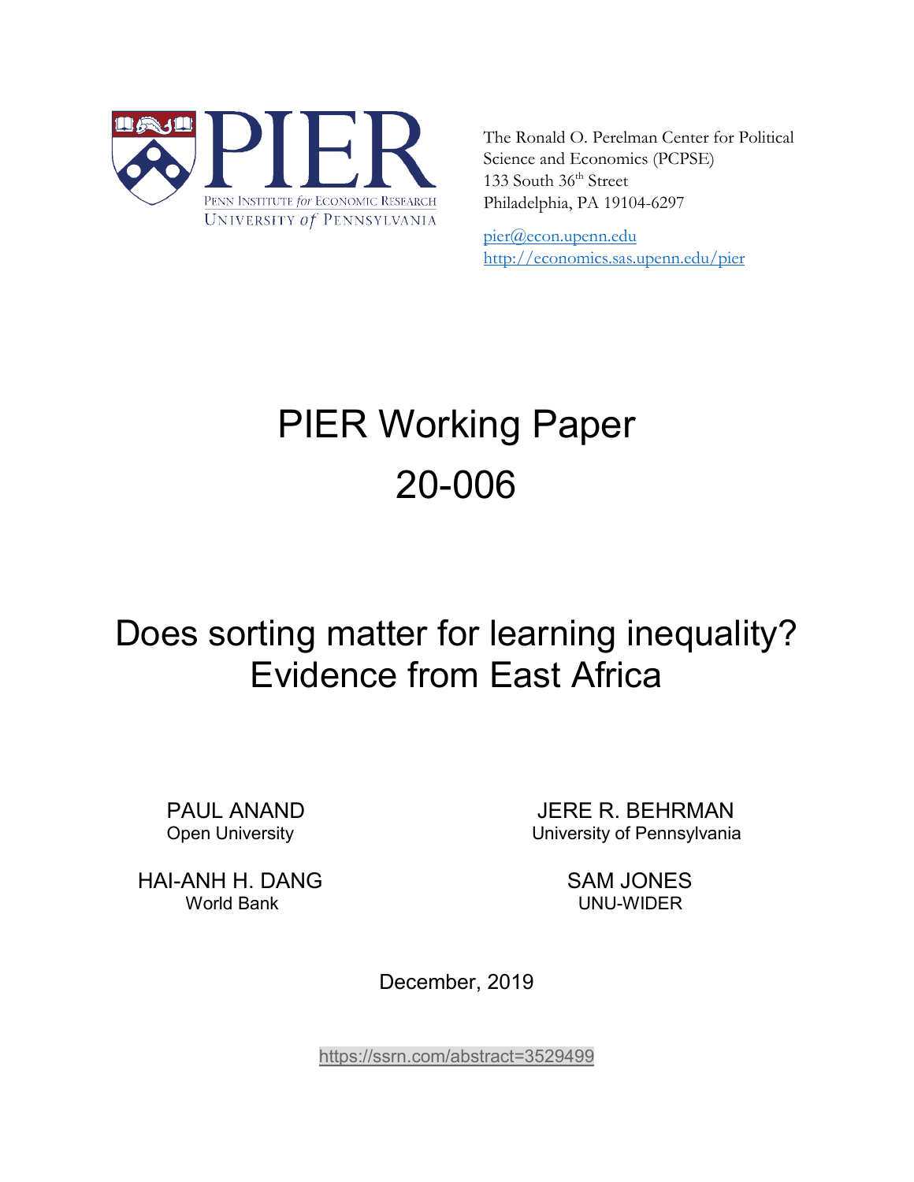The Ronald O. Perelman Center for Political Science and Economics (PCPSE)
133 South 36[th] Street
Philadelphia, PA 19104-6297

pier@econ.upenn.edu
http://economics.sas.upenn.edu/pier

# PIER Working Paper 20-006

# Does sorting matter for learning inequality? Evidence from East Africa

PAUL ANAND
Open University

JERE R. BEHRMAN
University of Pennsylvania

HAI-ANH H. DANG
World Bank

SAM JONES
UNU-WIDER

December, 2019

https://ssrn.com/abstract=3529499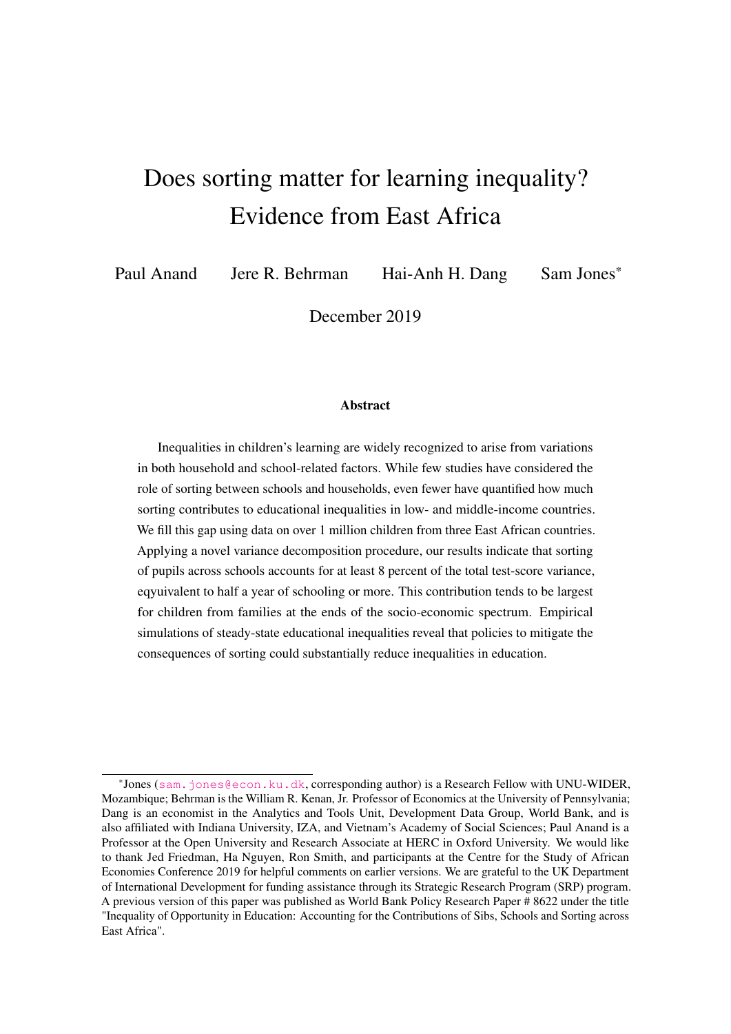# Does sorting matter for learning inequality? Evidence from East Africa

Paul Anand   Jere R. Behrman   Hai-Anh H. Dang   Sam Jones*

December 2019

**Abstract**

Inequalities in children's learning are widely recognized to arise from variations in both household and school-related factors. While few studies have considered the role of sorting between schools and households, even fewer have quantified how much sorting contributes to educational inequalities in low- and middle-income countries. We fill this gap using data on over 1 million children from three East African countries. Applying a novel variance decomposition procedure, our results indicate that sorting of pupils across schools accounts for at least 8 percent of the total test-score variance, eqyuivalent to half a year of schooling or more. This contribution tends to be largest for children from families at the ends of the socio-economic spectrum. Empirical simulations of steady-state educational inequalities reveal that policies to mitigate the consequences of sorting could substantially reduce inequalities in education.

---

*Jones (sam.jones@econ.ku.dk, corresponding author) is a Research Fellow with UNU-WIDER, Mozambique; Behrman is the William R. Kenan, Jr. Professor of Economics at the University of Pennsylvania; Dang is an economist in the Analytics and Tools Unit, Development Data Group, World Bank, and is also affiliated with Indiana University, IZA, and Vietnam's Academy of Social Sciences; Paul Anand is a Professor at the Open University and Research Associate at HERC in Oxford University. We would like to thank Jed Friedman, Ha Nguyen, Ron Smith, and participants at the Centre for the Study of African Economies Conference 2019 for helpful comments on earlier versions. We are grateful to the UK Department of International Development for funding assistance through its Strategic Research Program (SRP) program. A previous version of this paper was published as World Bank Policy Research Paper # 8622 under the title "Inequality of Opportunity in Education: Accounting for the Contributions of Sibs, Schools and Sorting across East Africa".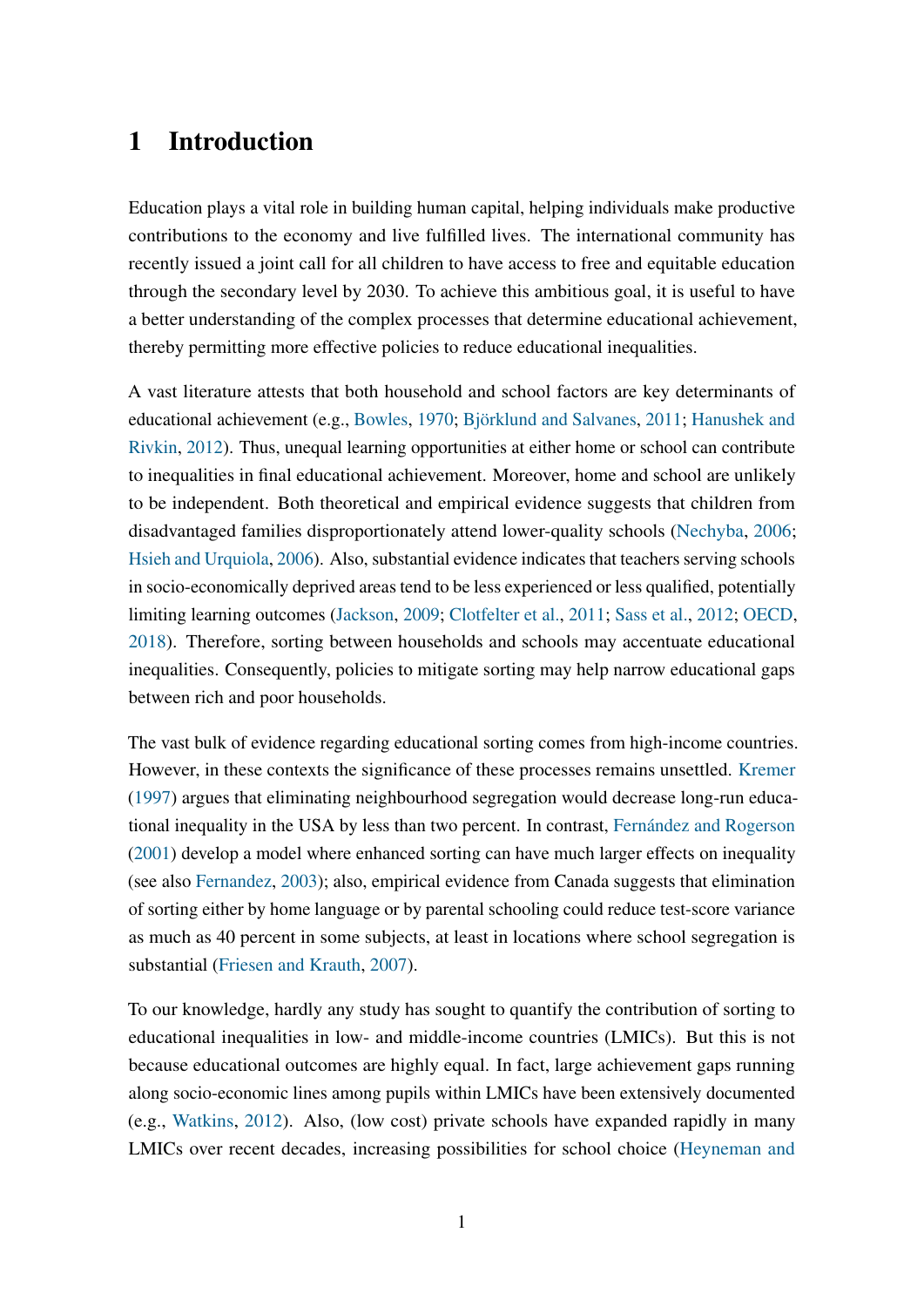# 1 Introduction

Education plays a vital role in building human capital, helping individuals make productive contributions to the economy and live fulfilled lives. The international community has recently issued a joint call for all children to have access to free and equitable education through the secondary level by 2030. To achieve this ambitious goal, it is useful to have a better understanding of the complex processes that determine educational achievement, thereby permitting more effective policies to reduce educational inequalities.

A vast literature attests that both household and school factors are key determinants of educational achievement (e.g., Bowles, 1970; Björklund and Salvanes, 2011; Hanushek and Rivkin, 2012). Thus, unequal learning opportunities at either home or school can contribute to inequalities in final educational achievement. Moreover, home and school are unlikely to be independent. Both theoretical and empirical evidence suggests that children from disadvantaged families disproportionately attend lower-quality schools (Nechyba, 2006; Hsieh and Urquiola, 2006). Also, substantial evidence indicates that teachers serving schools in socio-economically deprived areas tend to be less experienced or less qualified, potentially limiting learning outcomes (Jackson, 2009; Clotfelter et al., 2011; Sass et al., 2012; OECD, 2018). Therefore, sorting between households and schools may accentuate educational inequalities. Consequently, policies to mitigate sorting may help narrow educational gaps between rich and poor households.

The vast bulk of evidence regarding educational sorting comes from high-income countries. However, in these contexts the significance of these processes remains unsettled. Kremer (1997) argues that eliminating neighbourhood segregation would decrease long-run educational inequality in the USA by less than two percent. In contrast, Fernández and Rogerson (2001) develop a model where enhanced sorting can have much larger effects on inequality (see also Fernandez, 2003); also, empirical evidence from Canada suggests that elimination of sorting either by home language or by parental schooling could reduce test-score variance as much as 40 percent in some subjects, at least in locations where school segregation is substantial (Friesen and Krauth, 2007).

To our knowledge, hardly any study has sought to quantify the contribution of sorting to educational inequalities in low- and middle-income countries (LMICs). But this is not because educational outcomes are highly equal. In fact, large achievement gaps running along socio-economic lines among pupils within LMICs have been extensively documented (e.g., Watkins, 2012). Also, (low cost) private schools have expanded rapidly in many LMICs over recent decades, increasing possibilities for school choice (Heyneman and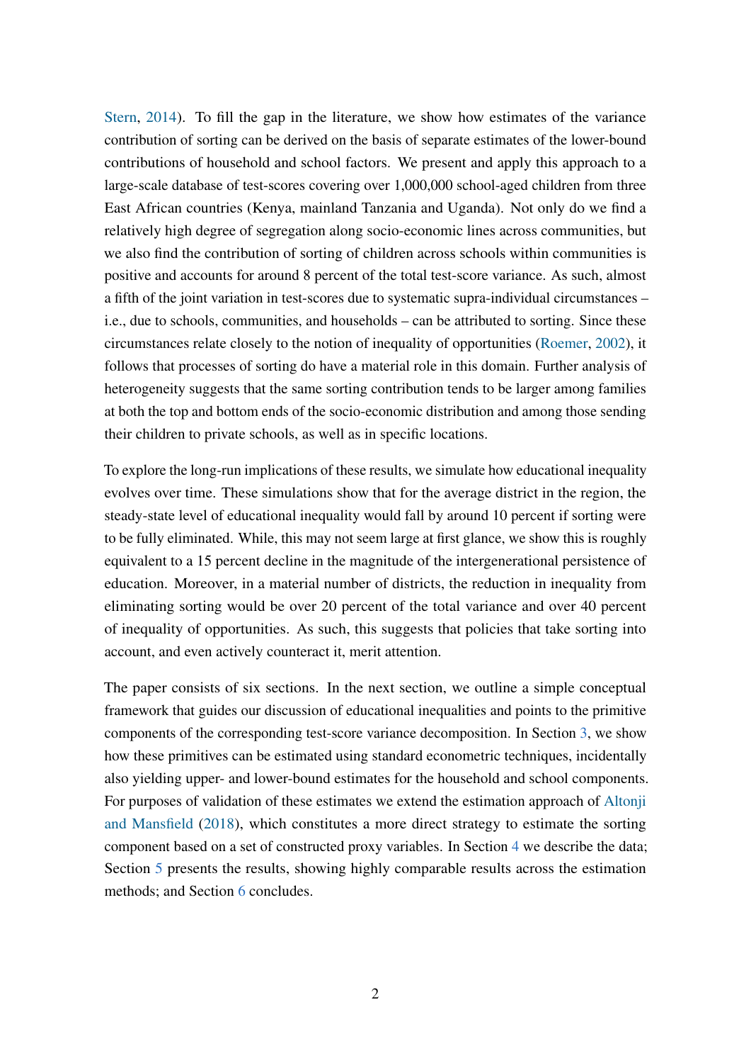Stern, 2014). To fill the gap in the literature, we show how estimates of the variance contribution of sorting can be derived on the basis of separate estimates of the lower-bound contributions of household and school factors. We present and apply this approach to a large-scale database of test-scores covering over 1,000,000 school-aged children from three East African countries (Kenya, mainland Tanzania and Uganda). Not only do we find a relatively high degree of segregation along socio-economic lines across communities, but we also find the contribution of sorting of children across schools within communities is positive and accounts for around 8 percent of the total test-score variance. As such, almost a fifth of the joint variation in test-scores due to systematic supra-individual circumstances – i.e., due to schools, communities, and households – can be attributed to sorting. Since these circumstances relate closely to the notion of inequality of opportunities (Roemer, 2002), it follows that processes of sorting do have a material role in this domain. Further analysis of heterogeneity suggests that the same sorting contribution tends to be larger among families at both the top and bottom ends of the socio-economic distribution and among those sending their children to private schools, as well as in specific locations.

To explore the long-run implications of these results, we simulate how educational inequality evolves over time. These simulations show that for the average district in the region, the steady-state level of educational inequality would fall by around 10 percent if sorting were to be fully eliminated. While, this may not seem large at first glance, we show this is roughly equivalent to a 15 percent decline in the magnitude of the intergenerational persistence of education. Moreover, in a material number of districts, the reduction in inequality from eliminating sorting would be over 20 percent of the total variance and over 40 percent of inequality of opportunities. As such, this suggests that policies that take sorting into account, and even actively counteract it, merit attention.

The paper consists of six sections. In the next section, we outline a simple conceptual framework that guides our discussion of educational inequalities and points to the primitive components of the corresponding test-score variance decomposition. In Section 3, we show how these primitives can be estimated using standard econometric techniques, incidentally also yielding upper- and lower-bound estimates for the household and school components. For purposes of validation of these estimates we extend the estimation approach of Altonji and Mansfield (2018), which constitutes a more direct strategy to estimate the sorting component based on a set of constructed proxy variables. In Section 4 we describe the data; Section 5 presents the results, showing highly comparable results across the estimation methods; and Section 6 concludes.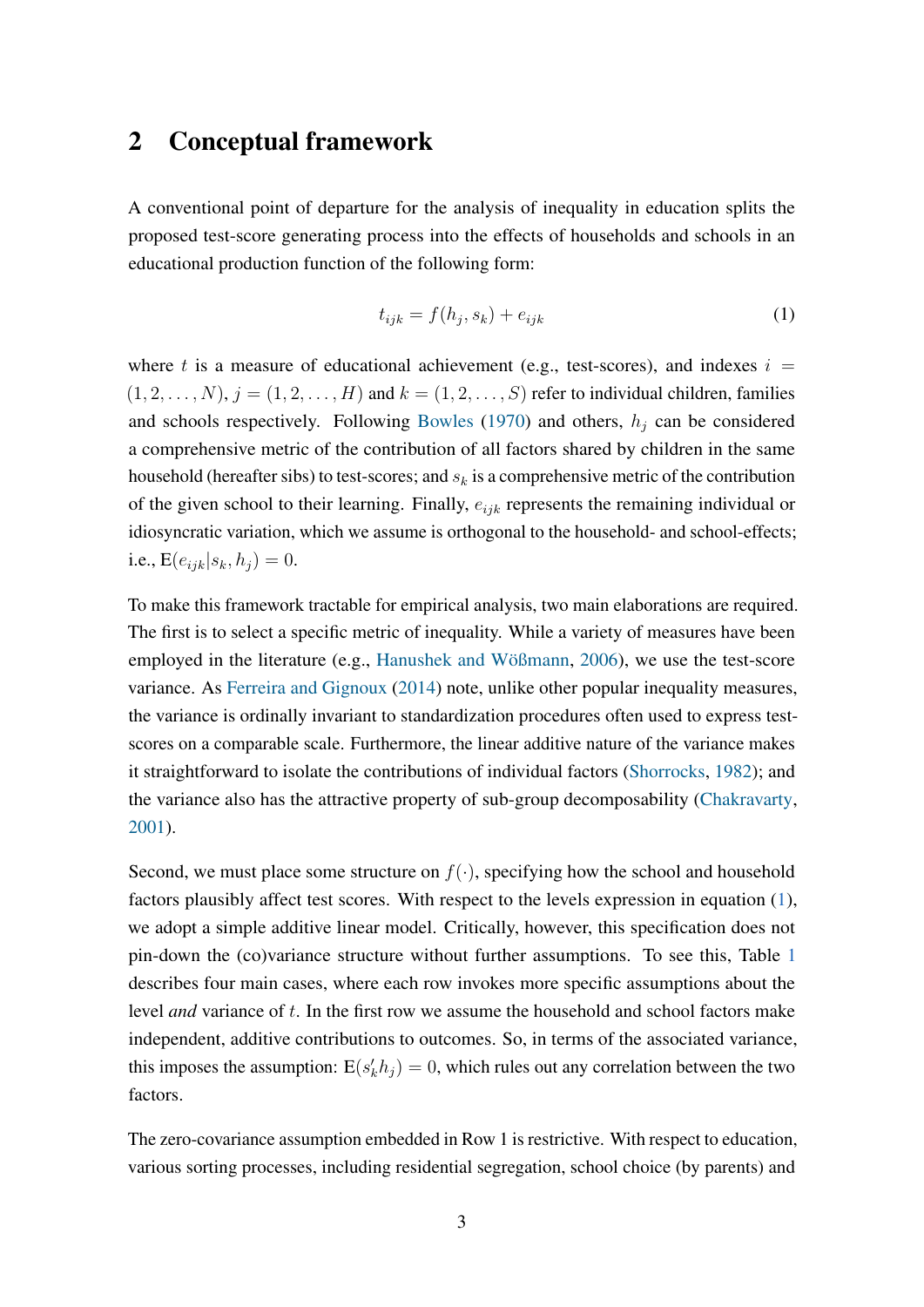## 2 Conceptual framework

A conventional point of departure for the analysis of inequality in education splits the proposed test-score generating process into the effects of households and schools in an educational production function of the following form:

$$t_{ijk} = f(h_j, s_k) + e_{ijk} \tag{1}$$

where $t$ is a measure of educational achievement (e.g., test-scores), and indexes $i = (1, 2, \ldots, N)$, $j = (1, 2, \ldots, H)$ and $k = (1, 2, \ldots, S)$ refer to individual children, families and schools respectively. Following Bowles (1970) and others, $h_j$ can be considered a comprehensive metric of the contribution of all factors shared by children in the same household (hereafter sibs) to test-scores; and $s_k$ is a comprehensive metric of the contribution of the given school to their learning. Finally, $e_{ijk}$ represents the remaining individual or idiosyncratic variation, which we assume is orthogonal to the household- and school-effects; i.e., $\mathrm{E}(e_{ijk}|s_k, h_j) = 0$.

To make this framework tractable for empirical analysis, two main elaborations are required. The first is to select a specific metric of inequality. While a variety of measures have been employed in the literature (e.g., Hanushek and Wößmann, 2006), we use the test-score variance. As Ferreira and Gignoux (2014) note, unlike other popular inequality measures, the variance is ordinally invariant to standardization procedures often used to express test-scores on a comparable scale. Furthermore, the linear additive nature of the variance makes it straightforward to isolate the contributions of individual factors (Shorrocks, 1982); and the variance also has the attractive property of sub-group decomposability (Chakravarty, 2001).

Second, we must place some structure on $f(\cdot)$, specifying how the school and household factors plausibly affect test scores. With respect to the levels expression in equation (1), we adopt a simple additive linear model. Critically, however, this specification does not pin-down the (co)variance structure without further assumptions. To see this, Table 1 describes four main cases, where each row invokes more specific assumptions about the level *and* variance of $t$. In the first row we assume the household and school factors make independent, additive contributions to outcomes. So, in terms of the associated variance, this imposes the assumption: $\mathrm{E}(s_k' h_j) = 0$, which rules out any correlation between the two factors.

The zero-covariance assumption embedded in Row 1 is restrictive. With respect to education, various sorting processes, including residential segregation, school choice (by parents) and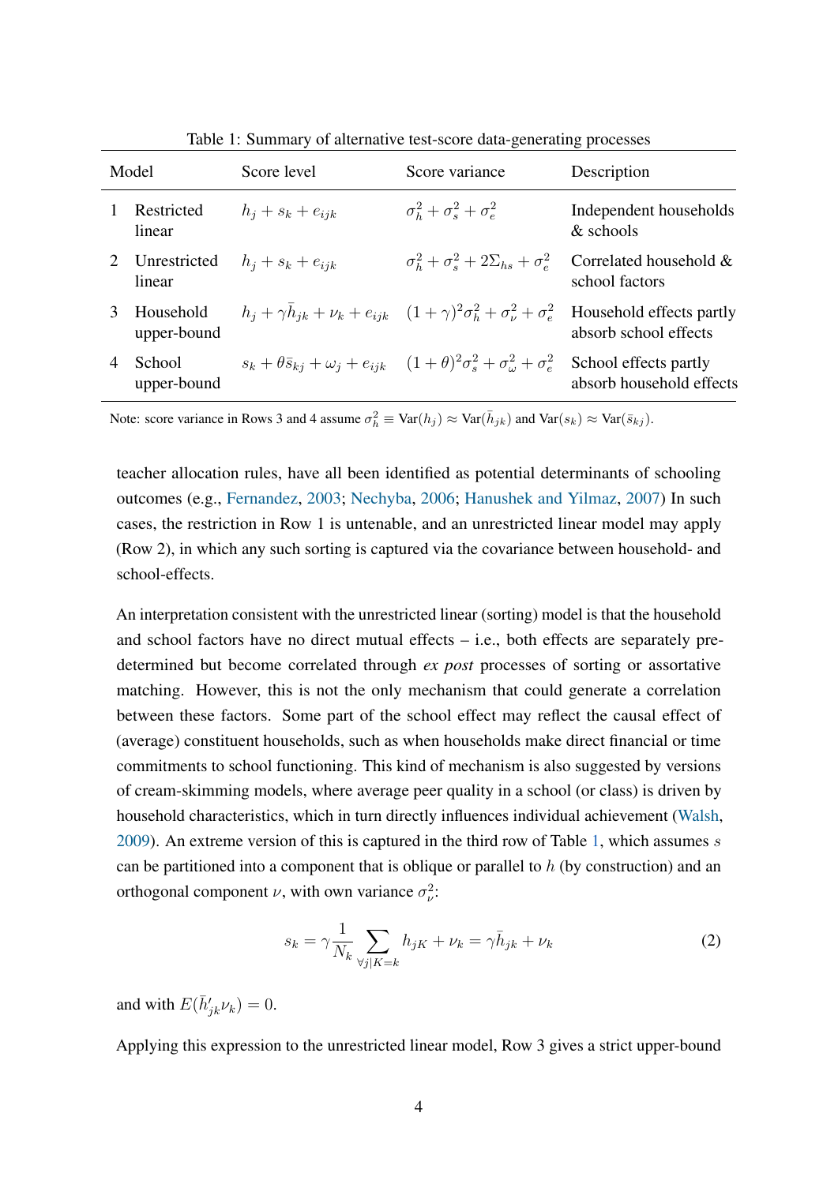Table 1: Summary of alternative test-score data-generating processes

| Model | | Score level | Score variance | Description |
|---|---|---|---|---|
| 1 | Restricted linear | $h_j + s_k + e_{ijk}$ | $\sigma_h^2 + \sigma_s^2 + \sigma_e^2$ | Independent households & schools |
| 2 | Unrestricted linear | $h_j + s_k + e_{ijk}$ | $\sigma_h^2 + \sigma_s^2 + 2\Sigma_{hs} + \sigma_e^2$ | Correlated household & school factors |
| 3 | Household upper-bound | $h_j + \gamma \bar{h}_{jk} + \nu_k + e_{ijk}$ | $(1+\gamma)^2\sigma_h^2 + \sigma_\nu^2 + \sigma_e^2$ | Household effects partly absorb school effects |
| 4 | School upper-bound | $s_k + \theta \bar{s}_{kj} + \omega_j + e_{ijk}$ | $(1+\theta)^2\sigma_s^2 + \sigma_\omega^2 + \sigma_e^2$ | School effects partly absorb household effects |

Note: score variance in Rows 3 and 4 assume $\sigma_h^2 \equiv \text{Var}(h_j) \approx \text{Var}(\bar{h}_{jk})$ and $\text{Var}(s_k) \approx \text{Var}(\bar{s}_{kj})$.

teacher allocation rules, have all been identified as potential determinants of schooling outcomes (e.g., Fernandez, 2003; Nechyba, 2006; Hanushek and Yilmaz, 2007) In such cases, the restriction in Row 1 is untenable, and an unrestricted linear model may apply (Row 2), in which any such sorting is captured via the covariance between household- and school-effects.

An interpretation consistent with the unrestricted linear (sorting) model is that the household and school factors have no direct mutual effects – i.e., both effects are separately pre-determined but become correlated through *ex post* processes of sorting or assortative matching. However, this is not the only mechanism that could generate a correlation between these factors. Some part of the school effect may reflect the causal effect of (average) constituent households, such as when households make direct financial or time commitments to school functioning. This kind of mechanism is also suggested by versions of cream-skimming models, where average peer quality in a school (or class) is driven by household characteristics, which in turn directly influences individual achievement (Walsh, 2009). An extreme version of this is captured in the third row of Table 1, which assumes $s$ can be partitioned into a component that is oblique or parallel to $h$ (by construction) and an orthogonal component $\nu$, with own variance $\sigma_\nu^2$:

$$s_k = \gamma \frac{1}{N_k} \sum_{\forall j | K=k} h_{jK} + \nu_k = \gamma \bar{h}_{jk} + \nu_k \tag{2}$$

and with $E(\bar{h}'_{jk}\nu_k) = 0$.

Applying this expression to the unrestricted linear model, Row 3 gives a strict upper-bound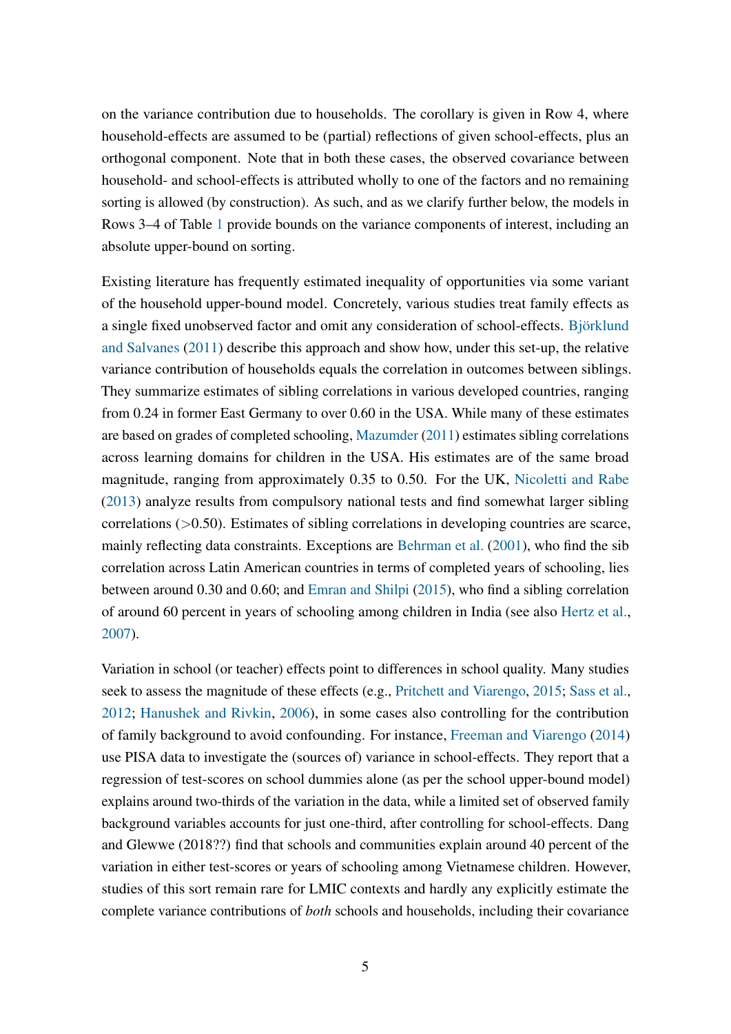on the variance contribution due to households. The corollary is given in Row 4, where household-effects are assumed to be (partial) reflections of given school-effects, plus an orthogonal component. Note that in both these cases, the observed covariance between household- and school-effects is attributed wholly to one of the factors and no remaining sorting is allowed (by construction). As such, and as we clarify further below, the models in Rows 3–4 of Table 1 provide bounds on the variance components of interest, including an absolute upper-bound on sorting.

Existing literature has frequently estimated inequality of opportunities via some variant of the household upper-bound model. Concretely, various studies treat family effects as a single fixed unobserved factor and omit any consideration of school-effects. Björklund and Salvanes (2011) describe this approach and show how, under this set-up, the relative variance contribution of households equals the correlation in outcomes between siblings. They summarize estimates of sibling correlations in various developed countries, ranging from 0.24 in former East Germany to over 0.60 in the USA. While many of these estimates are based on grades of completed schooling, Mazumder (2011) estimates sibling correlations across learning domains for children in the USA. His estimates are of the same broad magnitude, ranging from approximately 0.35 to 0.50. For the UK, Nicoletti and Rabe (2013) analyze results from compulsory national tests and find somewhat larger sibling correlations (>0.50). Estimates of sibling correlations in developing countries are scarce, mainly reflecting data constraints. Exceptions are Behrman et al. (2001), who find the sib correlation across Latin American countries in terms of completed years of schooling, lies between around 0.30 and 0.60; and Emran and Shilpi (2015), who find a sibling correlation of around 60 percent in years of schooling among children in India (see also Hertz et al., 2007).

Variation in school (or teacher) effects point to differences in school quality. Many studies seek to assess the magnitude of these effects (e.g., Pritchett and Viarengo, 2015; Sass et al., 2012; Hanushek and Rivkin, 2006), in some cases also controlling for the contribution of family background to avoid confounding. For instance, Freeman and Viarengo (2014) use PISA data to investigate the (sources of) variance in school-effects. They report that a regression of test-scores on school dummies alone (as per the school upper-bound model) explains around two-thirds of the variation in the data, while a limited set of observed family background variables accounts for just one-third, after controlling for school-effects. Dang and Glewwe (2018??) find that schools and communities explain around 40 percent of the variation in either test-scores or years of schooling among Vietnamese children. However, studies of this sort remain rare for LMIC contexts and hardly any explicitly estimate the complete variance contributions of *both* schools and households, including their covariance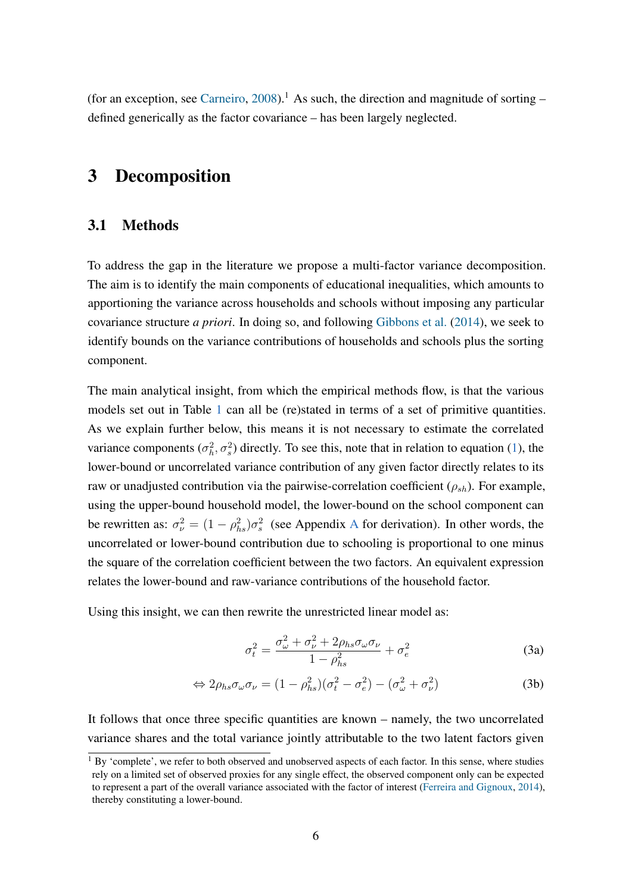(for an exception, see Carneiro, 2008).[1] As such, the direction and magnitude of sorting – defined generically as the factor covariance – has been largely neglected.

# 3 Decomposition

## 3.1 Methods

To address the gap in the literature we propose a multi-factor variance decomposition. The aim is to identify the main components of educational inequalities, which amounts to apportioning the variance across households and schools without imposing any particular covariance structure *a priori*. In doing so, and following Gibbons et al. (2014), we seek to identify bounds on the variance contributions of households and schools plus the sorting component.

The main analytical insight, from which the empirical methods flow, is that the various models set out in Table 1 can all be (re)stated in terms of a set of primitive quantities. As we explain further below, this means it is not necessary to estimate the correlated variance components ($\sigma_h^2, \sigma_s^2$) directly. To see this, note that in relation to equation (1), the lower-bound or uncorrelated variance contribution of any given factor directly relates to its raw or unadjusted contribution via the pairwise-correlation coefficient ($\rho_{sh}$). For example, using the upper-bound household model, the lower-bound on the school component can be rewritten as: $\sigma_\nu^2 = (1 - \rho_{hs}^2)\sigma_s^2$ (see Appendix A for derivation). In other words, the uncorrelated or lower-bound contribution due to schooling is proportional to one minus the square of the correlation coefficient between the two factors. An equivalent expression relates the lower-bound and raw-variance contributions of the household factor.

Using this insight, we can then rewrite the unrestricted linear model as:

$$\sigma_t^2 = \frac{\sigma_\omega^2 + \sigma_\nu^2 + 2\rho_{hs}\sigma_\omega\sigma_\nu}{1 - \rho_{hs}^2} + \sigma_e^2 \tag{3a}$$

$$\Leftrightarrow 2\rho_{hs}\sigma_\omega\sigma_\nu = (1 - \rho_{hs}^2)(\sigma_t^2 - \sigma_e^2) - (\sigma_\omega^2 + \sigma_\nu^2) \tag{3b}$$

It follows that once three specific quantities are known – namely, the two uncorrelated variance shares and the total variance jointly attributable to the two latent factors given

[1] By 'complete', we refer to both observed and unobserved aspects of each factor. In this sense, where studies rely on a limited set of observed proxies for any single effect, the observed component only can be expected to represent a part of the overall variance associated with the factor of interest (Ferreira and Gignoux, 2014), thereby constituting a lower-bound.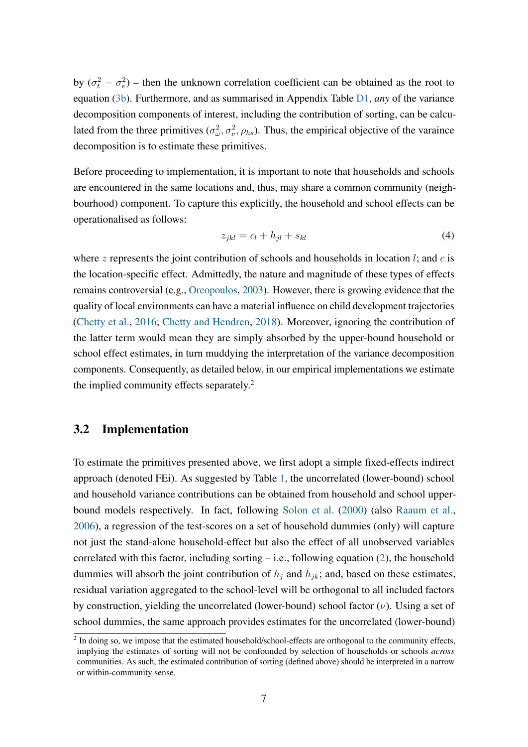by $(\sigma_t^2 - \sigma_e^2)$ – then the unknown correlation coefficient can be obtained as the root to equation (3b). Furthermore, and as summarised in Appendix Table D1, *any* of the variance decomposition components of interest, including the contribution of sorting, can be calculated from the three primitives $(\sigma_\omega^2, \sigma_\nu^2, \rho_{hs})$. Thus, the empirical objective of the varaince decomposition is to estimate these primitives.

Before proceeding to implementation, it is important to note that households and schools are encountered in the same locations and, thus, may share a common community (neighbourhood) component. To capture this explicitly, the household and school effects can be operationalised as follows:

$$z_{jkl} = c_l + h_{jl} + s_{kl} \tag{4}$$

where $z$ represents the joint contribution of schools and households in location $l$; and $c$ is the location-specific effect. Admittedly, the nature and magnitude of these types of effects remains controversial (e.g., Oreopoulos, 2003). However, there is growing evidence that the quality of local environments can have a material influence on child development trajectories (Chetty et al., 2016; Chetty and Hendren, 2018). Moreover, ignoring the contribution of the latter term would mean they are simply absorbed by the upper-bound household or school effect estimates, in turn muddying the interpretation of the variance decomposition components. Consequently, as detailed below, in our empirical implementations we estimate the implied community effects separately.[2]

## 3.2 Implementation

To estimate the primitives presented above, we first adopt a simple fixed-effects indirect approach (denoted FEi). As suggested by Table 1, the uncorrelated (lower-bound) school and household variance contributions can be obtained from household and school upper-bound models respectively. In fact, following Solon et al. (2000) (also Raaum et al., 2006), a regression of the test-scores on a set of household dummies (only) will capture not just the stand-alone household-effect but also the effect of all unobserved variables correlated with this factor, including sorting – i.e., following equation (2), the household dummies will absorb the joint contribution of $h_j$ and $\bar{h}_{jk}$; and, based on these estimates, residual variation aggregated to the school-level will be orthogonal to all included factors by construction, yielding the uncorrelated (lower-bound) school factor ($\nu$). Using a set of school dummies, the same approach provides estimates for the uncorrelated (lower-bound)

[2] In doing so, we impose that the estimated household/school-effects are orthogonal to the community effects, implying the estimates of sorting will not be confounded by selection of households or schools *across* communities. As such, the estimated contribution of sorting (defined above) should be interpreted in a narrow or within-community sense.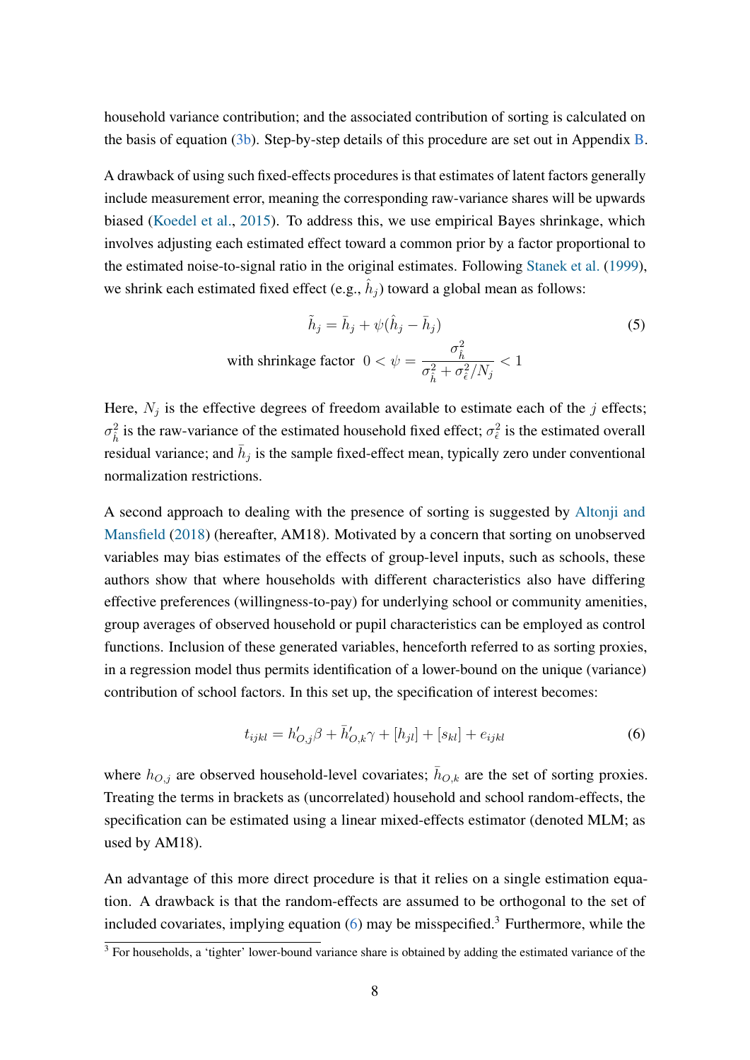household variance contribution; and the associated contribution of sorting is calculated on the basis of equation (3b). Step-by-step details of this procedure are set out in Appendix B.

A drawback of using such fixed-effects procedures is that estimates of latent factors generally include measurement error, meaning the corresponding raw-variance shares will be upwards biased (Koedel et al., 2015). To address this, we use empirical Bayes shrinkage, which involves adjusting each estimated effect toward a common prior by a factor proportional to the estimated noise-to-signal ratio in the original estimates. Following Stanek et al. (1999), we shrink each estimated fixed effect (e.g., $\hat{h}_j$) toward a global mean as follows:

$$\tilde{h}_j = \bar{h}_j + \psi(\hat{h}_j - \bar{h}_j) \tag{5}$$

$$\text{with shrinkage factor } \; 0 < \psi = \frac{\sigma^2_{\hat{h}}}{\sigma^2_{\hat{h}} + \sigma^2_{\hat{\epsilon}}/N_j} < 1$$

Here, $N_j$ is the effective degrees of freedom available to estimate each of the $j$ effects; $\sigma^2_{\hat{h}}$ is the raw-variance of the estimated household fixed effect; $\sigma^2_{\hat{\epsilon}}$ is the estimated overall residual variance; and $\bar{h}_j$ is the sample fixed-effect mean, typically zero under conventional normalization restrictions.

A second approach to dealing with the presence of sorting is suggested by Altonji and Mansfield (2018) (hereafter, AM18). Motivated by a concern that sorting on unobserved variables may bias estimates of the effects of group-level inputs, such as schools, these authors show that where households with different characteristics also have differing effective preferences (willingness-to-pay) for underlying school or community amenities, group averages of observed household or pupil characteristics can be employed as control functions. Inclusion of these generated variables, henceforth referred to as sorting proxies, in a regression model thus permits identification of a lower-bound on the unique (variance) contribution of school factors. In this set up, the specification of interest becomes:

$$t_{ijkl} = h'_{O,j}\beta + \bar{h}'_{O,k}\gamma + [h_{jl}] + [s_{kl}] + e_{ijkl} \tag{6}$$

where $h_{O,j}$ are observed household-level covariates; $\bar{h}_{O,k}$ are the set of sorting proxies. Treating the terms in brackets as (uncorrelated) household and school random-effects, the specification can be estimated using a linear mixed-effects estimator (denoted MLM; as used by AM18).

An advantage of this more direct procedure is that it relies on a single estimation equation. A drawback is that the random-effects are assumed to be orthogonal to the set of included covariates, implying equation (6) may be misspecified.[3] Furthermore, while the

[3] For households, a 'tighter' lower-bound variance share is obtained by adding the estimated variance of the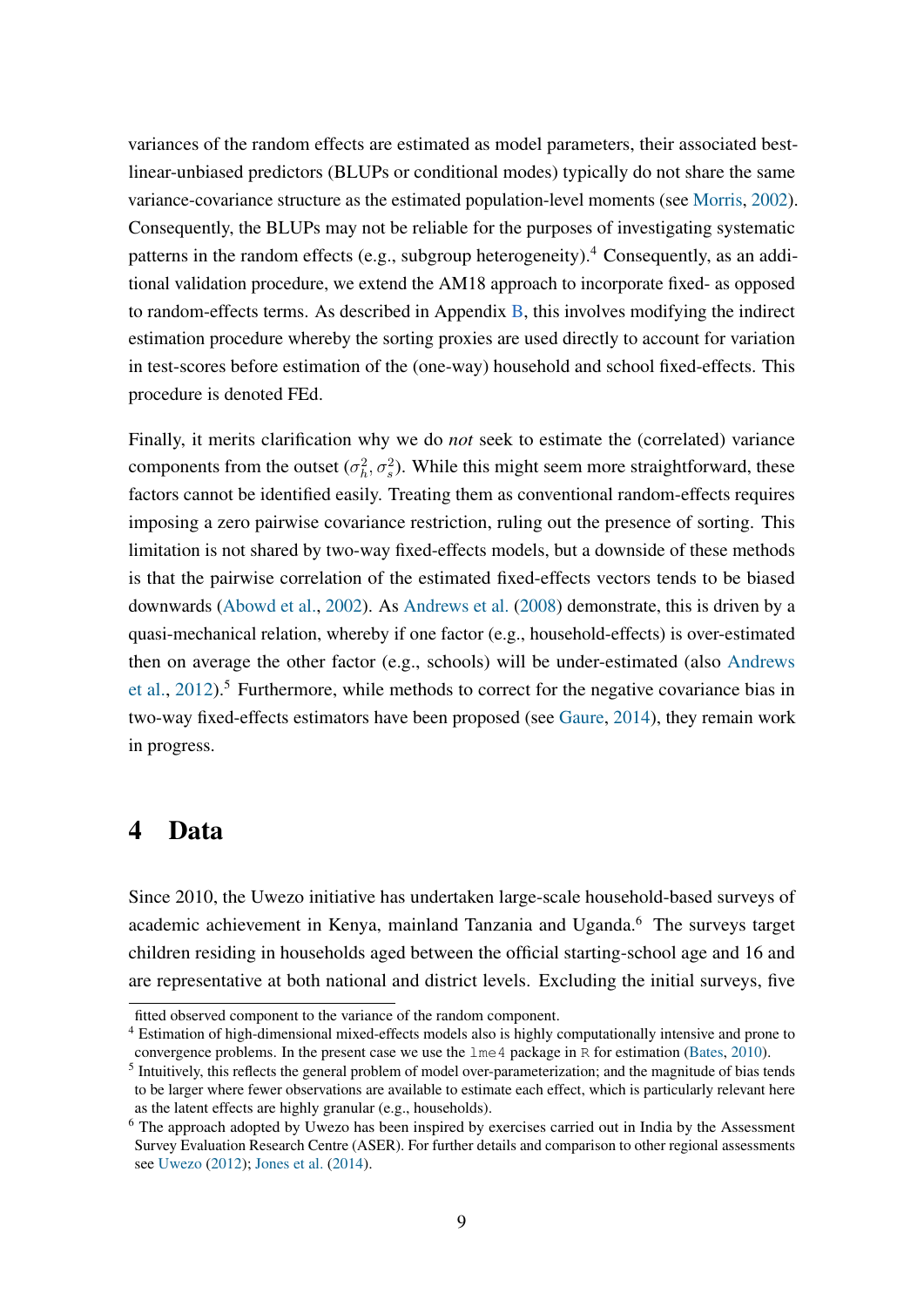variances of the random effects are estimated as model parameters, their associated best-linear-unbiased predictors (BLUPs or conditional modes) typically do not share the same variance-covariance structure as the estimated population-level moments (see Morris, 2002). Consequently, the BLUPs may not be reliable for the purposes of investigating systematic patterns in the random effects (e.g., subgroup heterogeneity).[4] Consequently, as an additional validation procedure, we extend the AM18 approach to incorporate fixed- as opposed to random-effects terms. As described in Appendix B, this involves modifying the indirect estimation procedure whereby the sorting proxies are used directly to account for variation in test-scores before estimation of the (one-way) household and school fixed-effects. This procedure is denoted FEd.

Finally, it merits clarification why we do *not* seek to estimate the (correlated) variance components from the outset ($\sigma^2_h, \sigma^2_s$). While this might seem more straightforward, these factors cannot be identified easily. Treating them as conventional random-effects requires imposing a zero pairwise covariance restriction, ruling out the presence of sorting. This limitation is not shared by two-way fixed-effects models, but a downside of these methods is that the pairwise correlation of the estimated fixed-effects vectors tends to be biased downwards (Abowd et al., 2002). As Andrews et al. (2008) demonstrate, this is driven by a quasi-mechanical relation, whereby if one factor (e.g., household-effects) is over-estimated then on average the other factor (e.g., schools) will be under-estimated (also Andrews et al., 2012).[5] Furthermore, while methods to correct for the negative covariance bias in two-way fixed-effects estimators have been proposed (see Gaure, 2014), they remain work in progress.

# 4 Data

Since 2010, the Uwezo initiative has undertaken large-scale household-based surveys of academic achievement in Kenya, mainland Tanzania and Uganda.[6] The surveys target children residing in households aged between the official starting-school age and 16 and are representative at both national and district levels. Excluding the initial surveys, five

---

fitted observed component to the variance of the random component.

[4] Estimation of high-dimensional mixed-effects models also is highly computationally intensive and prone to convergence problems. In the present case we use the `lme4` package in `R` for estimation (Bates, 2010).

[5] Intuitively, this reflects the general problem of model over-parameterization; and the magnitude of bias tends to be larger where fewer observations are available to estimate each effect, which is particularly relevant here as the latent effects are highly granular (e.g., households).

[6] The approach adopted by Uwezo has been inspired by exercises carried out in India by the Assessment Survey Evaluation Research Centre (ASER). For further details and comparison to other regional assessments see Uwezo (2012); Jones et al. (2014).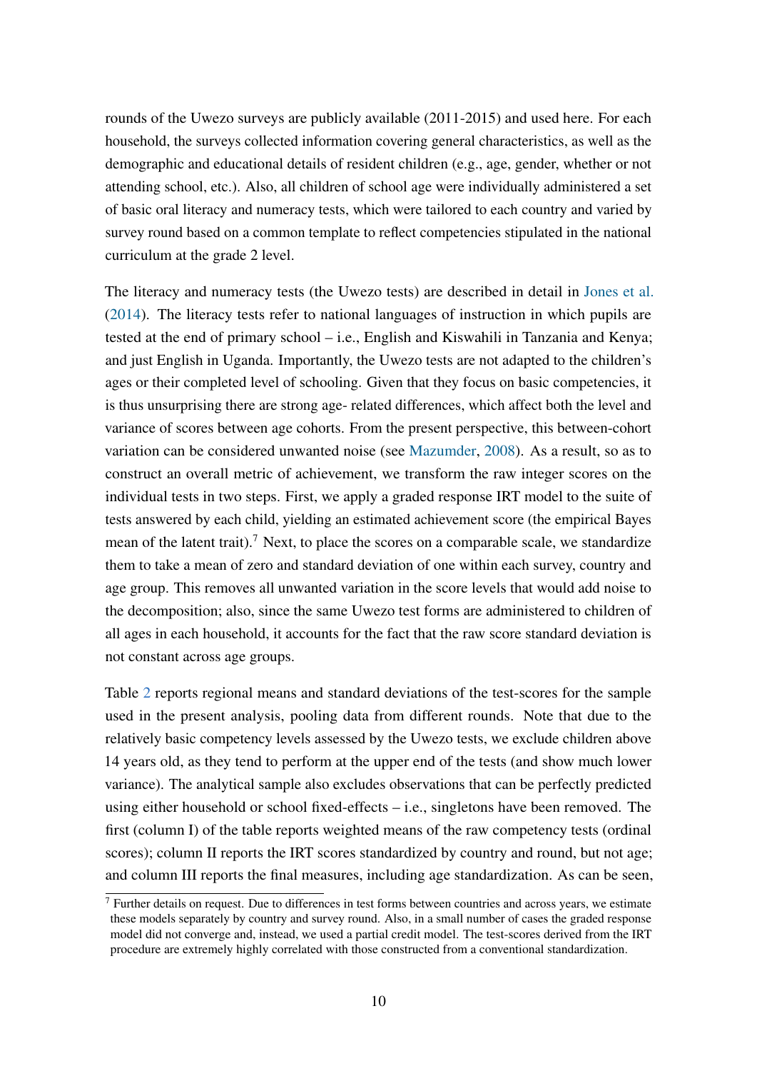rounds of the Uwezo surveys are publicly available (2011-2015) and used here. For each household, the surveys collected information covering general characteristics, as well as the demographic and educational details of resident children (e.g., age, gender, whether or not attending school, etc.). Also, all children of school age were individually administered a set of basic oral literacy and numeracy tests, which were tailored to each country and varied by survey round based on a common template to reflect competencies stipulated in the national curriculum at the grade 2 level.

The literacy and numeracy tests (the Uwezo tests) are described in detail in Jones et al. (2014). The literacy tests refer to national languages of instruction in which pupils are tested at the end of primary school – i.e., English and Kiswahili in Tanzania and Kenya; and just English in Uganda. Importantly, the Uwezo tests are not adapted to the children's ages or their completed level of schooling. Given that they focus on basic competencies, it is thus unsurprising there are strong age- related differences, which affect both the level and variance of scores between age cohorts. From the present perspective, this between-cohort variation can be considered unwanted noise (see Mazumder, 2008). As a result, so as to construct an overall metric of achievement, we transform the raw integer scores on the individual tests in two steps. First, we apply a graded response IRT model to the suite of tests answered by each child, yielding an estimated achievement score (the empirical Bayes mean of the latent trait).[7] Next, to place the scores on a comparable scale, we standardize them to take a mean of zero and standard deviation of one within each survey, country and age group. This removes all unwanted variation in the score levels that would add noise to the decomposition; also, since the same Uwezo test forms are administered to children of all ages in each household, it accounts for the fact that the raw score standard deviation is not constant across age groups.

Table 2 reports regional means and standard deviations of the test-scores for the sample used in the present analysis, pooling data from different rounds. Note that due to the relatively basic competency levels assessed by the Uwezo tests, we exclude children above 14 years old, as they tend to perform at the upper end of the tests (and show much lower variance). The analytical sample also excludes observations that can be perfectly predicted using either household or school fixed-effects – i.e., singletons have been removed. The first (column I) of the table reports weighted means of the raw competency tests (ordinal scores); column II reports the IRT scores standardized by country and round, but not age; and column III reports the final measures, including age standardization. As can be seen,

[7] Further details on request. Due to differences in test forms between countries and across years, we estimate these models separately by country and survey round. Also, in a small number of cases the graded response model did not converge and, instead, we used a partial credit model. The test-scores derived from the IRT procedure are extremely highly correlated with those constructed from a conventional standardization.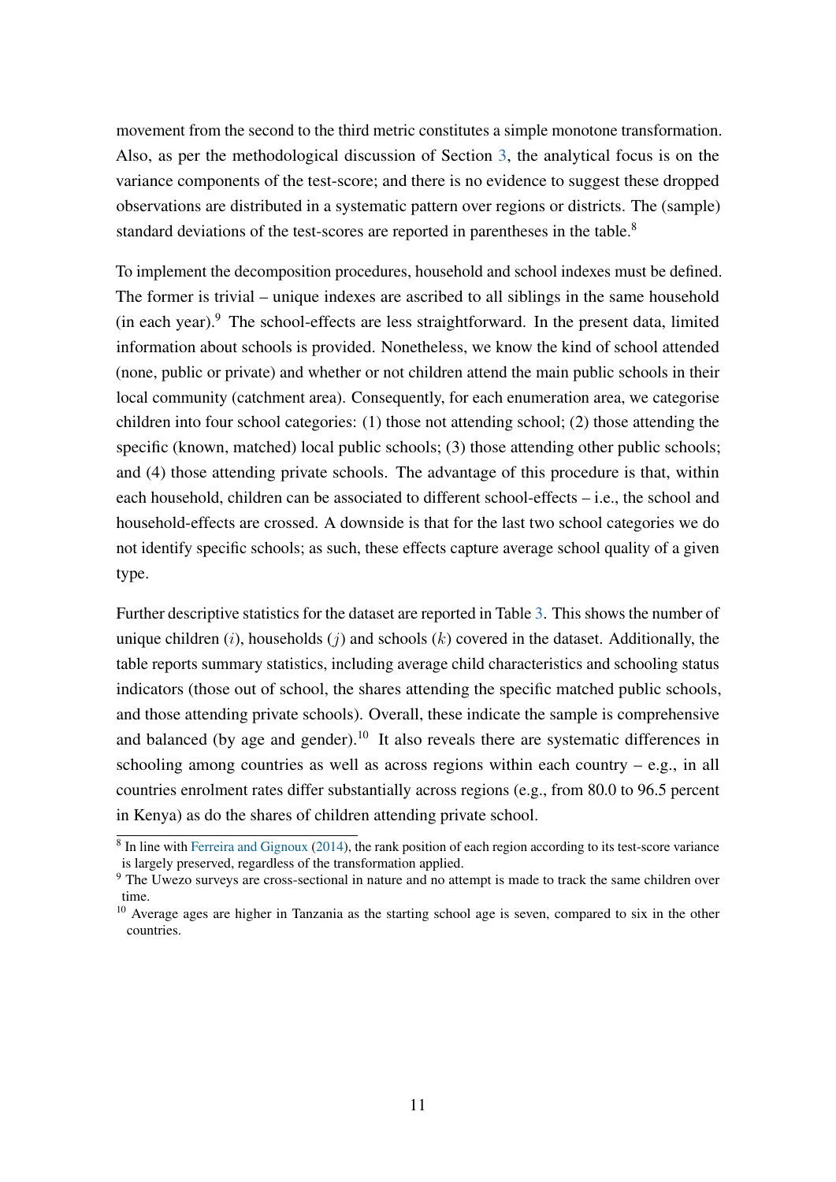movement from the second to the third metric constitutes a simple monotone transformation. Also, as per the methodological discussion of Section 3, the analytical focus is on the variance components of the test-score; and there is no evidence to suggest these dropped observations are distributed in a systematic pattern over regions or districts. The (sample) standard deviations of the test-scores are reported in parentheses in the table.[8]

To implement the decomposition procedures, household and school indexes must be defined. The former is trivial – unique indexes are ascribed to all siblings in the same household (in each year).[9] The school-effects are less straightforward. In the present data, limited information about schools is provided. Nonetheless, we know the kind of school attended (none, public or private) and whether or not children attend the main public schools in their local community (catchment area). Consequently, for each enumeration area, we categorise children into four school categories: (1) those not attending school; (2) those attending the specific (known, matched) local public schools; (3) those attending other public schools; and (4) those attending private schools. The advantage of this procedure is that, within each household, children can be associated to different school-effects – i.e., the school and household-effects are crossed. A downside is that for the last two school categories we do not identify specific schools; as such, these effects capture average school quality of a given type.

Further descriptive statistics for the dataset are reported in Table 3. This shows the number of unique children ($i$), households ($j$) and schools ($k$) covered in the dataset. Additionally, the table reports summary statistics, including average child characteristics and schooling status indicators (those out of school, the shares attending the specific matched public schools, and those attending private schools). Overall, these indicate the sample is comprehensive and balanced (by age and gender).[10] It also reveals there are systematic differences in schooling among countries as well as across regions within each country – e.g., in all countries enrolment rates differ substantially across regions (e.g., from 80.0 to 96.5 percent in Kenya) as do the shares of children attending private school.

[8] In line with Ferreira and Gignoux (2014), the rank position of each region according to its test-score variance is largely preserved, regardless of the transformation applied.

[9] The Uwezo surveys are cross-sectional in nature and no attempt is made to track the same children over time.

[10] Average ages are higher in Tanzania as the starting school age is seven, compared to six in the other countries.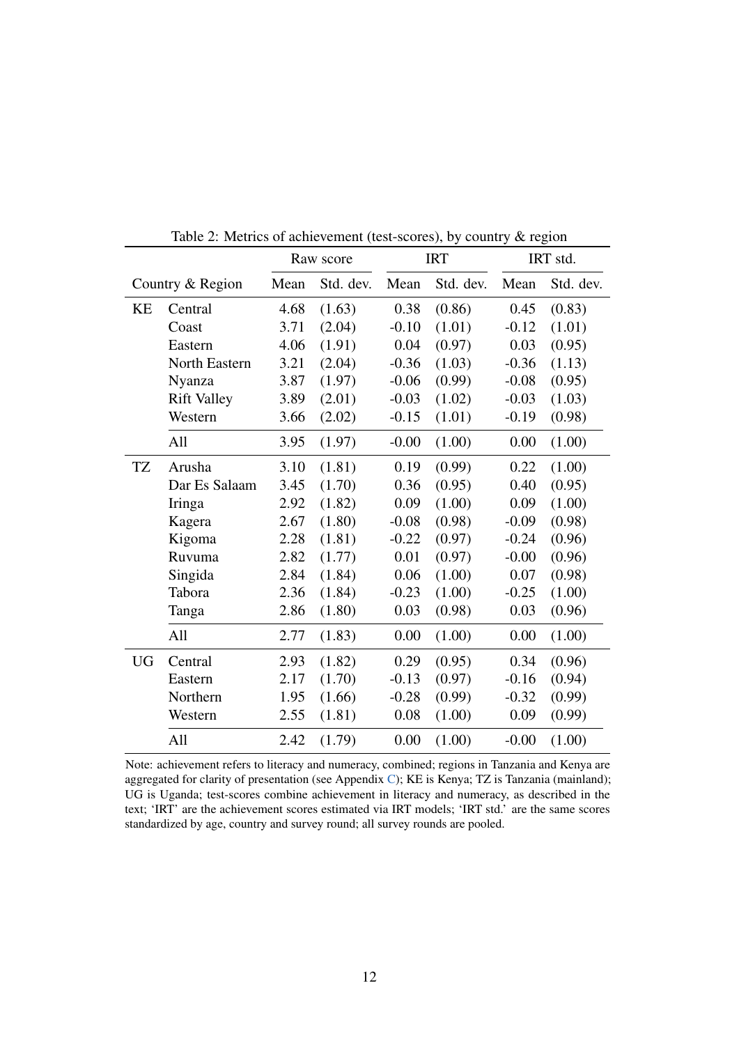Table 2: Metrics of achievement (test-scores), by country & region

| Country | Region | Raw score | | IRT | | IRT std. | |
|---|---|---|---|---|---|---|---|
| | | Mean | Std. dev. | Mean | Std. dev. | Mean | Std. dev. |
| KE | Central | 4.68 | (1.63) | 0.38 | (0.86) | 0.45 | (0.83) |
| | Coast | 3.71 | (2.04) | -0.10 | (1.01) | -0.12 | (1.01) |
| | Eastern | 4.06 | (1.91) | 0.04 | (0.97) | 0.03 | (0.95) |
| | North Eastern | 3.21 | (2.04) | -0.36 | (1.03) | -0.36 | (1.13) |
| | Nyanza | 3.87 | (1.97) | -0.06 | (0.99) | -0.08 | (0.95) |
| | Rift Valley | 3.89 | (2.01) | -0.03 | (1.02) | -0.03 | (1.03) |
| | Western | 3.66 | (2.02) | -0.15 | (1.01) | -0.19 | (0.98) |
| | All | 3.95 | (1.97) | -0.00 | (1.00) | 0.00 | (1.00) |
| TZ | Arusha | 3.10 | (1.81) | 0.19 | (0.99) | 0.22 | (1.00) |
| | Dar Es Salaam | 3.45 | (1.70) | 0.36 | (0.95) | 0.40 | (0.95) |
| | Iringa | 2.92 | (1.82) | 0.09 | (1.00) | 0.09 | (1.00) |
| | Kagera | 2.67 | (1.80) | -0.08 | (0.98) | -0.09 | (0.98) |
| | Kigoma | 2.28 | (1.81) | -0.22 | (0.97) | -0.24 | (0.96) |
| | Ruvuma | 2.82 | (1.77) | 0.01 | (0.97) | -0.00 | (0.96) |
| | Singida | 2.84 | (1.84) | 0.06 | (1.00) | 0.07 | (0.98) |
| | Tabora | 2.36 | (1.84) | -0.23 | (1.00) | -0.25 | (1.00) |
| | Tanga | 2.86 | (1.80) | 0.03 | (0.98) | 0.03 | (0.96) |
| | All | 2.77 | (1.83) | 0.00 | (1.00) | 0.00 | (1.00) |
| UG | Central | 2.93 | (1.82) | 0.29 | (0.95) | 0.34 | (0.96) |
| | Eastern | 2.17 | (1.70) | -0.13 | (0.97) | -0.16 | (0.94) |
| | Northern | 1.95 | (1.66) | -0.28 | (0.99) | -0.32 | (0.99) |
| | Western | 2.55 | (1.81) | 0.08 | (1.00) | 0.09 | (0.99) |
| | All | 2.42 | (1.79) | 0.00 | (1.00) | -0.00 | (1.00) |

Note: achievement refers to literacy and numeracy, combined; regions in Tanzania and Kenya are aggregated for clarity of presentation (see Appendix C); KE is Kenya; TZ is Tanzania (mainland); UG is Uganda; test-scores combine achievement in literacy and numeracy, as described in the text; 'IRT' are the achievement scores estimated via IRT models; 'IRT std.' are the same scores standardized by age, country and survey round; all survey rounds are pooled.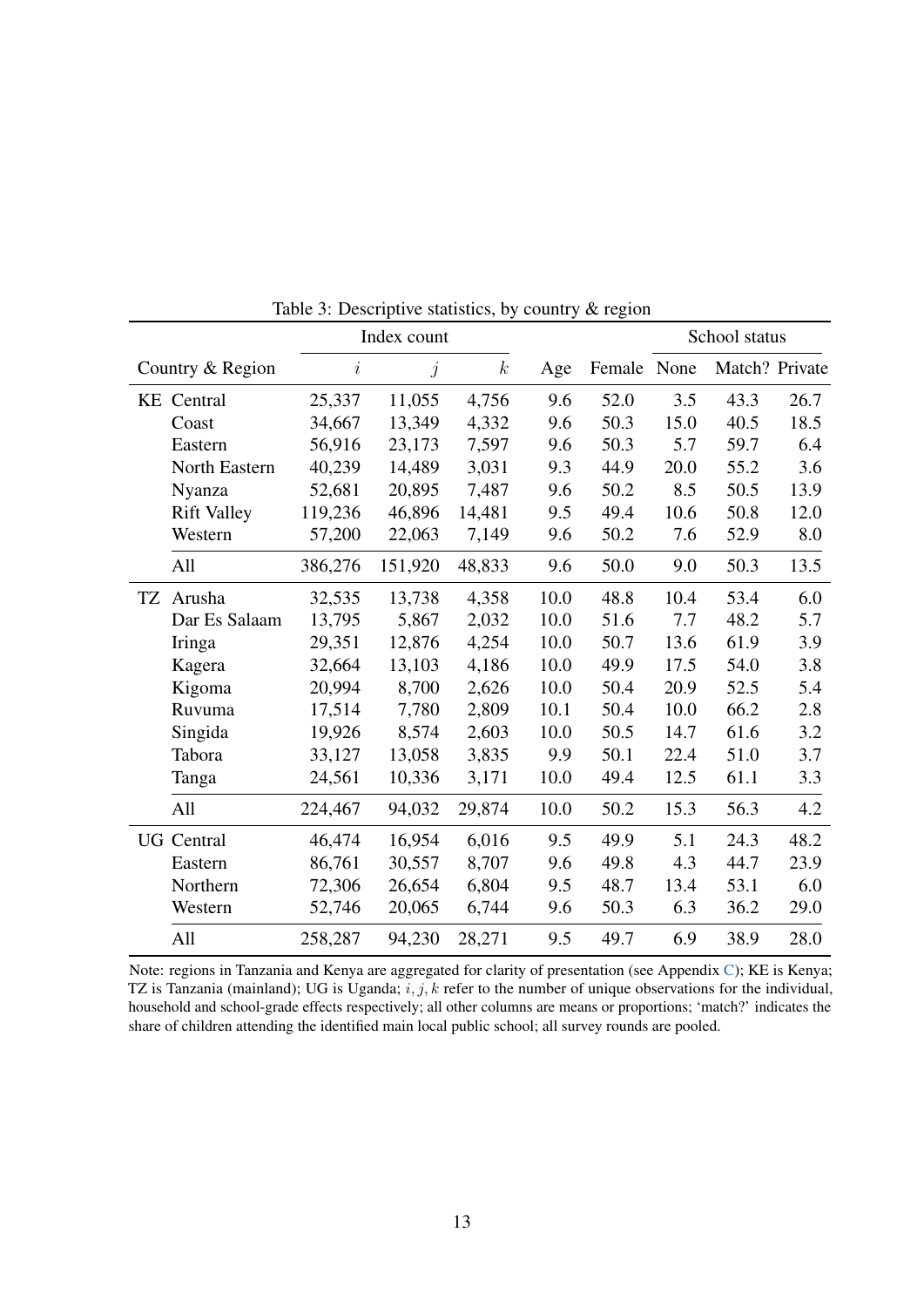Table 3: Descriptive statistics, by country & region

| Country | Region | Index count | | | Age | Female | School status | | |
|---|---|---|---|---|---|---|---|---|---|
| | | $i$ | $j$ | $k$ | | | None | Match? | Private |
| KE | Central | 25,337 | 11,055 | 4,756 | 9.6 | 52.0 | 3.5 | 43.3 | 26.7 |
| | Coast | 34,667 | 13,349 | 4,332 | 9.6 | 50.3 | 15.0 | 40.5 | 18.5 |
| | Eastern | 56,916 | 23,173 | 7,597 | 9.6 | 50.3 | 5.7 | 59.7 | 6.4 |
| | North Eastern | 40,239 | 14,489 | 3,031 | 9.3 | 44.9 | 20.0 | 55.2 | 3.6 |
| | Nyanza | 52,681 | 20,895 | 7,487 | 9.6 | 50.2 | 8.5 | 50.5 | 13.9 |
| | Rift Valley | 119,236 | 46,896 | 14,481 | 9.5 | 49.4 | 10.6 | 50.8 | 12.0 |
| | Western | 57,200 | 22,063 | 7,149 | 9.6 | 50.2 | 7.6 | 52.9 | 8.0 |
| | All | 386,276 | 151,920 | 48,833 | 9.6 | 50.0 | 9.0 | 50.3 | 13.5 |
| TZ | Arusha | 32,535 | 13,738 | 4,358 | 10.0 | 48.8 | 10.4 | 53.4 | 6.0 |
| | Dar Es Salaam | 13,795 | 5,867 | 2,032 | 10.0 | 51.6 | 7.7 | 48.2 | 5.7 |
| | Iringa | 29,351 | 12,876 | 4,254 | 10.0 | 50.7 | 13.6 | 61.9 | 3.9 |
| | Kagera | 32,664 | 13,103 | 4,186 | 10.0 | 49.9 | 17.5 | 54.0 | 3.8 |
| | Kigoma | 20,994 | 8,700 | 2,626 | 10.0 | 50.4 | 20.9 | 52.5 | 5.4 |
| | Ruvuma | 17,514 | 7,780 | 2,809 | 10.1 | 50.4 | 10.0 | 66.2 | 2.8 |
| | Singida | 19,926 | 8,574 | 2,603 | 10.0 | 50.5 | 14.7 | 61.6 | 3.2 |
| | Tabora | 33,127 | 13,058 | 3,835 | 9.9 | 50.1 | 22.4 | 51.0 | 3.7 |
| | Tanga | 24,561 | 10,336 | 3,171 | 10.0 | 49.4 | 12.5 | 61.1 | 3.3 |
| | All | 224,467 | 94,032 | 29,874 | 10.0 | 50.2 | 15.3 | 56.3 | 4.2 |
| UG | Central | 46,474 | 16,954 | 6,016 | 9.5 | 49.9 | 5.1 | 24.3 | 48.2 |
| | Eastern | 86,761 | 30,557 | 8,707 | 9.6 | 49.8 | 4.3 | 44.7 | 23.9 |
| | Northern | 72,306 | 26,654 | 6,804 | 9.5 | 48.7 | 13.4 | 53.1 | 6.0 |
| | Western | 52,746 | 20,065 | 6,744 | 9.6 | 50.3 | 6.3 | 36.2 | 29.0 |
| | All | 258,287 | 94,230 | 28,271 | 9.5 | 49.7 | 6.9 | 38.9 | 28.0 |

Note: regions in Tanzania and Kenya are aggregated for clarity of presentation (see Appendix C); KE is Kenya; TZ is Tanzania (mainland); UG is Uganda; $i, j, k$ refer to the number of unique observations for the individual, household and school-grade effects respectively; all other columns are means or proportions; 'match?' indicates the share of children attending the identified main local public school; all survey rounds are pooled.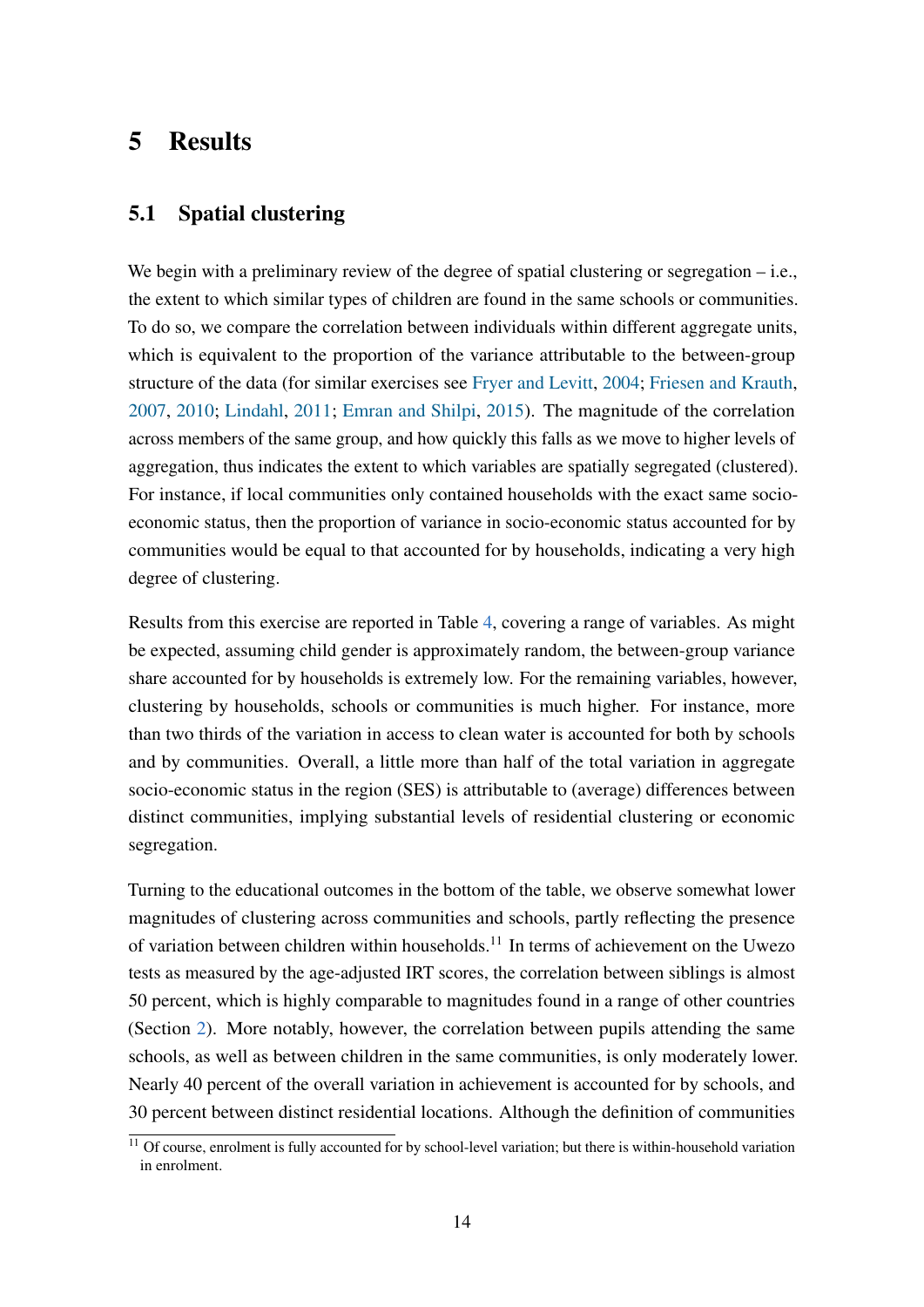# 5 Results

## 5.1 Spatial clustering

We begin with a preliminary review of the degree of spatial clustering or segregation – i.e., the extent to which similar types of children are found in the same schools or communities. To do so, we compare the correlation between individuals within different aggregate units, which is equivalent to the proportion of the variance attributable to the between-group structure of the data (for similar exercises see Fryer and Levitt, 2004; Friesen and Krauth, 2007, 2010; Lindahl, 2011; Emran and Shilpi, 2015). The magnitude of the correlation across members of the same group, and how quickly this falls as we move to higher levels of aggregation, thus indicates the extent to which variables are spatially segregated (clustered). For instance, if local communities only contained households with the exact same socio-economic status, then the proportion of variance in socio-economic status accounted for by communities would be equal to that accounted for by households, indicating a very high degree of clustering.

Results from this exercise are reported in Table 4, covering a range of variables. As might be expected, assuming child gender is approximately random, the between-group variance share accounted for by households is extremely low. For the remaining variables, however, clustering by households, schools or communities is much higher. For instance, more than two thirds of the variation in access to clean water is accounted for both by schools and by communities. Overall, a little more than half of the total variation in aggregate socio-economic status in the region (SES) is attributable to (average) differences between distinct communities, implying substantial levels of residential clustering or economic segregation.

Turning to the educational outcomes in the bottom of the table, we observe somewhat lower magnitudes of clustering across communities and schools, partly reflecting the presence of variation between children within households.[11] In terms of achievement on the Uwezo tests as measured by the age-adjusted IRT scores, the correlation between siblings is almost 50 percent, which is highly comparable to magnitudes found in a range of other countries (Section 2). More notably, however, the correlation between pupils attending the same schools, as well as between children in the same communities, is only moderately lower. Nearly 40 percent of the overall variation in achievement is accounted for by schools, and 30 percent between distinct residential locations. Although the definition of communities

[11] Of course, enrolment is fully accounted for by school-level variation; but there is within-household variation in enrolment.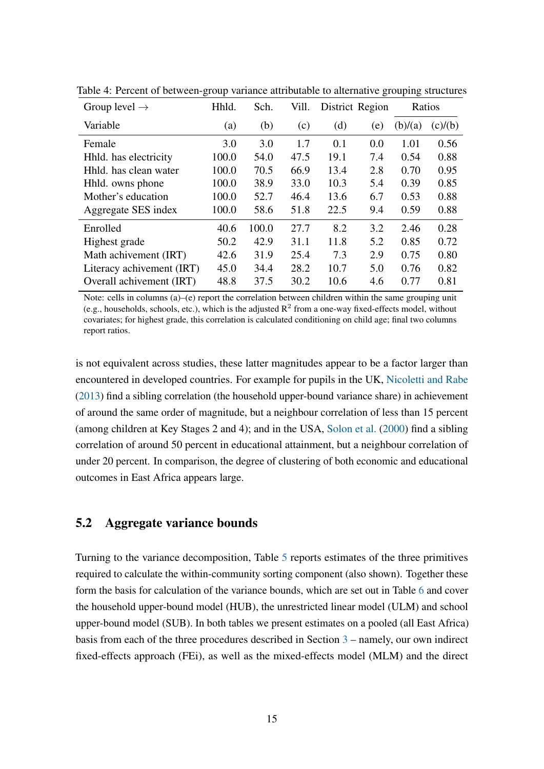Table 4: Percent of between-group variance attributable to alternative grouping structures

| Group level → | Hhld. | Sch. | Vill. | District | Region | Ratios | |
|---|---|---|---|---|---|---|---|
| Variable | (a) | (b) | (c) | (d) | (e) | (b)/(a) | (c)/(b) |
| Female | 3.0 | 3.0 | 1.7 | 0.1 | 0.0 | 1.01 | 0.56 |
| Hhld. has electricity | 100.0 | 54.0 | 47.5 | 19.1 | 7.4 | 0.54 | 0.88 |
| Hhld. has clean water | 100.0 | 70.5 | 66.9 | 13.4 | 2.8 | 0.70 | 0.95 |
| Hhld. owns phone | 100.0 | 38.9 | 33.0 | 10.3 | 5.4 | 0.39 | 0.85 |
| Mother's education | 100.0 | 52.7 | 46.4 | 13.6 | 6.7 | 0.53 | 0.88 |
| Aggregate SES index | 100.0 | 58.6 | 51.8 | 22.5 | 9.4 | 0.59 | 0.88 |
| Enrolled | 40.6 | 100.0 | 27.7 | 8.2 | 3.2 | 2.46 | 0.28 |
| Highest grade | 50.2 | 42.9 | 31.1 | 11.8 | 5.2 | 0.85 | 0.72 |
| Math achievement (IRT) | 42.6 | 31.9 | 25.4 | 7.3 | 2.9 | 0.75 | 0.80 |
| Literacy achievement (IRT) | 45.0 | 34.4 | 28.2 | 10.7 | 5.0 | 0.76 | 0.82 |
| Overall achivement (IRT) | 48.8 | 37.5 | 30.2 | 10.6 | 4.6 | 0.77 | 0.81 |

Note: cells in columns (a)–(e) report the correlation between children within the same grouping unit (e.g., households, schools, etc.), which is the adjusted $R^2$ from a one-way fixed-effects model, without covariates; for highest grade, this correlation is calculated conditioning on child age; final two columns report ratios.

is not equivalent across studies, these latter magnitudes appear to be a factor larger than encountered in developed countries. For example for pupils in the UK, Nicoletti and Rabe (2013) find a sibling correlation (the household upper-bound variance share) in achievement of around the same order of magnitude, but a neighbour correlation of less than 15 percent (among children at Key Stages 2 and 4); and in the USA, Solon et al. (2000) find a sibling correlation of around 50 percent in educational attainment, but a neighbour correlation of under 20 percent. In comparison, the degree of clustering of both economic and educational outcomes in East Africa appears large.

## 5.2 Aggregate variance bounds

Turning to the variance decomposition, Table 5 reports estimates of the three primitives required to calculate the within-community sorting component (also shown). Together these form the basis for calculation of the variance bounds, which are set out in Table 6 and cover the household upper-bound model (HUB), the unrestricted linear model (ULM) and school upper-bound model (SUB). In both tables we present estimates on a pooled (all East Africa) basis from each of the three procedures described in Section 3 – namely, our own indirect fixed-effects approach (FEi), as well as the mixed-effects model (MLM) and the direct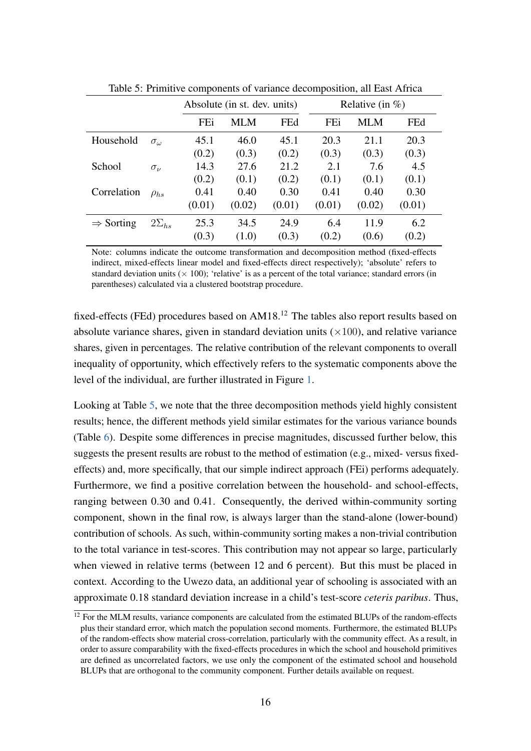Table 5: Primitive components of variance decomposition, all East Africa

| | | Absolute (in st. dev. units) | | | Relative (in %) | | |
|---|---|---|---|---|---|---|---|
| | | FEi | MLM | FEd | FEi | MLM | FEd |
| Household | $\sigma_\omega$ | 45.1 | 46.0 | 45.1 | 20.3 | 21.1 | 20.3 |
| | | (0.2) | (0.3) | (0.2) | (0.3) | (0.3) | (0.3) |
| School | $\sigma_\nu$ | 14.3 | 27.6 | 21.2 | 2.1 | 7.6 | 4.5 |
| | | (0.2) | (0.1) | (0.2) | (0.1) | (0.1) | (0.1) |
| Correlation | $\rho_{hs}$ | 0.41 | 0.40 | 0.30 | 0.41 | 0.40 | 0.30 |
| | | (0.01) | (0.02) | (0.01) | (0.01) | (0.02) | (0.01) |
| $\Rightarrow$ Sorting | $2\Sigma_{hs}$ | 25.3 | 34.5 | 24.9 | 6.4 | 11.9 | 6.2 |
| | | (0.3) | (1.0) | (0.3) | (0.2) | (0.6) | (0.2) |

Note: columns indicate the outcome transformation and decomposition method (fixed-effects indirect, mixed-effects linear model and fixed-effects direct respectively); 'absolute' refers to standard deviation units ($\times$ 100); 'relative' is as a percent of the total variance; standard errors (in parentheses) calculated via a clustered bootstrap procedure.

fixed-effects (FEd) procedures based on AM18.[12] The tables also report results based on absolute variance shares, given in standard deviation units ($\times 100$), and relative variance shares, given in percentages. The relative contribution of the relevant components to overall inequality of opportunity, which effectively refers to the systematic components above the level of the individual, are further illustrated in Figure 1.

Looking at Table 5, we note that the three decomposition methods yield highly consistent results; hence, the different methods yield similar estimates for the various variance bounds (Table 6). Despite some differences in precise magnitudes, discussed further below, this suggests the present results are robust to the method of estimation (e.g., mixed- versus fixed-effects) and, more specifically, that our simple indirect approach (FEi) performs adequately. Furthermore, we find a positive correlation between the household- and school-effects, ranging between 0.30 and 0.41. Consequently, the derived within-community sorting component, shown in the final row, is always larger than the stand-alone (lower-bound) contribution of schools. As such, within-community sorting makes a non-trivial contribution to the total variance in test-scores. This contribution may not appear so large, particularly when viewed in relative terms (between 12 and 6 percent). But this must be placed in context. According to the Uwezo data, an additional year of schooling is associated with an approximate 0.18 standard deviation increase in a child's test-score *ceteris paribus*. Thus,

[12] For the MLM results, variance components are calculated from the estimated BLUPs of the random-effects plus their standard error, which match the population second moments. Furthermore, the estimated BLUPs of the random-effects show material cross-correlation, particularly with the community effect. As a result, in order to assure comparability with the fixed-effects procedures in which the school and household primitives are defined as uncorrelated factors, we use only the component of the estimated school and household BLUPs that are orthogonal to the community component. Further details available on request.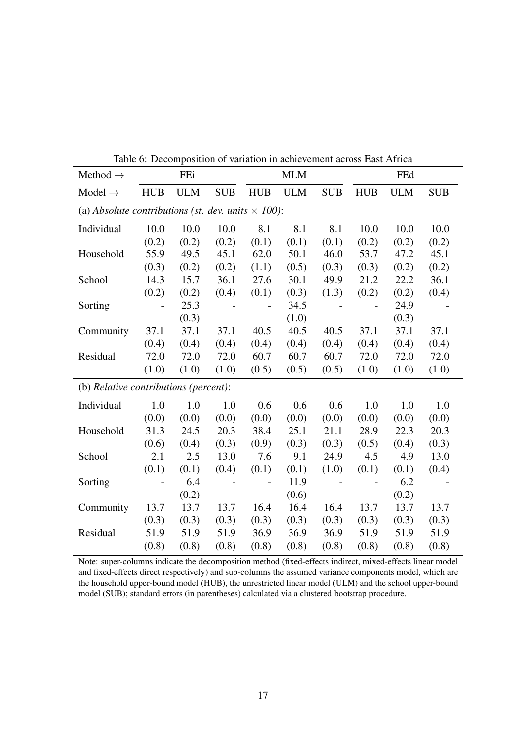Table 6: Decomposition of variation in achievement across East Africa

| Method → | FEi | | | MLM | | | FEd | | |
|---|---|---|---|---|---|---|---|---|---|
| Model → | HUB | ULM | SUB | HUB | ULM | SUB | HUB | ULM | SUB |
| (a) *Absolute contributions (st. dev. units × 100)*: | | | | | | | | | |
| Individual | 10.0 | 10.0 | 10.0 | 8.1 | 8.1 | 8.1 | 10.0 | 10.0 | 10.0 |
| | (0.2) | (0.2) | (0.2) | (0.1) | (0.1) | (0.1) | (0.2) | (0.2) | (0.2) |
| Household | 55.9 | 49.5 | 45.1 | 62.0 | 50.1 | 46.0 | 53.7 | 47.2 | 45.1 |
| | (0.3) | (0.2) | (0.2) | (1.1) | (0.5) | (0.3) | (0.3) | (0.2) | (0.2) |
| School | 14.3 | 15.7 | 36.1 | 27.6 | 30.1 | 49.9 | 21.2 | 22.2 | 36.1 |
| | (0.2) | (0.2) | (0.4) | (0.1) | (0.3) | (1.3) | (0.2) | (0.2) | (0.4) |
| Sorting | - | 25.3 | - | - | 34.5 | - | - | 24.9 | - |
| | | (0.3) | | | (1.0) | | | (0.3) | |
| Community | 37.1 | 37.1 | 37.1 | 40.5 | 40.5 | 40.5 | 37.1 | 37.1 | 37.1 |
| | (0.4) | (0.4) | (0.4) | (0.4) | (0.4) | (0.4) | (0.4) | (0.4) | (0.4) |
| Residual | 72.0 | 72.0 | 72.0 | 60.7 | 60.7 | 60.7 | 72.0 | 72.0 | 72.0 |
| | (1.0) | (1.0) | (1.0) | (0.5) | (0.5) | (0.5) | (1.0) | (1.0) | (1.0) |
| (b) *Relative contributions (percent)*: | | | | | | | | | |
| Individual | 1.0 | 1.0 | 1.0 | 0.6 | 0.6 | 0.6 | 1.0 | 1.0 | 1.0 |
| | (0.0) | (0.0) | (0.0) | (0.0) | (0.0) | (0.0) | (0.0) | (0.0) | (0.0) |
| Household | 31.3 | 24.5 | 20.3 | 38.4 | 25.1 | 21.1 | 28.9 | 22.3 | 20.3 |
| | (0.6) | (0.4) | (0.3) | (0.9) | (0.3) | (0.3) | (0.5) | (0.4) | (0.3) |
| School | 2.1 | 2.5 | 13.0 | 7.6 | 9.1 | 24.9 | 4.5 | 4.9 | 13.0 |
| | (0.1) | (0.1) | (0.4) | (0.1) | (0.1) | (1.0) | (0.1) | (0.1) | (0.4) |
| Sorting | - | 6.4 | - | - | 11.9 | - | - | 6.2 | - |
| | | (0.2) | | | (0.6) | | | (0.2) | |
| Community | 13.7 | 13.7 | 13.7 | 16.4 | 16.4 | 16.4 | 13.7 | 13.7 | 13.7 |
| | (0.3) | (0.3) | (0.3) | (0.3) | (0.3) | (0.3) | (0.3) | (0.3) | (0.3) |
| Residual | 51.9 | 51.9 | 51.9 | 36.9 | 36.9 | 36.9 | 51.9 | 51.9 | 51.9 |
| | (0.8) | (0.8) | (0.8) | (0.8) | (0.8) | (0.8) | (0.8) | (0.8) | (0.8) |

Note: super-columns indicate the decomposition method (fixed-effects indirect, mixed-effects linear model and fixed-effects direct respectively) and sub-columns the assumed variance components model, which are the household upper-bound model (HUB), the unrestricted linear model (ULM) and the school upper-bound model (SUB); standard errors (in parentheses) calculated via a clustered bootstrap procedure.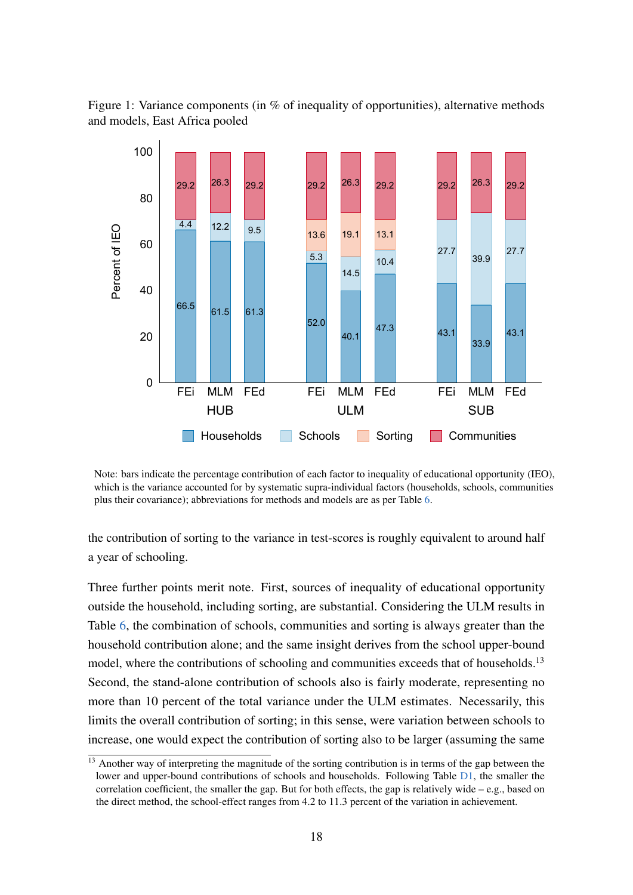Figure 1: Variance components (in % of inequality of opportunities), alternative methods and models, East Africa pooled

| Model | Method | Households | Schools | Sorting | Communities |
|---|---|---|---|---|---|
| HUB | FEi | 66.5 | 4.4 | | 29.2 |
| HUB | MLM | 61.5 | 12.2 | | 26.3 |
| HUB | FEd | 61.3 | 9.5 | | 29.2 |
| ULM | FEi | 52.0 | 5.3 | 13.6 | 29.2 |
| ULM | MLM | 40.1 | 14.5 | 19.1 | 26.3 |
| ULM | FEd | 47.3 | 10.4 | 13.1 | 29.2 |
| SUB | FEi | 43.1 | 27.7 | | 29.2 |
| SUB | MLM | 33.9 | 39.9 | | 26.3 |
| SUB | FEd | 43.1 | 27.7 | | 29.2 |

Note: bars indicate the percentage contribution of each factor to inequality of educational opportunity (IEO), which is the variance accounted for by systematic supra-individual factors (households, schools, communities plus their covariance); abbreviations for methods and models are as per Table 6.

the contribution of sorting to the variance in test-scores is roughly equivalent to around half a year of schooling.

Three further points merit note. First, sources of inequality of educational opportunity outside the household, including sorting, are substantial. Considering the ULM results in Table 6, the combination of schools, communities and sorting is always greater than the household contribution alone; and the same insight derives from the school upper-bound model, where the contributions of schooling and communities exceeds that of households.[13] Second, the stand-alone contribution of schools also is fairly moderate, representing no more than 10 percent of the total variance under the ULM estimates. Necessarily, this limits the overall contribution of sorting; in this sense, were variation between schools to increase, one would expect the contribution of sorting also to be larger (assuming the same

[13] Another way of interpreting the magnitude of the sorting contribution is in terms of the gap between the lower and upper-bound contributions of schools and households. Following Table D1, the smaller the correlation coefficient, the smaller the gap. But for both effects, the gap is relatively wide – e.g., based on the direct method, the school-effect ranges from 4.2 to 11.3 percent of the variation in achievement.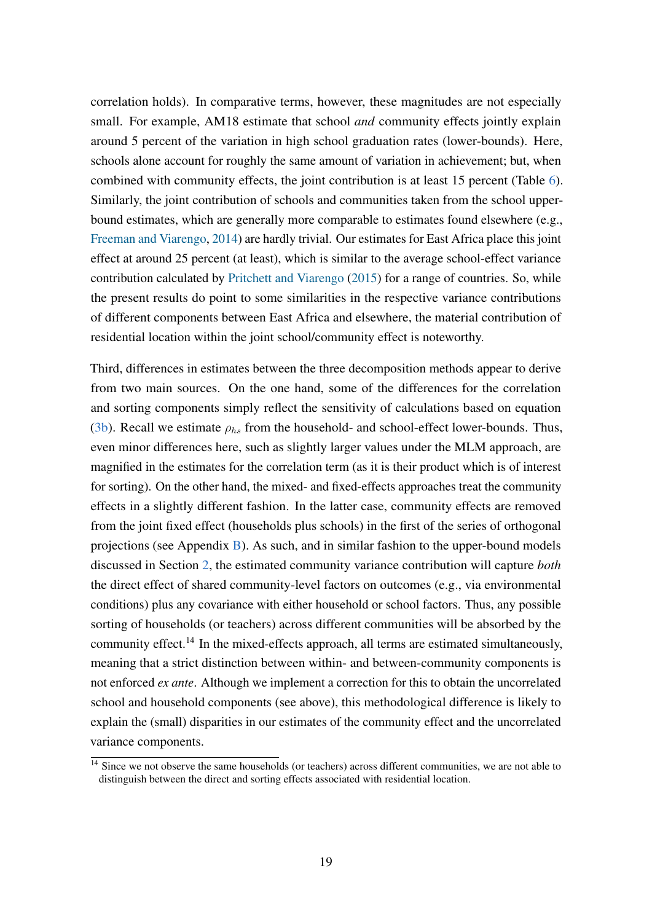correlation holds). In comparative terms, however, these magnitudes are not especially small. For example, AM18 estimate that school *and* community effects jointly explain around 5 percent of the variation in high school graduation rates (lower-bounds). Here, schools alone account for roughly the same amount of variation in achievement; but, when combined with community effects, the joint contribution is at least 15 percent (Table 6). Similarly, the joint contribution of schools and communities taken from the school upper-bound estimates, which are generally more comparable to estimates found elsewhere (e.g., Freeman and Viarengo, 2014) are hardly trivial. Our estimates for East Africa place this joint effect at around 25 percent (at least), which is similar to the average school-effect variance contribution calculated by Pritchett and Viarengo (2015) for a range of countries. So, while the present results do point to some similarities in the respective variance contributions of different components between East Africa and elsewhere, the material contribution of residential location within the joint school/community effect is noteworthy.

Third, differences in estimates between the three decomposition methods appear to derive from two main sources. On the one hand, some of the differences for the correlation and sorting components simply reflect the sensitivity of calculations based on equation (3b). Recall we estimate $\rho_{hs}$ from the household- and school-effect lower-bounds. Thus, even minor differences here, such as slightly larger values under the MLM approach, are magnified in the estimates for the correlation term (as it is their product which is of interest for sorting). On the other hand, the mixed- and fixed-effects approaches treat the community effects in a slightly different fashion. In the latter case, community effects are removed from the joint fixed effect (households plus schools) in the first of the series of orthogonal projections (see Appendix B). As such, and in similar fashion to the upper-bound models discussed in Section 2, the estimated community variance contribution will capture *both* the direct effect of shared community-level factors on outcomes (e.g., via environmental conditions) plus any covariance with either household or school factors. Thus, any possible sorting of households (or teachers) across different communities will be absorbed by the community effect.[14] In the mixed-effects approach, all terms are estimated simultaneously, meaning that a strict distinction between within- and between-community components is not enforced *ex ante*. Although we implement a correction for this to obtain the uncorrelated school and household components (see above), this methodological difference is likely to explain the (small) disparities in our estimates of the community effect and the uncorrelated variance components.

[14] Since we not observe the same households (or teachers) across different communities, we are not able to distinguish between the direct and sorting effects associated with residential location.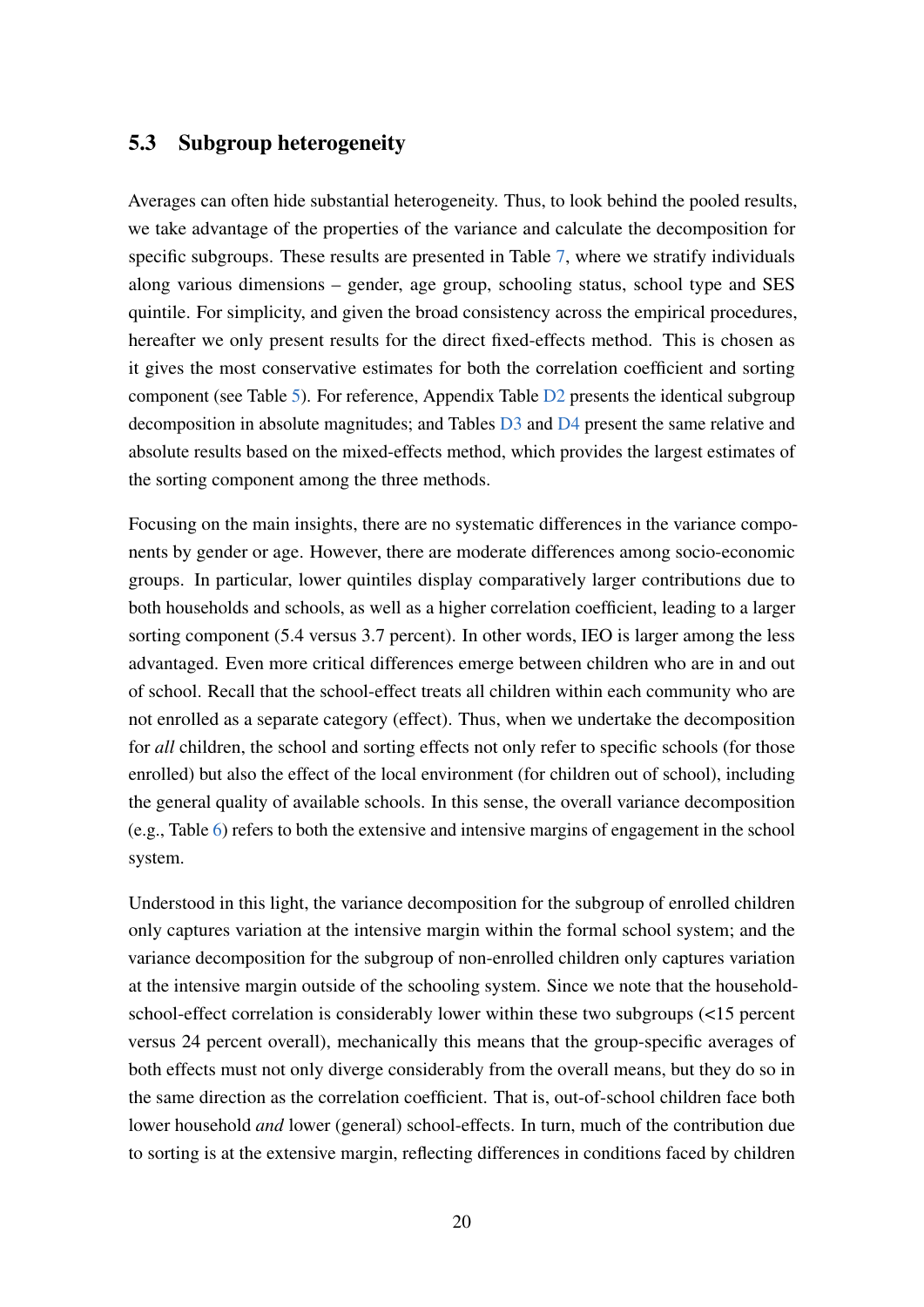### 5.3 Subgroup heterogeneity

Averages can often hide substantial heterogeneity. Thus, to look behind the pooled results, we take advantage of the properties of the variance and calculate the decomposition for specific subgroups. These results are presented in Table 7, where we stratify individuals along various dimensions – gender, age group, schooling status, school type and SES quintile. For simplicity, and given the broad consistency across the empirical procedures, hereafter we only present results for the direct fixed-effects method. This is chosen as it gives the most conservative estimates for both the correlation coefficient and sorting component (see Table 5). For reference, Appendix Table D2 presents the identical subgroup decomposition in absolute magnitudes; and Tables D3 and D4 present the same relative and absolute results based on the mixed-effects method, which provides the largest estimates of the sorting component among the three methods.

Focusing on the main insights, there are no systematic differences in the variance components by gender or age. However, there are moderate differences among socio-economic groups. In particular, lower quintiles display comparatively larger contributions due to both households and schools, as well as a higher correlation coefficient, leading to a larger sorting component (5.4 versus 3.7 percent). In other words, IEO is larger among the less advantaged. Even more critical differences emerge between children who are in and out of school. Recall that the school-effect treats all children within each community who are not enrolled as a separate category (effect). Thus, when we undertake the decomposition for *all* children, the school and sorting effects not only refer to specific schools (for those enrolled) but also the effect of the local environment (for children out of school), including the general quality of available schools. In this sense, the overall variance decomposition (e.g., Table 6) refers to both the extensive and intensive margins of engagement in the school system.

Understood in this light, the variance decomposition for the subgroup of enrolled children only captures variation at the intensive margin within the formal school system; and the variance decomposition for the subgroup of non-enrolled children only captures variation at the intensive margin outside of the schooling system. Since we note that the household-school-effect correlation is considerably lower within these two subgroups (<15 percent versus 24 percent overall), mechanically this means that the group-specific averages of both effects must not only diverge considerably from the overall means, but they do so in the same direction as the correlation coefficient. That is, out-of-school children face both lower household *and* lower (general) school-effects. In turn, much of the contribution due to sorting is at the extensive margin, reflecting differences in conditions faced by children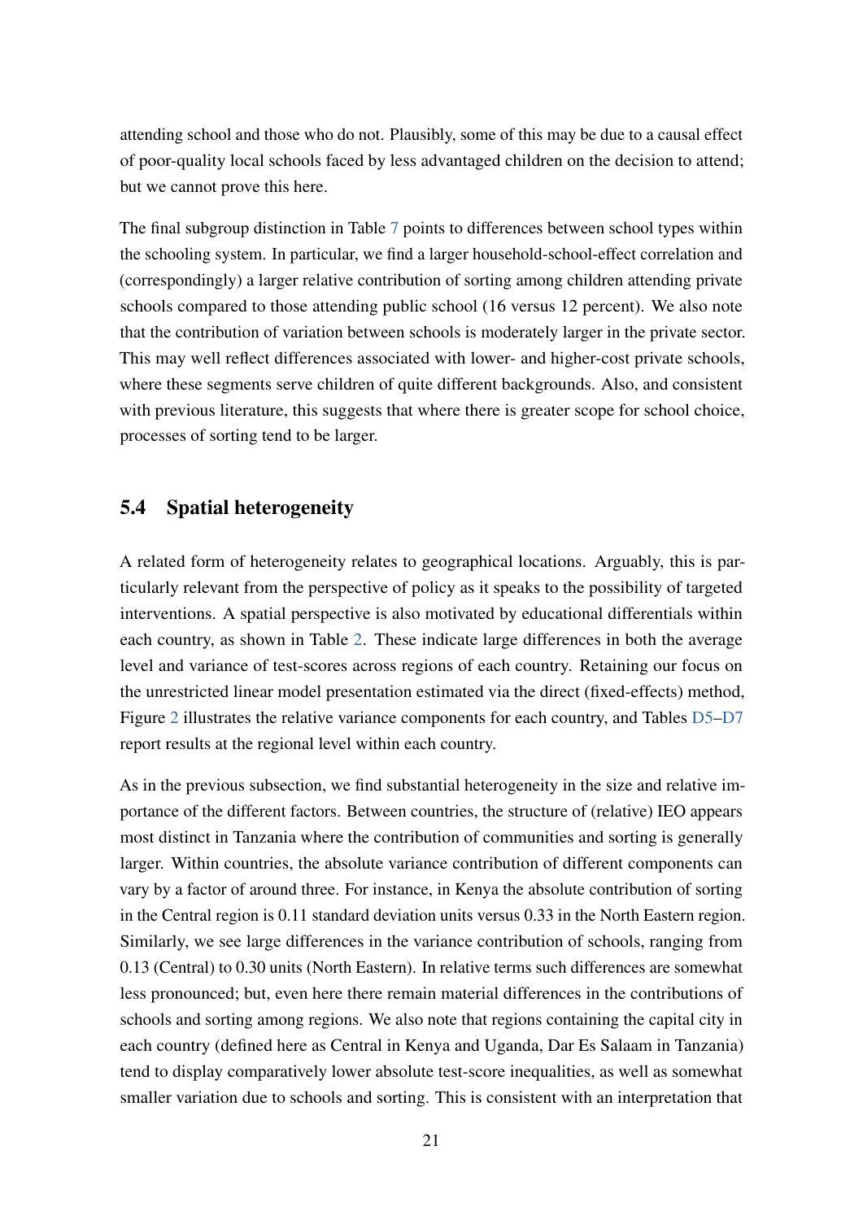attending school and those who do not. Plausibly, some of this may be due to a causal effect of poor-quality local schools faced by less advantaged children on the decision to attend; but we cannot prove this here.

The final subgroup distinction in Table 7 points to differences between school types within the schooling system. In particular, we find a larger household-school-effect correlation and (correspondingly) a larger relative contribution of sorting among children attending private schools compared to those attending public school (16 versus 12 percent). We also note that the contribution of variation between schools is moderately larger in the private sector. This may well reflect differences associated with lower- and higher-cost private schools, where these segments serve children of quite different backgrounds. Also, and consistent with previous literature, this suggests that where there is greater scope for school choice, processes of sorting tend to be larger.

## 5.4 Spatial heterogeneity

A related form of heterogeneity relates to geographical locations. Arguably, this is particularly relevant from the perspective of policy as it speaks to the possibility of targeted interventions. A spatial perspective is also motivated by educational differentials within each country, as shown in Table 2. These indicate large differences in both the average level and variance of test-scores across regions of each country. Retaining our focus on the unrestricted linear model presentation estimated via the direct (fixed-effects) method, Figure 2 illustrates the relative variance components for each country, and Tables D5–D7 report results at the regional level within each country.

As in the previous subsection, we find substantial heterogeneity in the size and relative importance of the different factors. Between countries, the structure of (relative) IEO appears most distinct in Tanzania where the contribution of communities and sorting is generally larger. Within countries, the absolute variance contribution of different components can vary by a factor of around three. For instance, in Kenya the absolute contribution of sorting in the Central region is 0.11 standard deviation units versus 0.33 in the North Eastern region. Similarly, we see large differences in the variance contribution of schools, ranging from 0.13 (Central) to 0.30 units (North Eastern). In relative terms such differences are somewhat less pronounced; but, even here there remain material differences in the contributions of schools and sorting among regions. We also note that regions containing the capital city in each country (defined here as Central in Kenya and Uganda, Dar Es Salaam in Tanzania) tend to display comparatively lower absolute test-score inequalities, as well as somewhat smaller variation due to schools and sorting. This is consistent with an interpretation that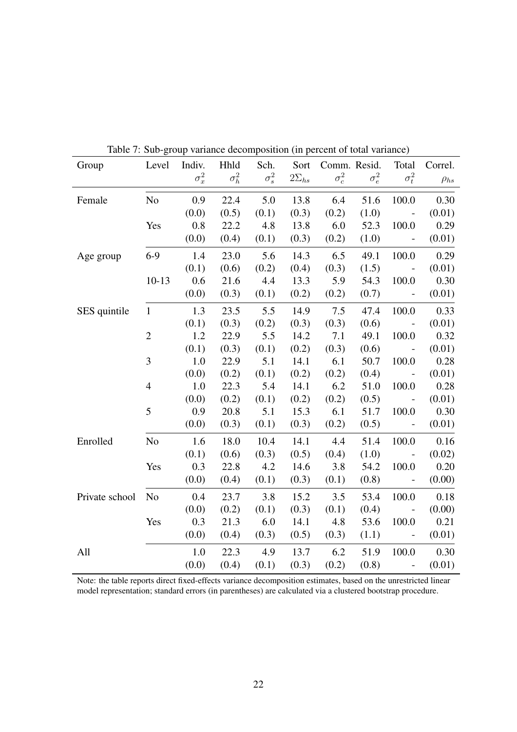Table 7: Sub-group variance decomposition (in percent of total variance)

| Group | Level | Indiv. $\sigma_x^2$ | Hhld $\sigma_h^2$ | Sch. $\sigma_s^2$ | Sort $2\Sigma_{hs}$ | Comm. $\sigma_c^2$ | Resid. $\sigma_e^2$ | Total $\sigma_t^2$ | Correl. $\rho_{hs}$ |
|---|---|---|---|---|---|---|---|---|---|
| Female | No | 0.9 | 22.4 | 5.0 | 13.8 | 6.4 | 51.6 | 100.0 | 0.30 |
| | | (0.0) | (0.5) | (0.1) | (0.3) | (0.2) | (1.0) | - | (0.01) |
| | Yes | 0.8 | 22.2 | 4.8 | 13.8 | 6.0 | 52.3 | 100.0 | 0.29 |
| | | (0.0) | (0.4) | (0.1) | (0.3) | (0.2) | (1.0) | - | (0.01) |
| Age group | 6-9 | 1.4 | 23.0 | 5.6 | 14.3 | 6.5 | 49.1 | 100.0 | 0.29 |
| | | (0.1) | (0.6) | (0.2) | (0.4) | (0.3) | (1.5) | - | (0.01) |
| | 10-13 | 0.6 | 21.6 | 4.4 | 13.3 | 5.9 | 54.3 | 100.0 | 0.30 |
| | | (0.0) | (0.3) | (0.1) | (0.2) | (0.2) | (0.7) | - | (0.01) |
| SES quintile | 1 | 1.3 | 23.5 | 5.5 | 14.9 | 7.5 | 47.4 | 100.0 | 0.33 |
| | | (0.1) | (0.3) | (0.2) | (0.3) | (0.3) | (0.6) | - | (0.01) |
| | 2 | 1.2 | 22.9 | 5.5 | 14.2 | 7.1 | 49.1 | 100.0 | 0.32 |
| | | (0.1) | (0.3) | (0.1) | (0.2) | (0.3) | (0.6) | - | (0.01) |
| | 3 | 1.0 | 22.9 | 5.1 | 14.1 | 6.1 | 50.7 | 100.0 | 0.28 |
| | | (0.0) | (0.2) | (0.1) | (0.2) | (0.2) | (0.4) | - | (0.01) |
| | 4 | 1.0 | 22.3 | 5.4 | 14.1 | 6.2 | 51.0 | 100.0 | 0.28 |
| | | (0.0) | (0.2) | (0.1) | (0.2) | (0.2) | (0.5) | - | (0.01) |
| | 5 | 0.9 | 20.8 | 5.1 | 15.3 | 6.1 | 51.7 | 100.0 | 0.30 |
| | | (0.0) | (0.3) | (0.1) | (0.3) | (0.2) | (0.5) | - | (0.01) |
| Enrolled | No | 1.6 | 18.0 | 10.4 | 14.1 | 4.4 | 51.4 | 100.0 | 0.16 |
| | | (0.1) | (0.6) | (0.3) | (0.5) | (0.4) | (1.0) | - | (0.02) |
| | Yes | 0.3 | 22.8 | 4.2 | 14.6 | 3.8 | 54.2 | 100.0 | 0.20 |
| | | (0.0) | (0.4) | (0.1) | (0.3) | (0.1) | (0.8) | - | (0.00) |
| Private school | No | 0.4 | 23.7 | 3.8 | 15.2 | 3.5 | 53.4 | 100.0 | 0.18 |
| | | (0.0) | (0.2) | (0.1) | (0.3) | (0.1) | (0.4) | - | (0.00) |
| | Yes | 0.3 | 21.3 | 6.0 | 14.1 | 4.8 | 53.6 | 100.0 | 0.21 |
| | | (0.0) | (0.4) | (0.3) | (0.5) | (0.3) | (1.1) | - | (0.01) |
| All | | 1.0 | 22.3 | 4.9 | 13.7 | 6.2 | 51.9 | 100.0 | 0.30 |
| | | (0.0) | (0.4) | (0.1) | (0.3) | (0.2) | (0.8) | - | (0.01) |

Note: the table reports direct fixed-effects variance decomposition estimates, based on the unrestricted linear model representation; standard errors (in parentheses) are calculated via a clustered bootstrap procedure.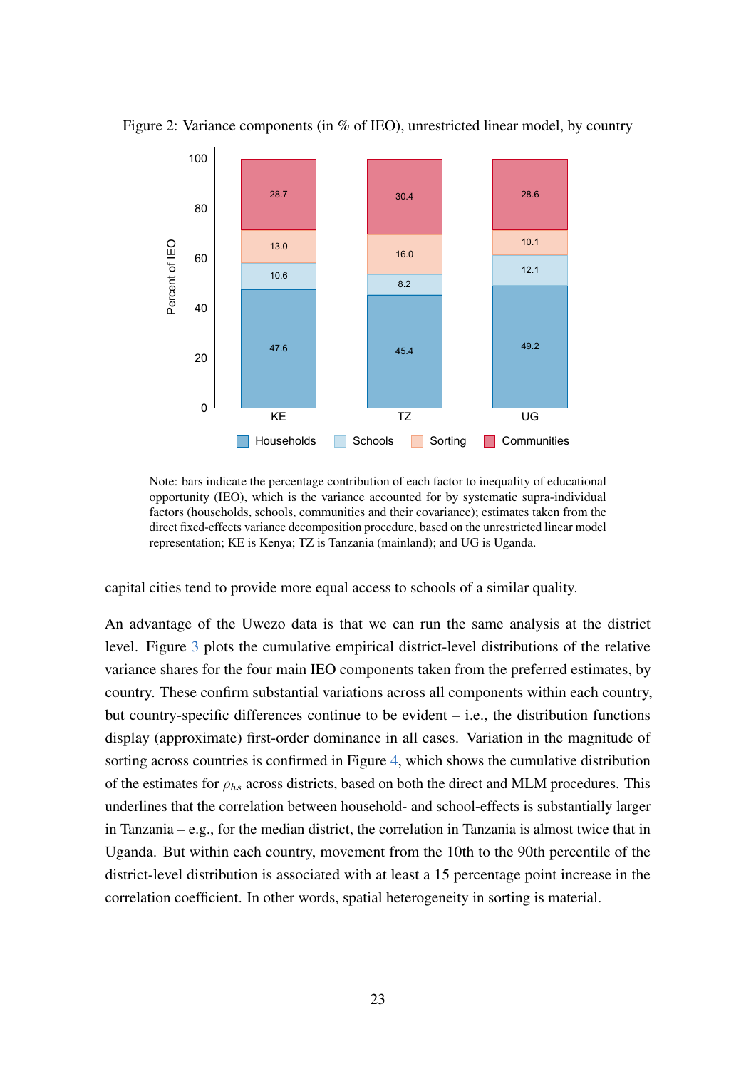Figure 2: Variance components (in % of IEO), unrestricted linear model, by country

| | KE | TZ | UG |
|---|---|---|---|
| Households | 47.6 | 45.4 | 49.2 |
| Schools | 10.6 | 8.2 | 12.1 |
| Sorting | 13.0 | 16.0 | 10.1 |
| Communities | 28.7 | 30.4 | 28.6 |

Note: bars indicate the percentage contribution of each factor to inequality of educational opportunity (IEO), which is the variance accounted for by systematic supra-individual factors (households, schools, communities and their covariance); estimates taken from the direct fixed-effects variance decomposition procedure, based on the unrestricted linear model representation; KE is Kenya; TZ is Tanzania (mainland); and UG is Uganda.

capital cities tend to provide more equal access to schools of a similar quality.

An advantage of the Uwezo data is that we can run the same analysis at the district level. Figure 3 plots the cumulative empirical district-level distributions of the relative variance shares for the four main IEO components taken from the preferred estimates, by country. These confirm substantial variations across all components within each country, but country-specific differences continue to be evident – i.e., the distribution functions display (approximate) first-order dominance in all cases. Variation in the magnitude of sorting across countries is confirmed in Figure 4, which shows the cumulative distribution of the estimates for $\rho_{hs}$ across districts, based on both the direct and MLM procedures. This underlines that the correlation between household- and school-effects is substantially larger in Tanzania – e.g., for the median district, the correlation in Tanzania is almost twice that in Uganda. But within each country, movement from the 10th to the 90th percentile of the district-level distribution is associated with at least a 15 percentage point increase in the correlation coefficient. In other words, spatial heterogeneity in sorting is material.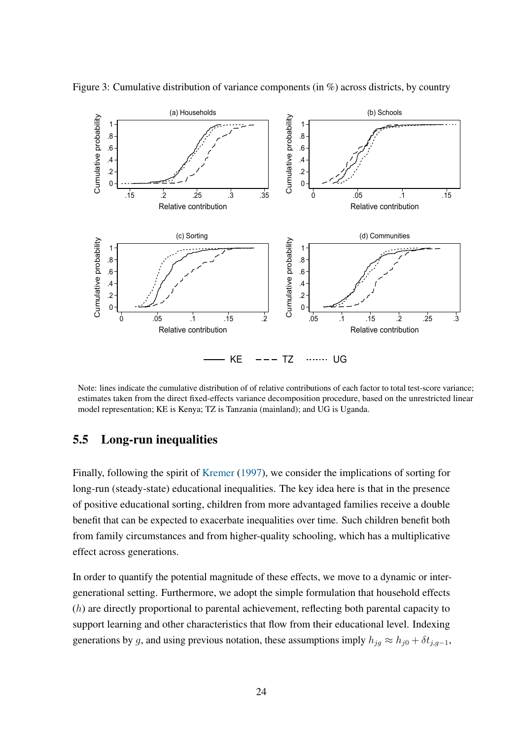Figure 3: Cumulative distribution of variance components (in %) across districts, by country

Note: lines indicate the cumulative distribution of of relative contributions of each factor to total test-score variance; estimates taken from the direct fixed-effects variance decomposition procedure, based on the unrestricted linear model representation; KE is Kenya; TZ is Tanzania (mainland); and UG is Uganda.

## 5.5 Long-run inequalities

Finally, following the spirit of Kremer (1997), we consider the implications of sorting for long-run (steady-state) educational inequalities. The key idea here is that in the presence of positive educational sorting, children from more advantaged families receive a double benefit that can be expected to exacerbate inequalities over time. Such children benefit both from family circumstances and from higher-quality schooling, which has a multiplicative effect across generations.

In order to quantify the potential magnitude of these effects, we move to a dynamic or intergenerational setting. Furthermore, we adopt the simple formulation that household effects ($h$) are directly proportional to parental achievement, reflecting both parental capacity to support learning and other characteristics that flow from their educational level. Indexing generations by $g$, and using previous notation, these assumptions imply $h_{jg} \approx h_{j0} + \delta t_{j,g-1}$,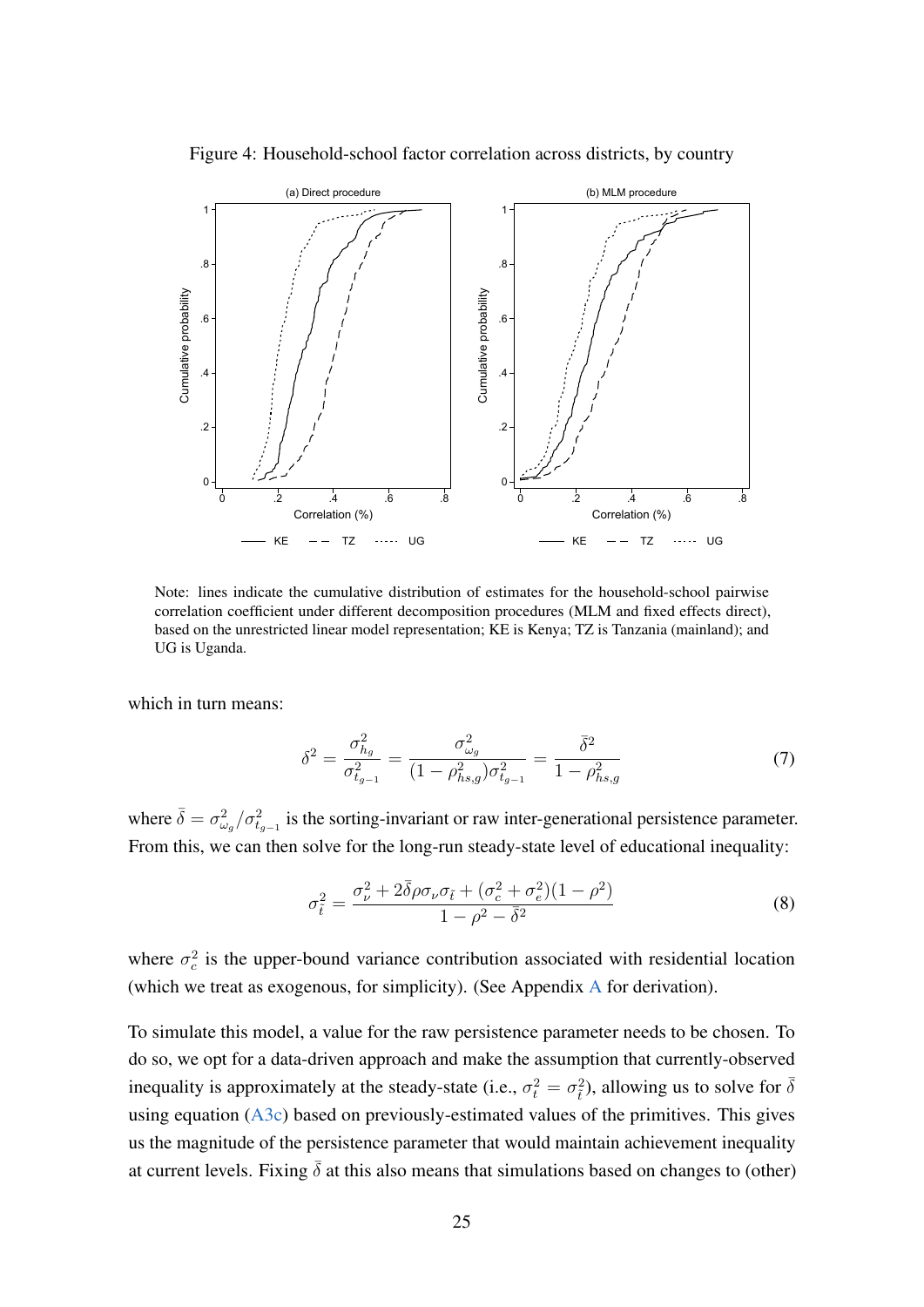Figure 4: Household-school factor correlation across districts, by country

Note: lines indicate the cumulative distribution of estimates for the household-school pairwise correlation coefficient under different decomposition procedures (MLM and fixed effects direct), based on the unrestricted linear model representation; KE is Kenya; TZ is Tanzania (mainland); and UG is Uganda.

which in turn means:

$$\delta^2 = \frac{\sigma^2_{h_g}}{\sigma^2_{t_{g-1}}} = \frac{\sigma^2_{\omega_g}}{(1-\rho^2_{hs,g})\sigma^2_{t_{g-1}}} = \frac{\bar{\delta}^2}{1-\rho^2_{hs,g}} \tag{7}$$

where $\bar{\delta} = \sigma^2_{\omega_g}/\sigma^2_{t_{g-1}}$ is the sorting-invariant or raw inter-generational persistence parameter. From this, we can then solve for the long-run steady-state level of educational inequality:

$$\sigma^2_{\tilde{t}} = \frac{\sigma^2_\nu + 2\bar{\delta}\rho\sigma_\nu\sigma_{\tilde{t}} + (\sigma^2_c + \sigma^2_e)(1-\rho^2)}{1-\rho^2-\bar{\delta}^2} \tag{8}$$

where $\sigma^2_c$ is the upper-bound variance contribution associated with residential location (which we treat as exogenous, for simplicity). (See Appendix A for derivation).

To simulate this model, a value for the raw persistence parameter needs to be chosen. To do so, we opt for a data-driven approach and make the assumption that currently-observed inequality is approximately at the steady-state (i.e., $\sigma^2_t = \sigma^2_{\tilde{t}}$), allowing us to solve for $\bar{\delta}$ using equation (A3c) based on previously-estimated values of the primitives. This gives us the magnitude of the persistence parameter that would maintain achievement inequality at current levels. Fixing $\bar{\delta}$ at this also means that simulations based on changes to (other)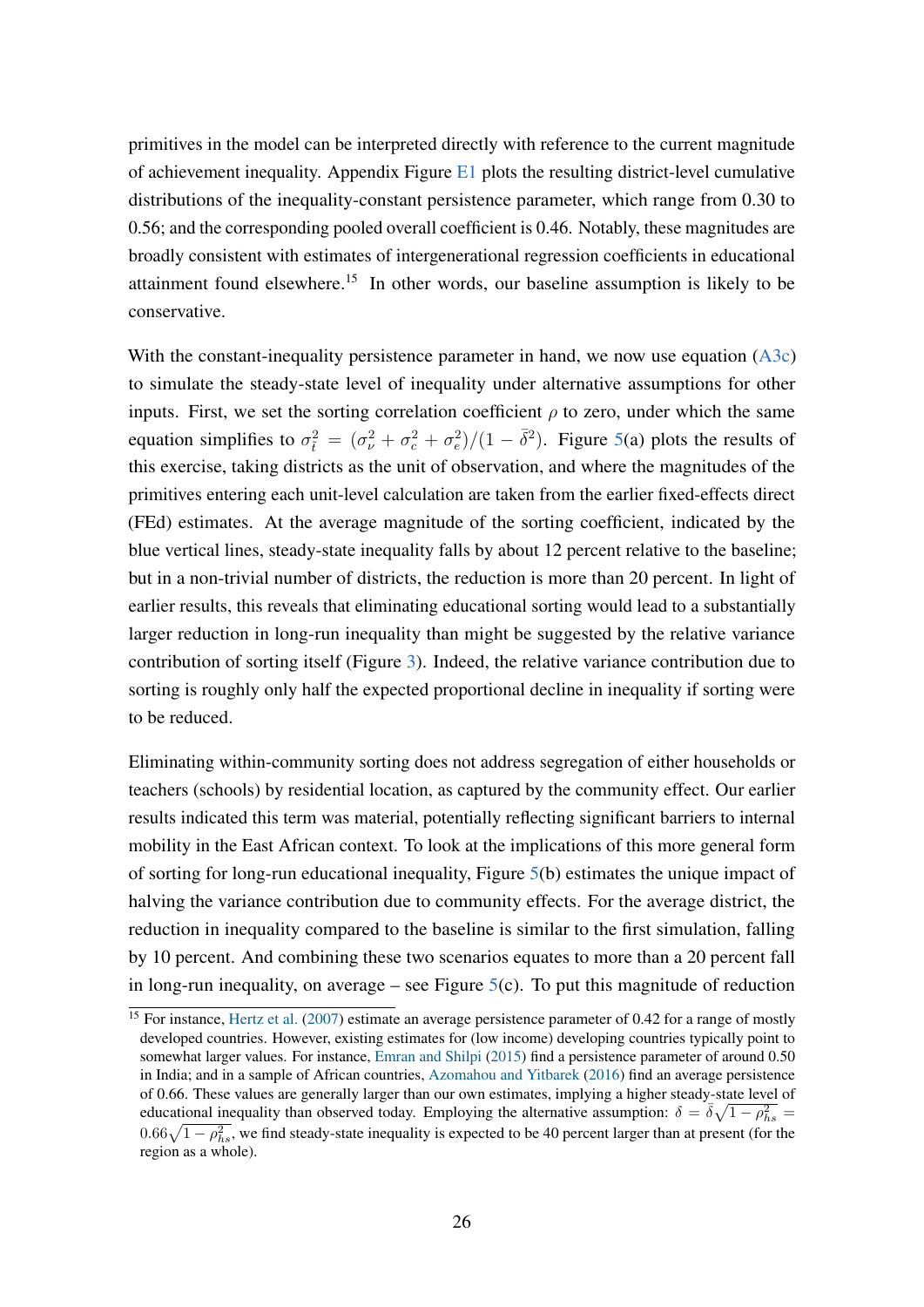primitives in the model can be interpreted directly with reference to the current magnitude of achievement inequality. Appendix Figure E1 plots the resulting district-level cumulative distributions of the inequality-constant persistence parameter, which range from 0.30 to 0.56; and the corresponding pooled overall coefficient is 0.46. Notably, these magnitudes are broadly consistent with estimates of intergenerational regression coefficients in educational attainment found elsewhere.[15] In other words, our baseline assumption is likely to be conservative.

With the constant-inequality persistence parameter in hand, we now use equation (A3c) to simulate the steady-state level of inequality under alternative assumptions for other inputs. First, we set the sorting correlation coefficient $\rho$ to zero, under which the same equation simplifies to $\sigma_{\bar{t}}^2 = (\sigma_\nu^2 + \sigma_c^2 + \sigma_e^2)/(1 - \bar{\delta}^2)$. Figure 5(a) plots the results of this exercise, taking districts as the unit of observation, and where the magnitudes of the primitives entering each unit-level calculation are taken from the earlier fixed-effects direct (FEd) estimates. At the average magnitude of the sorting coefficient, indicated by the blue vertical lines, steady-state inequality falls by about 12 percent relative to the baseline; but in a non-trivial number of districts, the reduction is more than 20 percent. In light of earlier results, this reveals that eliminating educational sorting would lead to a substantially larger reduction in long-run inequality than might be suggested by the relative variance contribution of sorting itself (Figure 3). Indeed, the relative variance contribution due to sorting is roughly only half the expected proportional decline in inequality if sorting were to be reduced.

Eliminating within-community sorting does not address segregation of either households or teachers (schools) by residential location, as captured by the community effect. Our earlier results indicated this term was material, potentially reflecting significant barriers to internal mobility in the East African context. To look at the implications of this more general form of sorting for long-run educational inequality, Figure 5(b) estimates the unique impact of halving the variance contribution due to community effects. For the average district, the reduction in inequality compared to the baseline is similar to the first simulation, falling by 10 percent. And combining these two scenarios equates to more than a 20 percent fall in long-run inequality, on average – see Figure 5(c). To put this magnitude of reduction

[15] For instance, Hertz et al. (2007) estimate an average persistence parameter of 0.42 for a range of mostly developed countries. However, existing estimates for (low income) developing countries typically point to somewhat larger values. For instance, Emran and Shilpi (2015) find a persistence parameter of around 0.50 in India; and in a sample of African countries, Azomahou and Yitbarek (2016) find an average persistence of 0.66. These values are generally larger than our own estimates, implying a higher steady-state level of educational inequality than observed today. Employing the alternative assumption: $\delta = \bar{\delta}\sqrt{1 - \rho_{hs}^2} = 0.66\sqrt{1 - \rho_{hs}^2}$, we find steady-state inequality is expected to be 40 percent larger than at present (for the region as a whole).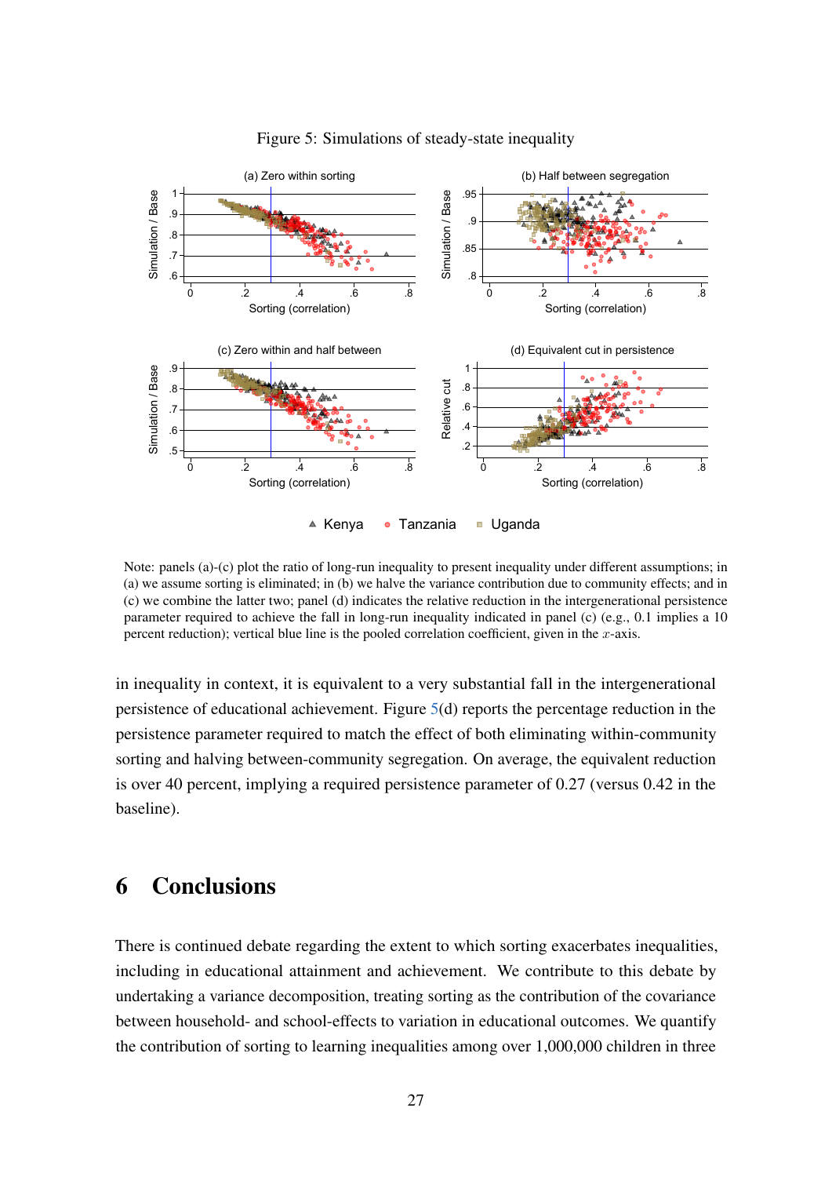Figure 5: Simulations of steady-state inequality

Note: panels (a)-(c) plot the ratio of long-run inequality to present inequality under different assumptions; in (a) we assume sorting is eliminated; in (b) we halve the variance contribution due to community effects; and in (c) we combine the latter two; panel (d) indicates the relative reduction in the intergenerational persistence parameter required to achieve the fall in long-run inequality indicated in panel (c) (e.g., 0.1 implies a 10 percent reduction); vertical blue line is the pooled correlation coefficient, given in the $x$-axis.

in inequality in context, it is equivalent to a very substantial fall in the intergenerational persistence of educational achievement. Figure 5(d) reports the percentage reduction in the persistence parameter required to match the effect of both eliminating within-community sorting and halving between-community segregation. On average, the equivalent reduction is over 40 percent, implying a required persistence parameter of 0.27 (versus 0.42 in the baseline).

# 6 Conclusions

There is continued debate regarding the extent to which sorting exacerbates inequalities, including in educational attainment and achievement. We contribute to this debate by undertaking a variance decomposition, treating sorting as the contribution of the covariance between household- and school-effects to variation in educational outcomes. We quantify the contribution of sorting to learning inequalities among over 1,000,000 children in three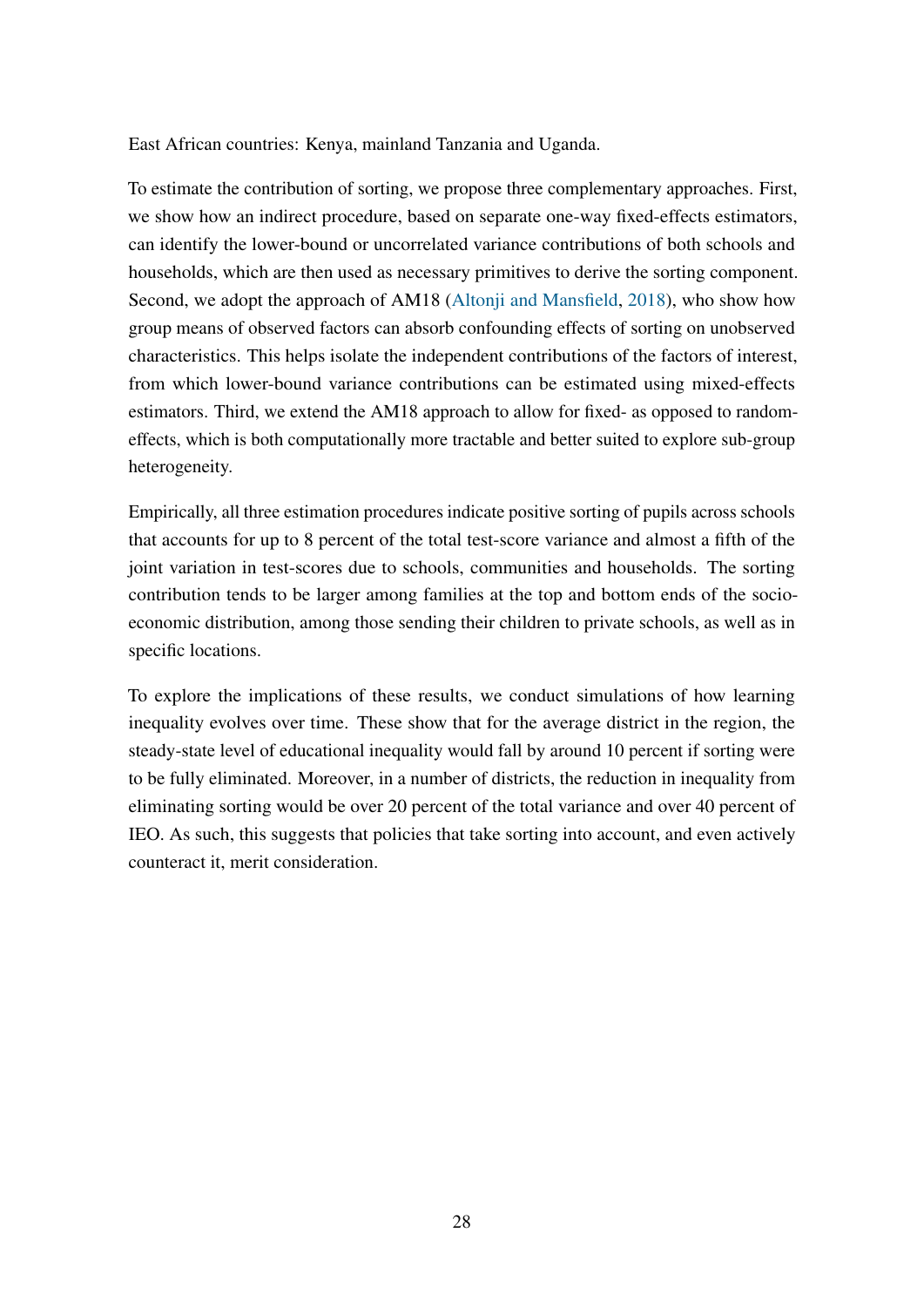East African countries: Kenya, mainland Tanzania and Uganda.

To estimate the contribution of sorting, we propose three complementary approaches. First, we show how an indirect procedure, based on separate one-way fixed-effects estimators, can identify the lower-bound or uncorrelated variance contributions of both schools and households, which are then used as necessary primitives to derive the sorting component. Second, we adopt the approach of AM18 (Altonji and Mansfield, 2018), who show how group means of observed factors can absorb confounding effects of sorting on unobserved characteristics. This helps isolate the independent contributions of the factors of interest, from which lower-bound variance contributions can be estimated using mixed-effects estimators. Third, we extend the AM18 approach to allow for fixed- as opposed to random-effects, which is both computationally more tractable and better suited to explore sub-group heterogeneity.

Empirically, all three estimation procedures indicate positive sorting of pupils across schools that accounts for up to 8 percent of the total test-score variance and almost a fifth of the joint variation in test-scores due to schools, communities and households. The sorting contribution tends to be larger among families at the top and bottom ends of the socio-economic distribution, among those sending their children to private schools, as well as in specific locations.

To explore the implications of these results, we conduct simulations of how learning inequality evolves over time. These show that for the average district in the region, the steady-state level of educational inequality would fall by around 10 percent if sorting were to be fully eliminated. Moreover, in a number of districts, the reduction in inequality from eliminating sorting would be over 20 percent of the total variance and over 40 percent of IEO. As such, this suggests that policies that take sorting into account, and even actively counteract it, merit consideration.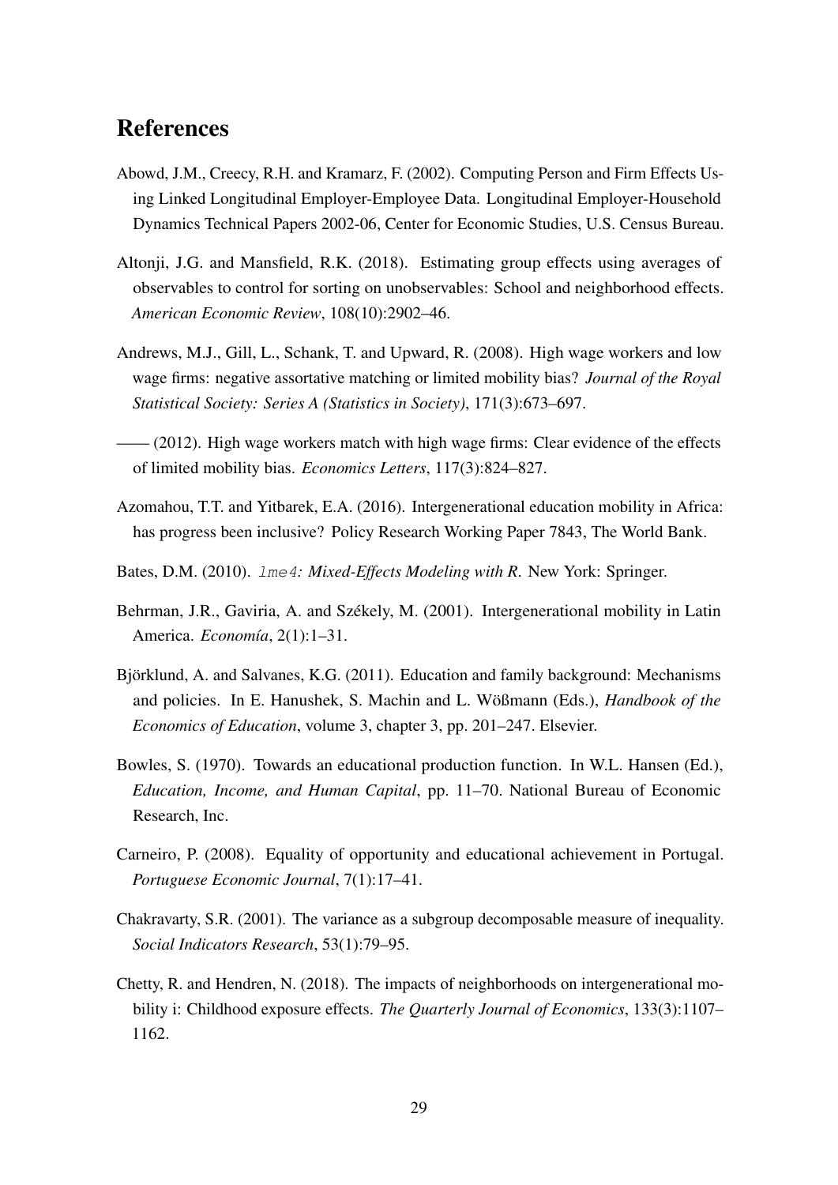# References

Abowd, J.M., Creecy, R.H. and Kramarz, F. (2002). Computing Person and Firm Effects Using Linked Longitudinal Employer-Employee Data. Longitudinal Employer-Household Dynamics Technical Papers 2002-06, Center for Economic Studies, U.S. Census Bureau.

Altonji, J.G. and Mansfield, R.K. (2018). Estimating group effects using averages of observables to control for sorting on unobservables: School and neighborhood effects. *American Economic Review*, 108(10):2902–46.

Andrews, M.J., Gill, L., Schank, T. and Upward, R. (2008). High wage workers and low wage firms: negative assortative matching or limited mobility bias? *Journal of the Royal Statistical Society: Series A (Statistics in Society)*, 171(3):673–697.

—— (2012). High wage workers match with high wage firms: Clear evidence of the effects of limited mobility bias. *Economics Letters*, 117(3):824–827.

Azomahou, T.T. and Yitbarek, E.A. (2016). Intergenerational education mobility in Africa: has progress been inclusive? Policy Research Working Paper 7843, The World Bank.

Bates, D.M. (2010). *`lme4`: Mixed-Effects Modeling with R*. New York: Springer.

Behrman, J.R., Gaviria, A. and Székely, M. (2001). Intergenerational mobility in Latin America. *Economía*, 2(1):1–31.

Björklund, A. and Salvanes, K.G. (2011). Education and family background: Mechanisms and policies. In E. Hanushek, S. Machin and L. Wößmann (Eds.), *Handbook of the Economics of Education*, volume 3, chapter 3, pp. 201–247. Elsevier.

Bowles, S. (1970). Towards an educational production function. In W.L. Hansen (Ed.), *Education, Income, and Human Capital*, pp. 11–70. National Bureau of Economic Research, Inc.

Carneiro, P. (2008). Equality of opportunity and educational achievement in Portugal. *Portuguese Economic Journal*, 7(1):17–41.

Chakravarty, S.R. (2001). The variance as a subgroup decomposable measure of inequality. *Social Indicators Research*, 53(1):79–95.

Chetty, R. and Hendren, N. (2018). The impacts of neighborhoods on intergenerational mobility i: Childhood exposure effects. *The Quarterly Journal of Economics*, 133(3):1107–1162.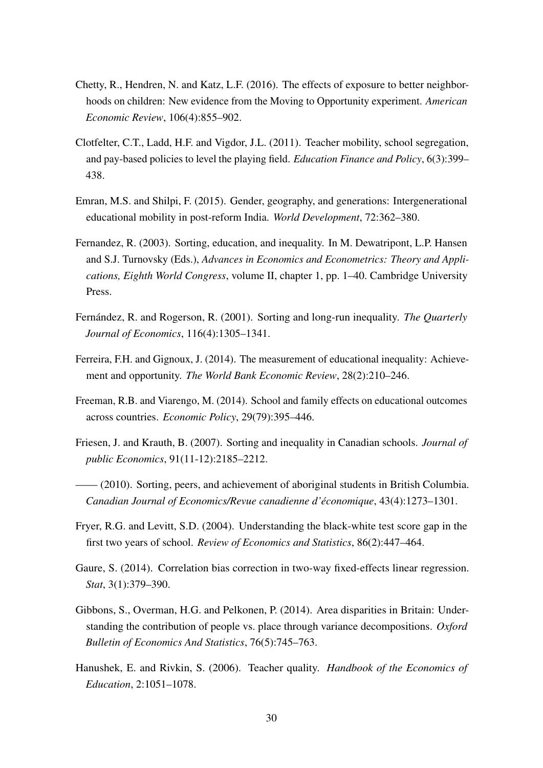Chetty, R., Hendren, N. and Katz, L.F. (2016). The effects of exposure to better neighborhoods on children: New evidence from the Moving to Opportunity experiment. *American Economic Review*, 106(4):855–902.

Clotfelter, C.T., Ladd, H.F. and Vigdor, J.L. (2011). Teacher mobility, school segregation, and pay-based policies to level the playing field. *Education Finance and Policy*, 6(3):399–438.

Emran, M.S. and Shilpi, F. (2015). Gender, geography, and generations: Intergenerational educational mobility in post-reform India. *World Development*, 72:362–380.

Fernandez, R. (2003). Sorting, education, and inequality. In M. Dewatripont, L.P. Hansen and S.J. Turnovsky (Eds.), *Advances in Economics and Econometrics: Theory and Applications, Eighth World Congress*, volume II, chapter 1, pp. 1–40. Cambridge University Press.

Fernández, R. and Rogerson, R. (2001). Sorting and long-run inequality. *The Quarterly Journal of Economics*, 116(4):1305–1341.

Ferreira, F.H. and Gignoux, J. (2014). The measurement of educational inequality: Achievement and opportunity. *The World Bank Economic Review*, 28(2):210–246.

Freeman, R.B. and Viarengo, M. (2014). School and family effects on educational outcomes across countries. *Economic Policy*, 29(79):395–446.

Friesen, J. and Krauth, B. (2007). Sorting and inequality in Canadian schools. *Journal of public Economics*, 91(11-12):2185–2212.

—— (2010). Sorting, peers, and achievement of aboriginal students in British Columbia. *Canadian Journal of Economics/Revue canadienne d'économique*, 43(4):1273–1301.

Fryer, R.G. and Levitt, S.D. (2004). Understanding the black-white test score gap in the first two years of school. *Review of Economics and Statistics*, 86(2):447–464.

Gaure, S. (2014). Correlation bias correction in two-way fixed-effects linear regression. *Stat*, 3(1):379–390.

Gibbons, S., Overman, H.G. and Pelkonen, P. (2014). Area disparities in Britain: Understanding the contribution of people vs. place through variance decompositions. *Oxford Bulletin of Economics And Statistics*, 76(5):745–763.

Hanushek, E. and Rivkin, S. (2006). Teacher quality. *Handbook of the Economics of Education*, 2:1051–1078.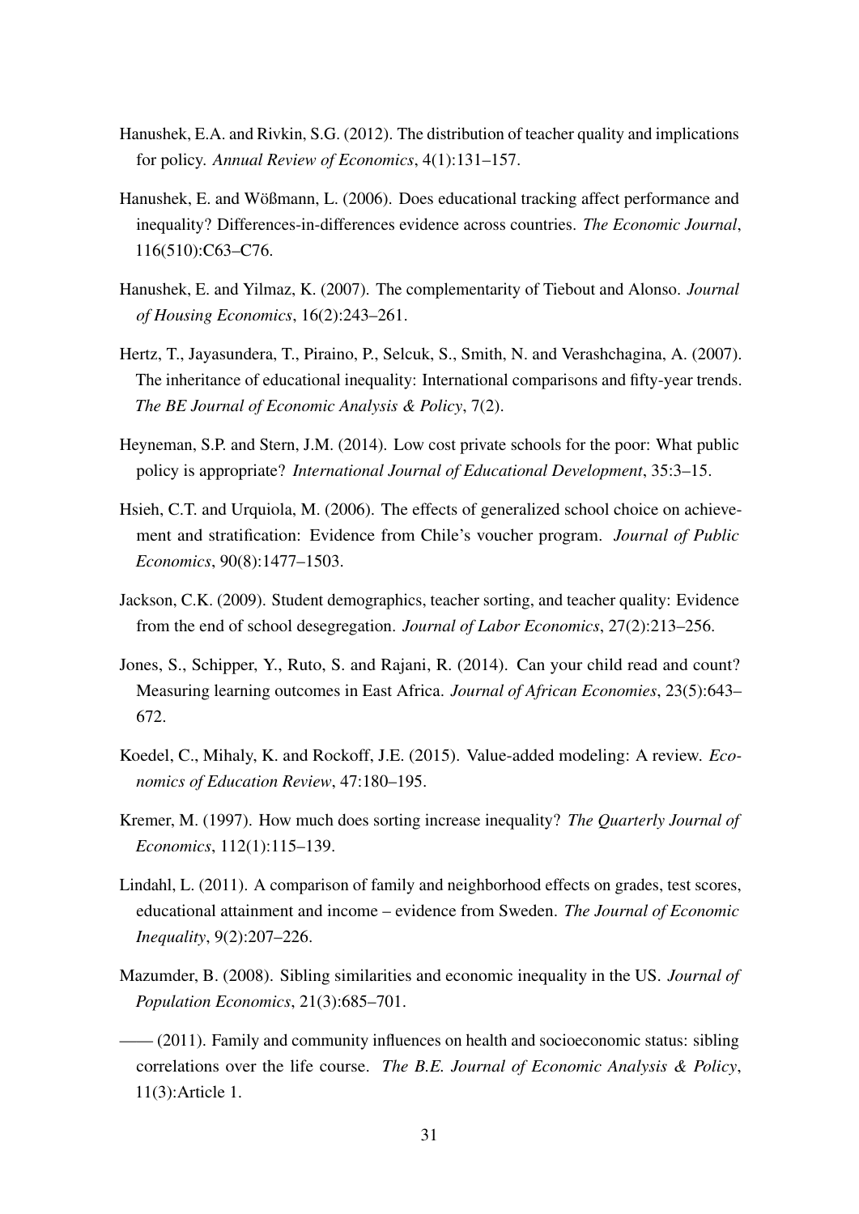Hanushek, E.A. and Rivkin, S.G. (2012). The distribution of teacher quality and implications for policy. *Annual Review of Economics*, 4(1):131–157.

Hanushek, E. and Wößmann, L. (2006). Does educational tracking affect performance and inequality? Differences-in-differences evidence across countries. *The Economic Journal*, 116(510):C63–C76.

Hanushek, E. and Yilmaz, K. (2007). The complementarity of Tiebout and Alonso. *Journal of Housing Economics*, 16(2):243–261.

Hertz, T., Jayasundera, T., Piraino, P., Selcuk, S., Smith, N. and Verashchagina, A. (2007). The inheritance of educational inequality: International comparisons and fifty-year trends. *The BE Journal of Economic Analysis & Policy*, 7(2).

Heyneman, S.P. and Stern, J.M. (2014). Low cost private schools for the poor: What public policy is appropriate? *International Journal of Educational Development*, 35:3–15.

Hsieh, C.T. and Urquiola, M. (2006). The effects of generalized school choice on achievement and stratification: Evidence from Chile's voucher program. *Journal of Public Economics*, 90(8):1477–1503.

Jackson, C.K. (2009). Student demographics, teacher sorting, and teacher quality: Evidence from the end of school desegregation. *Journal of Labor Economics*, 27(2):213–256.

Jones, S., Schipper, Y., Ruto, S. and Rajani, R. (2014). Can your child read and count? Measuring learning outcomes in East Africa. *Journal of African Economies*, 23(5):643–672.

Koedel, C., Mihaly, K. and Rockoff, J.E. (2015). Value-added modeling: A review. *Economics of Education Review*, 47:180–195.

Kremer, M. (1997). How much does sorting increase inequality? *The Quarterly Journal of Economics*, 112(1):115–139.

Lindahl, L. (2011). A comparison of family and neighborhood effects on grades, test scores, educational attainment and income – evidence from Sweden. *The Journal of Economic Inequality*, 9(2):207–226.

Mazumder, B. (2008). Sibling similarities and economic inequality in the US. *Journal of Population Economics*, 21(3):685–701.

—— (2011). Family and community influences on health and socioeconomic status: sibling correlations over the life course. *The B.E. Journal of Economic Analysis & Policy*, 11(3):Article 1.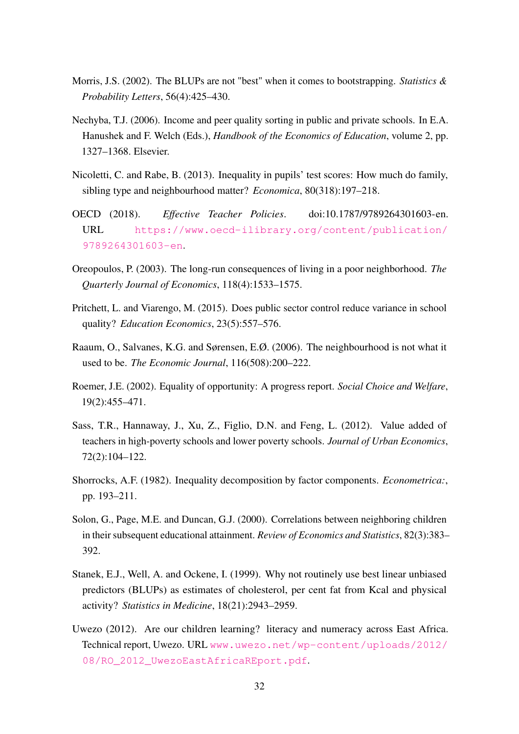Morris, J.S. (2002). The BLUPs are not "best" when it comes to bootstrapping. *Statistics & Probability Letters*, 56(4):425–430.

Nechyba, T.J. (2006). Income and peer quality sorting in public and private schools. In E.A. Hanushek and F. Welch (Eds.), *Handbook of the Economics of Education*, volume 2, pp. 1327–1368. Elsevier.

Nicoletti, C. and Rabe, B. (2013). Inequality in pupils' test scores: How much do family, sibling type and neighbourhood matter? *Economica*, 80(318):197–218.

OECD (2018). *Effective Teacher Policies*. doi:10.1787/9789264301603-en. URL https://www.oecd-ilibrary.org/content/publication/9789264301603-en.

Oreopoulos, P. (2003). The long-run consequences of living in a poor neighborhood. *The Quarterly Journal of Economics*, 118(4):1533–1575.

Pritchett, L. and Viarengo, M. (2015). Does public sector control reduce variance in school quality? *Education Economics*, 23(5):557–576.

Raaum, O., Salvanes, K.G. and Sørensen, E.Ø. (2006). The neighbourhood is not what it used to be. *The Economic Journal*, 116(508):200–222.

Roemer, J.E. (2002). Equality of opportunity: A progress report. *Social Choice and Welfare*, 19(2):455–471.

Sass, T.R., Hannaway, J., Xu, Z., Figlio, D.N. and Feng, L. (2012). Value added of teachers in high-poverty schools and lower poverty schools. *Journal of Urban Economics*, 72(2):104–122.

Shorrocks, A.F. (1982). Inequality decomposition by factor components. *Econometrica:*, pp. 193–211.

Solon, G., Page, M.E. and Duncan, G.J. (2000). Correlations between neighboring children in their subsequent educational attainment. *Review of Economics and Statistics*, 82(3):383–392.

Stanek, E.J., Well, A. and Ockene, I. (1999). Why not routinely use best linear unbiased predictors (BLUPs) as estimates of cholesterol, per cent fat from Kcal and physical activity? *Statistics in Medicine*, 18(21):2943–2959.

Uwezo (2012). Are our children learning? literacy and numeracy across East Africa. Technical report, Uwezo. URL www.uwezo.net/wp-content/uploads/2012/08/RO_2012_UwezoEastAfricaREport.pdf.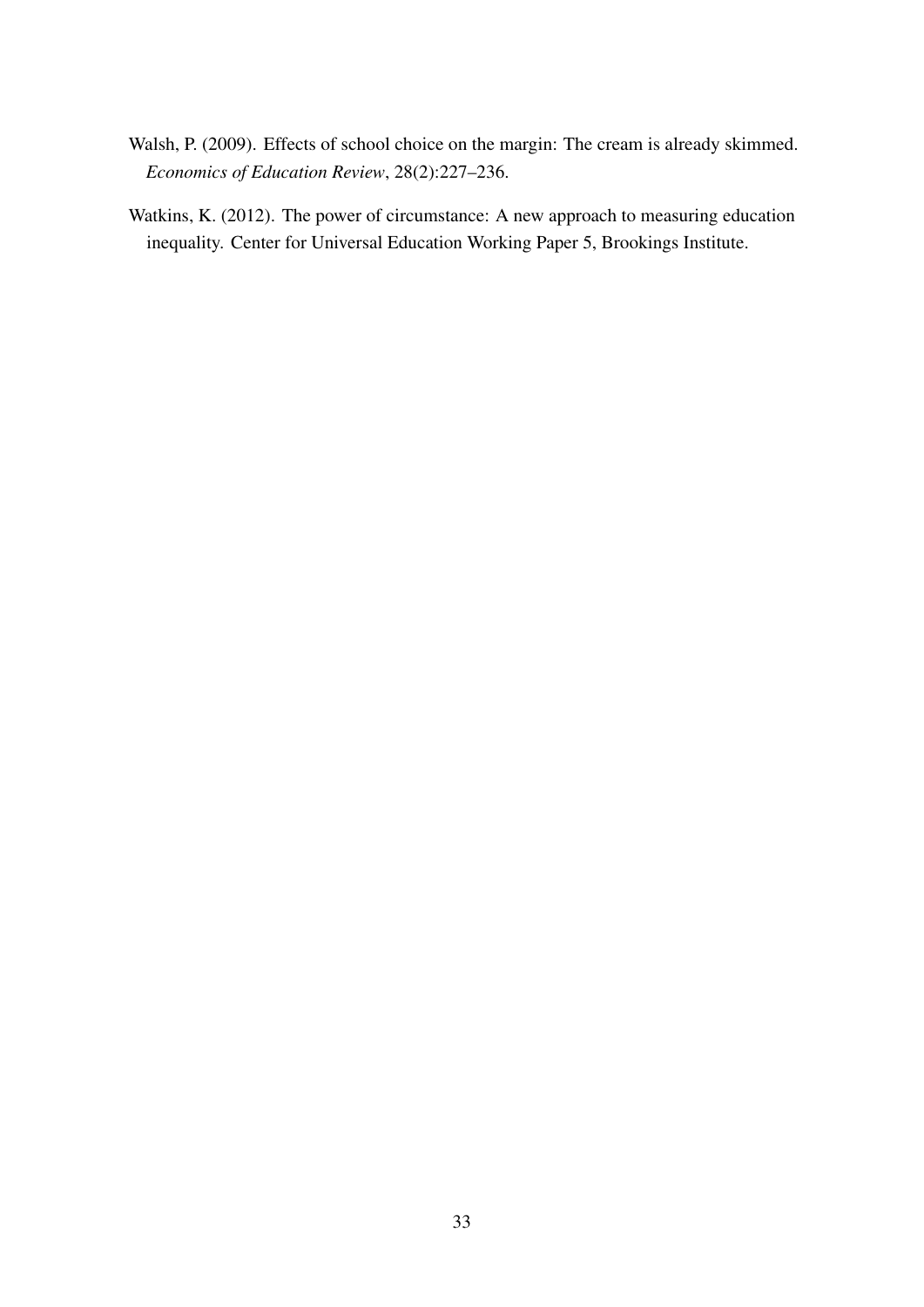Walsh, P. (2009). Effects of school choice on the margin: The cream is already skimmed. *Economics of Education Review*, 28(2):227–236.

Watkins, K. (2012). The power of circumstance: A new approach to measuring education inequality. Center for Universal Education Working Paper 5, Brookings Institute.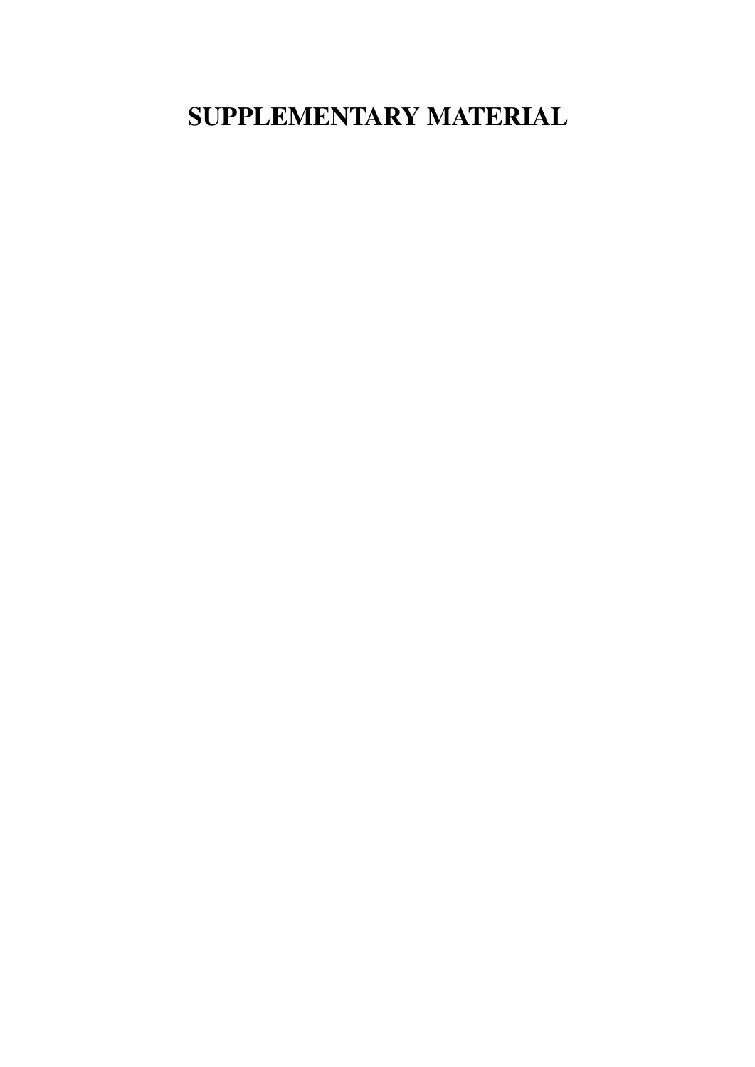# SUPPLEMENTARY MATERIAL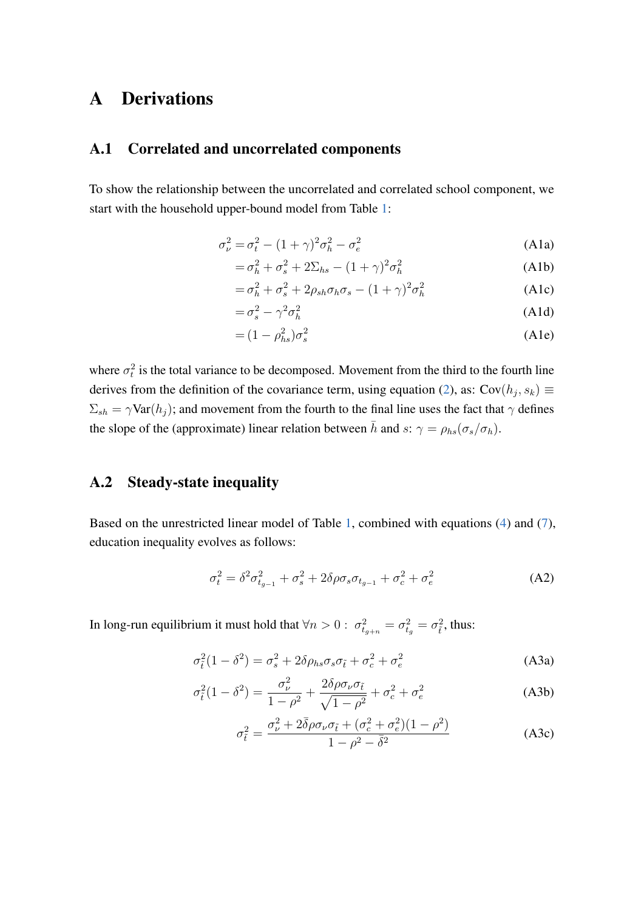# A Derivations

## A.1 Correlated and uncorrelated components

To show the relationship between the uncorrelated and correlated school component, we start with the household upper-bound model from Table 1:

$$
\begin{aligned}
\sigma_\nu^2 &= \sigma_t^2 - (1+\gamma)^2\sigma_h^2 - \sigma_e^2 && \text{(A1a)}\\
&= \sigma_h^2 + \sigma_s^2 + 2\Sigma_{hs} - (1+\gamma)^2\sigma_h^2 && \text{(A1b)}\\
&= \sigma_h^2 + \sigma_s^2 + 2\rho_{sh}\sigma_h\sigma_s - (1+\gamma)^2\sigma_h^2 && \text{(A1c)}\\
&= \sigma_s^2 - \gamma^2\sigma_h^2 && \text{(A1d)}\\
&= (1-\rho_{hs}^2)\sigma_s^2 && \text{(A1e)}
\end{aligned}
$$

where $\sigma_t^2$ is the total variance to be decomposed. Movement from the third to the fourth line derives from the definition of the covariance term, using equation (2), as: $\text{Cov}(h_j, s_k) \equiv \Sigma_{sh} = \gamma\text{Var}(h_j)$; and movement from the fourth to the final line uses the fact that $\gamma$ defines the slope of the (approximate) linear relation between $\bar{h}$ and $s$: $\gamma = \rho_{hs}(\sigma_s/\sigma_h)$.

## A.2 Steady-state inequality

Based on the unrestricted linear model of Table 1, combined with equations (4) and (7), education inequality evolves as follows:

$$
\sigma_t^2 = \delta^2\sigma_{t_{g-1}}^2 + \sigma_s^2 + 2\delta\rho\sigma_s\sigma_{t_{g-1}} + \sigma_c^2 + \sigma_e^2 \quad \text{(A2)}
$$

In long-run equilibrium it must hold that $\forall n > 0: \ \sigma_{t_{g+n}}^2 = \sigma_{t_g}^2 = \sigma_{\bar{t}}^2$, thus:

$$
\begin{aligned}
\sigma_{\bar{t}}^2(1-\delta^2) &= \sigma_s^2 + 2\delta\rho_{hs}\sigma_s\sigma_{\bar{t}} + \sigma_c^2 + \sigma_e^2 && \text{(A3a)}\\
\sigma_{\bar{t}}^2(1-\delta^2) &= \frac{\sigma_\nu^2}{1-\rho^2} + \frac{2\delta\rho\sigma_\nu\sigma_{\bar{t}}}{\sqrt{1-\rho^2}} + \sigma_c^2 + \sigma_e^2 && \text{(A3b)}\\
\sigma_{\bar{t}}^2 &= \frac{\sigma_\nu^2 + 2\bar{\delta}\rho\sigma_\nu\sigma_{\bar{t}} + (\sigma_c^2+\sigma_e^2)(1-\rho^2)}{1-\rho^2-\bar{\delta}^2} && \text{(A3c)}
\end{aligned}
$$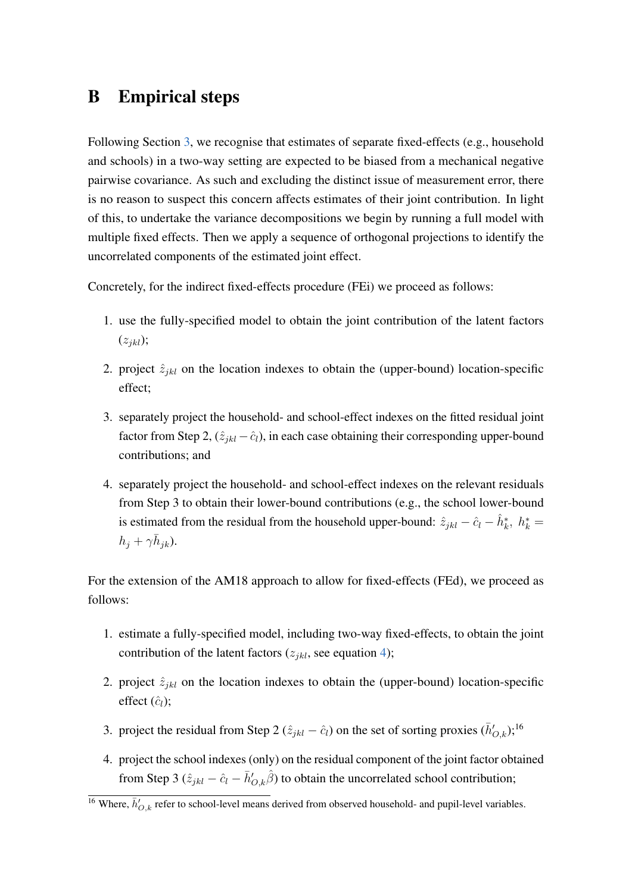# B Empirical steps

Following Section 3, we recognise that estimates of separate fixed-effects (e.g., household and schools) in a two-way setting are expected to be biased from a mechanical negative pairwise covariance. As such and excluding the distinct issue of measurement error, there is no reason to suspect this concern affects estimates of their joint contribution. In light of this, to undertake the variance decompositions we begin by running a full model with multiple fixed effects. Then we apply a sequence of orthogonal projections to identify the uncorrelated components of the estimated joint effect.

Concretely, for the indirect fixed-effects procedure (FEi) we proceed as follows:

1. use the fully-specified model to obtain the joint contribution of the latent factors ($z_{jkl}$);
2. project $\hat{z}_{jkl}$ on the location indexes to obtain the (upper-bound) location-specific effect;
3. separately project the household- and school-effect indexes on the fitted residual joint factor from Step 2, ($\hat{z}_{jkl} - \hat{c}_l$), in each case obtaining their corresponding upper-bound contributions; and
4. separately project the household- and school-effect indexes on the relevant residuals from Step 3 to obtain their lower-bound contributions (e.g., the school lower-bound is estimated from the residual from the household upper-bound: $\hat{z}_{jkl} - \hat{c}_l - \hat{h}^*_k,\ h^*_k = h_j + \gamma \bar{h}_{jk}$).

For the extension of the AM18 approach to allow for fixed-effects (FEd), we proceed as follows:

1. estimate a fully-specified model, including two-way fixed-effects, to obtain the joint contribution of the latent factors ($z_{jkl}$, see equation 4);
2. project $\hat{z}_{jkl}$ on the location indexes to obtain the (upper-bound) location-specific effect ($\hat{c}_l$);
3. project the residual from Step 2 ($\hat{z}_{jkl} - \hat{c}_l$) on the set of sorting proxies ($\bar{h}'_{O,k}$);[16]
4. project the school indexes (only) on the residual component of the joint factor obtained from Step 3 ($\hat{z}_{jkl} - \hat{c}_l - \bar{h}'_{O,k}\hat{\beta}$) to obtain the uncorrelated school contribution;

[16] Where, $\bar{h}'_{O,k}$ refer to school-level means derived from observed household- and pupil-level variables.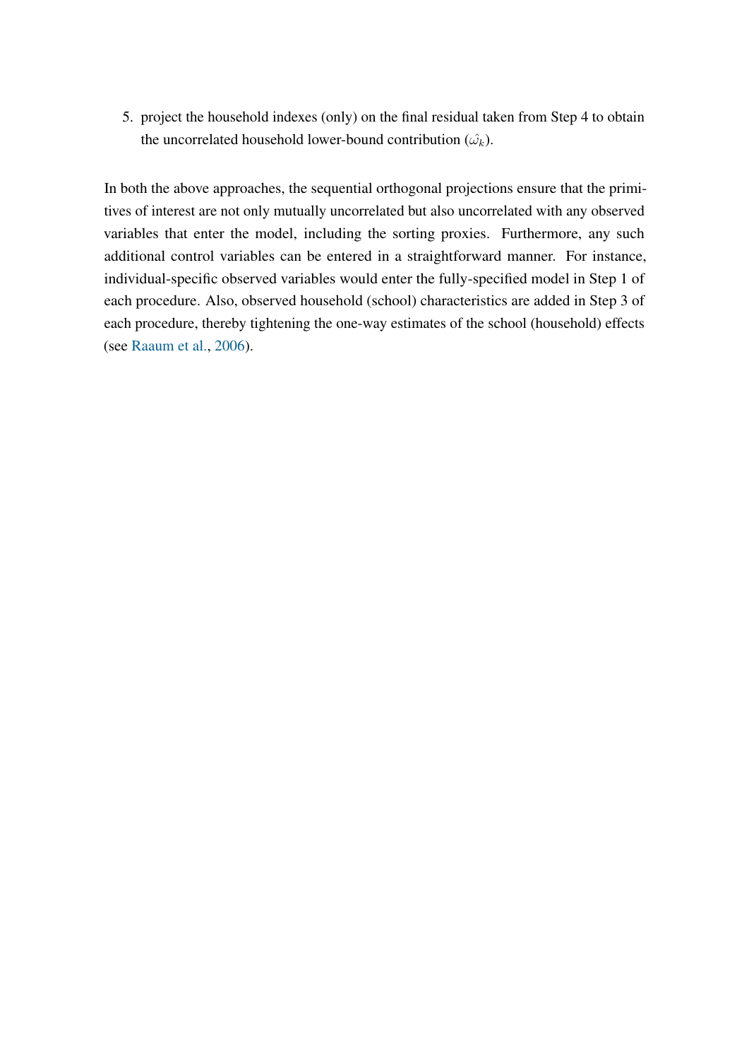5. project the household indexes (only) on the final residual taken from Step 4 to obtain the uncorrelated household lower-bound contribution ($\hat{\omega_k}$).

In both the above approaches, the sequential orthogonal projections ensure that the primitives of interest are not only mutually uncorrelated but also uncorrelated with any observed variables that enter the model, including the sorting proxies. Furthermore, any such additional control variables can be entered in a straightforward manner. For instance, individual-specific observed variables would enter the fully-specified model in Step 1 of each procedure. Also, observed household (school) characteristics are added in Step 3 of each procedure, thereby tightening the one-way estimates of the school (household) effects (see Raaum et al., 2006).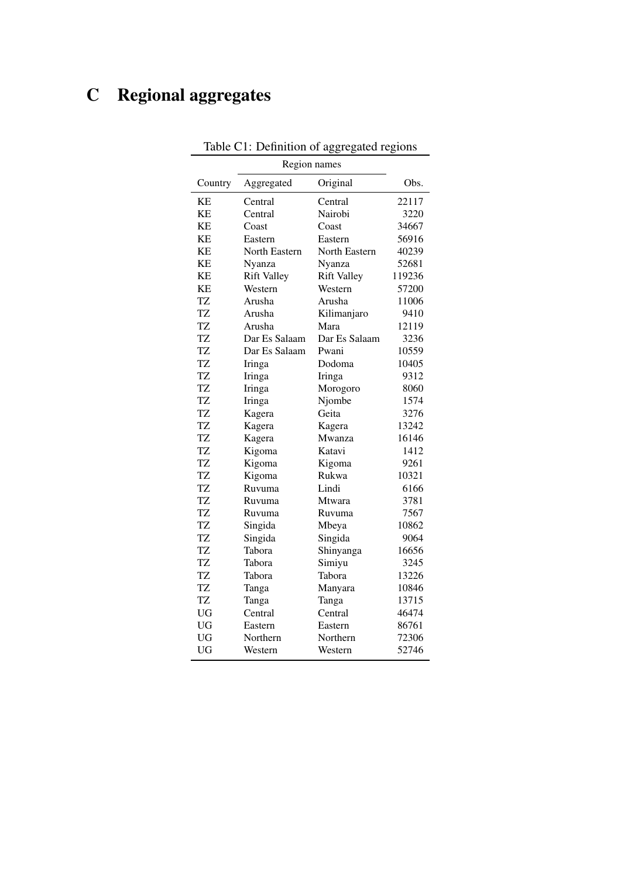# C Regional aggregates

Table C1: Definition of aggregated regions

| | Region names | | |
|---|---|---|---|
| Country | Aggregated | Original | Obs. |
| KE | Central | Central | 22117 |
| KE | Central | Nairobi | 3220 |
| KE | Coast | Coast | 34667 |
| KE | Eastern | Eastern | 56916 |
| KE | North Eastern | North Eastern | 40239 |
| KE | Nyanza | Nyanza | 52681 |
| KE | Rift Valley | Rift Valley | 119236 |
| KE | Western | Western | 57200 |
| TZ | Arusha | Arusha | 11006 |
| TZ | Arusha | Kilimanjaro | 9410 |
| TZ | Arusha | Mara | 12119 |
| TZ | Dar Es Salaam | Dar Es Salaam | 3236 |
| TZ | Dar Es Salaam | Pwani | 10559 |
| TZ | Iringa | Dodoma | 10405 |
| TZ | Iringa | Iringa | 9312 |
| TZ | Iringa | Morogoro | 8060 |
| TZ | Iringa | Njombe | 1574 |
| TZ | Kagera | Geita | 3276 |
| TZ | Kagera | Kagera | 13242 |
| TZ | Kagera | Mwanza | 16146 |
| TZ | Kigoma | Katavi | 1412 |
| TZ | Kigoma | Kigoma | 9261 |
| TZ | Kigoma | Rukwa | 10321 |
| TZ | Ruvuma | Lindi | 6166 |
| TZ | Ruvuma | Mtwara | 3781 |
| TZ | Ruvuma | Ruvuma | 7567 |
| TZ | Singida | Mbeya | 10862 |
| TZ | Singida | Singida | 9064 |
| TZ | Tabora | Shinyanga | 16656 |
| TZ | Tabora | Simiyu | 3245 |
| TZ | Tabora | Tabora | 13226 |
| TZ | Tanga | Manyara | 10846 |
| TZ | Tanga | Tanga | 13715 |
| UG | Central | Central | 46474 |
| UG | Eastern | Eastern | 86761 |
| UG | Northern | Northern | 72306 |
| UG | Western | Western | 52746 |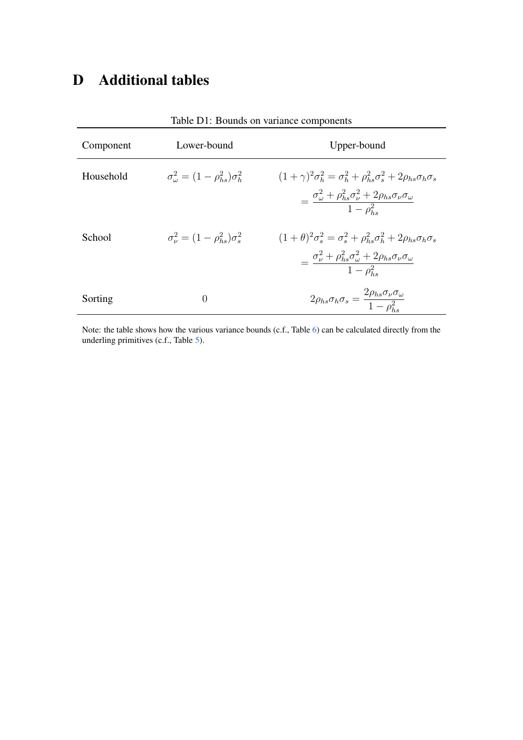# D Additional tables

Table D1: Bounds on variance components

| Component | Lower-bound | Upper-bound |
|---|---|---|
| Household | $\sigma_\omega^2 = (1-\rho_{hs}^2)\sigma_h^2$ | $(1+\gamma)^2\sigma_h^2 = \sigma_h^2 + \rho_{hs}^2\sigma_s^2 + 2\rho_{hs}\sigma_h\sigma_s$ $= \dfrac{\sigma_\omega^2 + \rho_{hs}^2\sigma_\nu^2 + 2\rho_{hs}\sigma_\nu\sigma_\omega}{1-\rho_{hs}^2}$ |
| School | $\sigma_\nu^2 = (1-\rho_{hs}^2)\sigma_s^2$ | $(1+\theta)^2\sigma_s^2 = \sigma_s^2 + \rho_{hs}^2\sigma_h^2 + 2\rho_{hs}\sigma_h\sigma_s$ $= \dfrac{\sigma_\nu^2 + \rho_{hs}^2\sigma_\omega^2 + 2\rho_{hs}\sigma_\nu\sigma_\omega}{1-\rho_{hs}^2}$ |
| Sorting | 0 | $2\rho_{hs}\sigma_h\sigma_s = \dfrac{2\rho_{hs}\sigma_\nu\sigma_\omega}{1-\rho_{hs}^2}$ |

Note: the table shows how the various variance bounds (c.f., Table 6) can be calculated directly from the underling primitives (c.f., Table 5).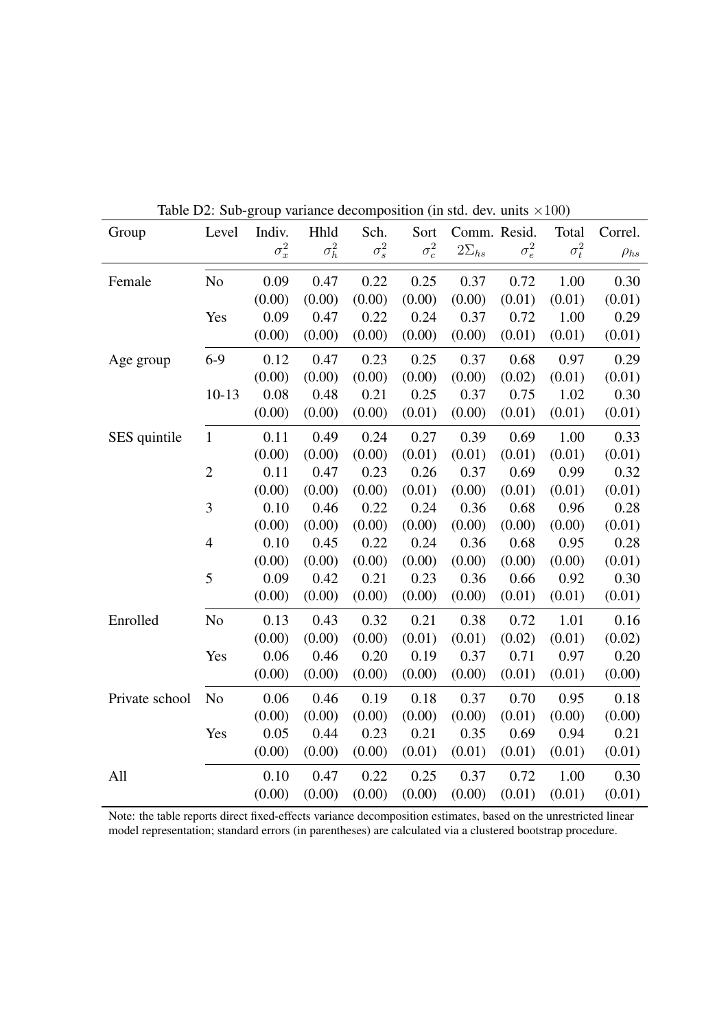Table D2: Sub-group variance decomposition (in std. dev. units $\times 100$)

| Group | Level | Indiv. $\sigma_x^2$ | Hhld $\sigma_h^2$ | Sch. $\sigma_s^2$ | Sort $\sigma_c^2$ | Comm. $2\Sigma_{hs}$ | Resid. $\sigma_e^2$ | Total $\sigma_t^2$ | Correl. $\rho_{hs}$ |
|---|---|---|---|---|---|---|---|---|---|
| Female | No | 0.09 | 0.47 | 0.22 | 0.25 | 0.37 | 0.72 | 1.00 | 0.30 |
| | | (0.00) | (0.00) | (0.00) | (0.00) | (0.00) | (0.01) | (0.01) | (0.01) |
| | Yes | 0.09 | 0.47 | 0.22 | 0.24 | 0.37 | 0.72 | 1.00 | 0.29 |
| | | (0.00) | (0.00) | (0.00) | (0.00) | (0.00) | (0.01) | (0.01) | (0.01) |
| Age group | 6-9 | 0.12 | 0.47 | 0.23 | 0.25 | 0.37 | 0.68 | 0.97 | 0.29 |
| | | (0.00) | (0.00) | (0.00) | (0.00) | (0.00) | (0.02) | (0.01) | (0.01) |
| | 10-13 | 0.08 | 0.48 | 0.21 | 0.25 | 0.37 | 0.75 | 1.02 | 0.30 |
| | | (0.00) | (0.00) | (0.00) | (0.01) | (0.00) | (0.01) | (0.01) | (0.01) |
| SES quintile | 1 | 0.11 | 0.49 | 0.24 | 0.27 | 0.39 | 0.69 | 1.00 | 0.33 |
| | | (0.00) | (0.00) | (0.00) | (0.01) | (0.01) | (0.01) | (0.01) | (0.01) |
| | 2 | 0.11 | 0.47 | 0.23 | 0.26 | 0.37 | 0.69 | 0.99 | 0.32 |
| | | (0.00) | (0.00) | (0.00) | (0.01) | (0.00) | (0.01) | (0.01) | (0.01) |
| | 3 | 0.10 | 0.46 | 0.22 | 0.24 | 0.36 | 0.68 | 0.96 | 0.28 |
| | | (0.00) | (0.00) | (0.00) | (0.00) | (0.00) | (0.00) | (0.00) | (0.01) |
| | 4 | 0.10 | 0.45 | 0.22 | 0.24 | 0.36 | 0.68 | 0.95 | 0.28 |
| | | (0.00) | (0.00) | (0.00) | (0.00) | (0.00) | (0.00) | (0.00) | (0.01) |
| | 5 | 0.09 | 0.42 | 0.21 | 0.23 | 0.36 | 0.66 | 0.92 | 0.30 |
| | | (0.00) | (0.00) | (0.00) | (0.00) | (0.00) | (0.01) | (0.01) | (0.01) |
| Enrolled | No | 0.13 | 0.43 | 0.32 | 0.21 | 0.38 | 0.72 | 1.01 | 0.16 |
| | | (0.00) | (0.00) | (0.00) | (0.01) | (0.01) | (0.02) | (0.01) | (0.02) |
| | Yes | 0.06 | 0.46 | 0.20 | 0.19 | 0.37 | 0.71 | 0.97 | 0.20 |
| | | (0.00) | (0.00) | (0.00) | (0.00) | (0.00) | (0.01) | (0.01) | (0.00) |
| Private school | No | 0.06 | 0.46 | 0.19 | 0.18 | 0.37 | 0.70 | 0.95 | 0.18 |
| | | (0.00) | (0.00) | (0.00) | (0.00) | (0.00) | (0.01) | (0.00) | (0.00) |
| | Yes | 0.05 | 0.44 | 0.23 | 0.21 | 0.35 | 0.69 | 0.94 | 0.21 |
| | | (0.00) | (0.00) | (0.00) | (0.01) | (0.01) | (0.01) | (0.01) | (0.01) |
| All | | 0.10 | 0.47 | 0.22 | 0.25 | 0.37 | 0.72 | 1.00 | 0.30 |
| | | (0.00) | (0.00) | (0.00) | (0.00) | (0.00) | (0.01) | (0.01) | (0.01) |

Note: the table reports direct fixed-effects variance decomposition estimates, based on the unrestricted linear model representation; standard errors (in parentheses) are calculated via a clustered bootstrap procedure.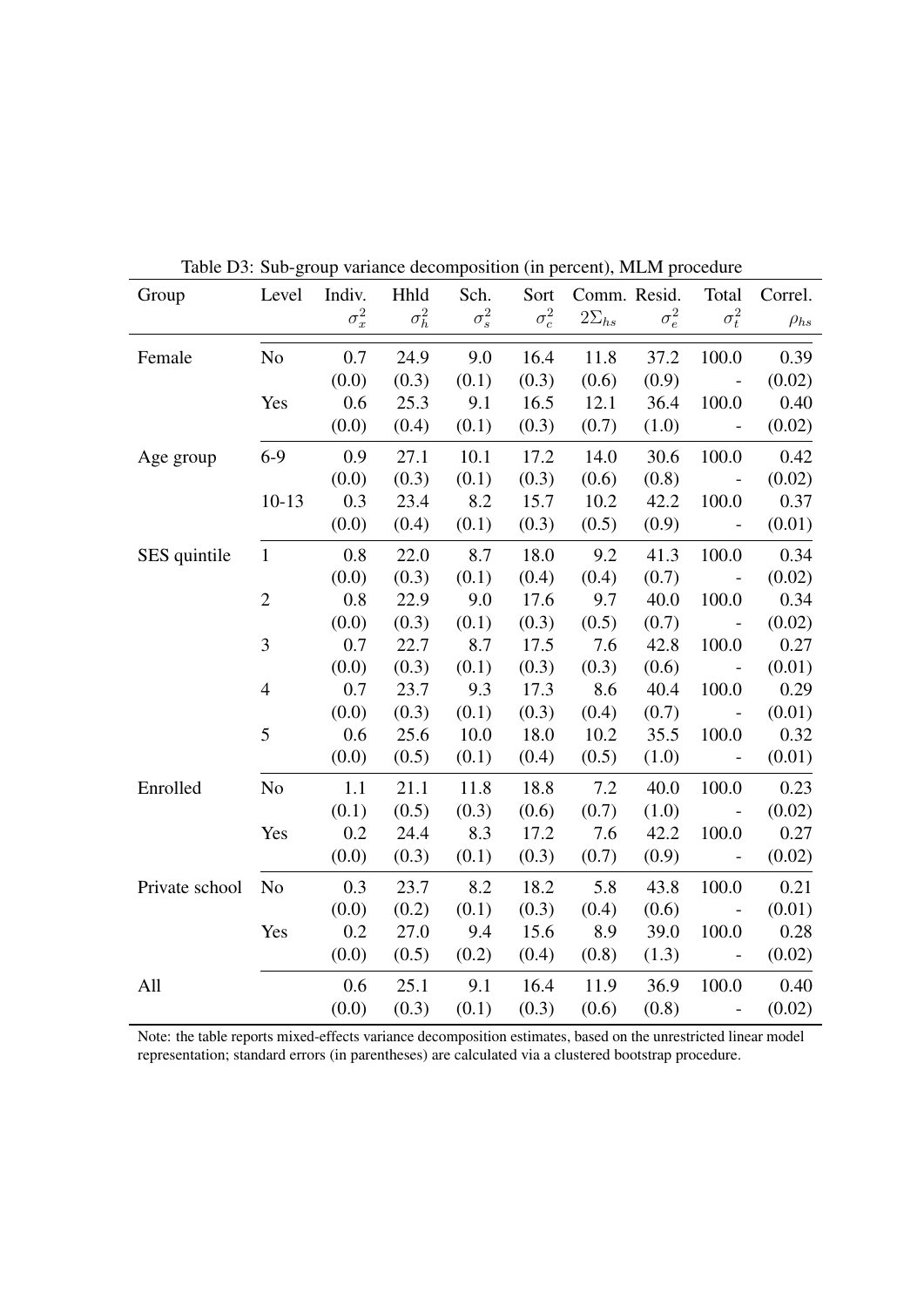Table D3: Sub-group variance decomposition (in percent), MLM procedure

| Group | Level | Indiv. $\sigma_x^2$ | Hhld $\sigma_h^2$ | Sch. $\sigma_s^2$ | Sort $\sigma_c^2$ | Comm. $2\Sigma_{hs}$ | Resid. $\sigma_e^2$ | Total $\sigma_t^2$ | Correl. $\rho_{hs}$ |
|---|---|---|---|---|---|---|---|---|---|
| Female | No | 0.7 | 24.9 | 9.0 | 16.4 | 11.8 | 37.2 | 100.0 | 0.39 |
| | | (0.0) | (0.3) | (0.1) | (0.3) | (0.6) | (0.9) | - | (0.02) |
| | Yes | 0.6 | 25.3 | 9.1 | 16.5 | 12.1 | 36.4 | 100.0 | 0.40 |
| | | (0.0) | (0.4) | (0.1) | (0.3) | (0.7) | (1.0) | - | (0.02) |
| Age group | 6-9 | 0.9 | 27.1 | 10.1 | 17.2 | 14.0 | 30.6 | 100.0 | 0.42 |
| | | (0.0) | (0.3) | (0.1) | (0.3) | (0.6) | (0.8) | - | (0.02) |
| | 10-13 | 0.3 | 23.4 | 8.2 | 15.7 | 10.2 | 42.2 | 100.0 | 0.37 |
| | | (0.0) | (0.4) | (0.1) | (0.3) | (0.5) | (0.9) | - | (0.01) |
| SES quintile | 1 | 0.8 | 22.0 | 8.7 | 18.0 | 9.2 | 41.3 | 100.0 | 0.34 |
| | | (0.0) | (0.3) | (0.1) | (0.4) | (0.4) | (0.7) | - | (0.02) |
| | 2 | 0.8 | 22.9 | 9.0 | 17.6 | 9.7 | 40.0 | 100.0 | 0.34 |
| | | (0.0) | (0.3) | (0.1) | (0.3) | (0.5) | (0.7) | - | (0.02) |
| | 3 | 0.7 | 22.7 | 8.7 | 17.5 | 7.6 | 42.8 | 100.0 | 0.27 |
| | | (0.0) | (0.3) | (0.1) | (0.3) | (0.3) | (0.6) | - | (0.01) |
| | 4 | 0.7 | 23.7 | 9.3 | 17.3 | 8.6 | 40.4 | 100.0 | 0.29 |
| | | (0.0) | (0.3) | (0.1) | (0.3) | (0.4) | (0.7) | - | (0.01) |
| | 5 | 0.6 | 25.6 | 10.0 | 18.0 | 10.2 | 35.5 | 100.0 | 0.32 |
| | | (0.0) | (0.5) | (0.1) | (0.4) | (0.5) | (1.0) | - | (0.01) |
| Enrolled | No | 1.1 | 21.1 | 11.8 | 18.8 | 7.2 | 40.0 | 100.0 | 0.23 |
| | | (0.1) | (0.5) | (0.3) | (0.6) | (0.7) | (1.0) | - | (0.02) |
| | Yes | 0.2 | 24.4 | 8.3 | 17.2 | 7.6 | 42.2 | 100.0 | 0.27 |
| | | (0.0) | (0.3) | (0.1) | (0.3) | (0.7) | (0.9) | - | (0.02) |
| Private school | No | 0.3 | 23.7 | 8.2 | 18.2 | 5.8 | 43.8 | 100.0 | 0.21 |
| | | (0.0) | (0.2) | (0.1) | (0.3) | (0.4) | (0.6) | - | (0.01) |
| | Yes | 0.2 | 27.0 | 9.4 | 15.6 | 8.9 | 39.0 | 100.0 | 0.28 |
| | | (0.0) | (0.5) | (0.2) | (0.4) | (0.8) | (1.3) | - | (0.02) |
| All | | 0.6 | 25.1 | 9.1 | 16.4 | 11.9 | 36.9 | 100.0 | 0.40 |
| | | (0.0) | (0.3) | (0.1) | (0.3) | (0.6) | (0.8) | - | (0.02) |

Note: the table reports mixed-effects variance decomposition estimates, based on the unrestricted linear model representation; standard errors (in parentheses) are calculated via a clustered bootstrap procedure.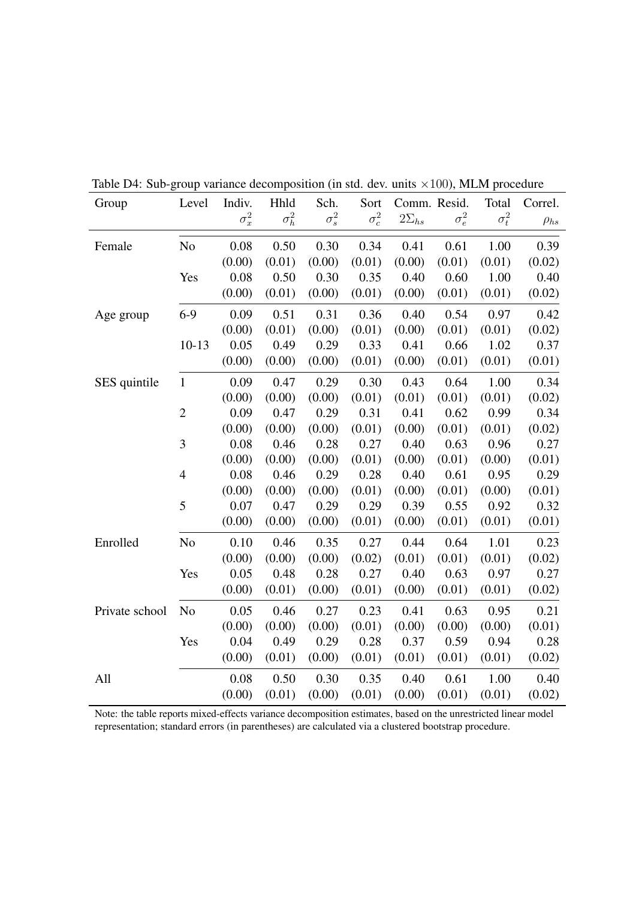Table D4: Sub-group variance decomposition (in std. dev. units $\times 100$), MLM procedure

| Group | Level | Indiv. $\sigma_x^2$ | Hhld $\sigma_h^2$ | Sch. $\sigma_s^2$ | Sort $\sigma_c^2$ | Comm. $2\Sigma_{hs}$ | Resid. $\sigma_e^2$ | Total $\sigma_t^2$ | Correl. $\rho_{hs}$ |
|---|---|---|---|---|---|---|---|---|---|
| Female | No | 0.08 | 0.50 | 0.30 | 0.34 | 0.41 | 0.61 | 1.00 | 0.39 |
| | | (0.00) | (0.01) | (0.00) | (0.01) | (0.00) | (0.01) | (0.01) | (0.02) |
| | Yes | 0.08 | 0.50 | 0.30 | 0.35 | 0.40 | 0.60 | 1.00 | 0.40 |
| | | (0.00) | (0.01) | (0.00) | (0.01) | (0.00) | (0.01) | (0.01) | (0.02) |
| Age group | 6-9 | 0.09 | 0.51 | 0.31 | 0.36 | 0.40 | 0.54 | 0.97 | 0.42 |
| | | (0.00) | (0.01) | (0.00) | (0.01) | (0.00) | (0.01) | (0.01) | (0.02) |
| | 10-13 | 0.05 | 0.49 | 0.29 | 0.33 | 0.41 | 0.66 | 1.02 | 0.37 |
| | | (0.00) | (0.00) | (0.00) | (0.01) | (0.00) | (0.01) | (0.01) | (0.01) |
| SES quintile | 1 | 0.09 | 0.47 | 0.29 | 0.30 | 0.43 | 0.64 | 1.00 | 0.34 |
| | | (0.00) | (0.00) | (0.00) | (0.01) | (0.01) | (0.01) | (0.01) | (0.02) |
| | 2 | 0.09 | 0.47 | 0.29 | 0.31 | 0.41 | 0.62 | 0.99 | 0.34 |
| | | (0.00) | (0.00) | (0.00) | (0.01) | (0.00) | (0.01) | (0.01) | (0.02) |
| | 3 | 0.08 | 0.46 | 0.28 | 0.27 | 0.40 | 0.63 | 0.96 | 0.27 |
| | | (0.00) | (0.00) | (0.00) | (0.01) | (0.00) | (0.01) | (0.00) | (0.01) |
| | 4 | 0.08 | 0.46 | 0.29 | 0.28 | 0.40 | 0.61 | 0.95 | 0.29 |
| | | (0.00) | (0.00) | (0.00) | (0.01) | (0.00) | (0.01) | (0.00) | (0.01) |
| | 5 | 0.07 | 0.47 | 0.29 | 0.29 | 0.39 | 0.55 | 0.92 | 0.32 |
| | | (0.00) | (0.00) | (0.00) | (0.01) | (0.00) | (0.01) | (0.01) | (0.01) |
| Enrolled | No | 0.10 | 0.46 | 0.35 | 0.27 | 0.44 | 0.64 | 1.01 | 0.23 |
| | | (0.00) | (0.00) | (0.00) | (0.02) | (0.01) | (0.01) | (0.01) | (0.02) |
| | Yes | 0.05 | 0.48 | 0.28 | 0.27 | 0.40 | 0.63 | 0.97 | 0.27 |
| | | (0.00) | (0.01) | (0.00) | (0.01) | (0.00) | (0.01) | (0.01) | (0.02) |
| Private school | No | 0.05 | 0.46 | 0.27 | 0.23 | 0.41 | 0.63 | 0.95 | 0.21 |
| | | (0.00) | (0.00) | (0.00) | (0.01) | (0.00) | (0.00) | (0.00) | (0.01) |
| | Yes | 0.04 | 0.49 | 0.29 | 0.28 | 0.37 | 0.59 | 0.94 | 0.28 |
| | | (0.00) | (0.01) | (0.00) | (0.01) | (0.01) | (0.01) | (0.01) | (0.02) |
| All | | 0.08 | 0.50 | 0.30 | 0.35 | 0.40 | 0.61 | 1.00 | 0.40 |
| | | (0.00) | (0.01) | (0.00) | (0.01) | (0.00) | (0.01) | (0.01) | (0.02) |

Note: the table reports mixed-effects variance decomposition estimates, based on the unrestricted linear model representation; standard errors (in parentheses) are calculated via a clustered bootstrap procedure.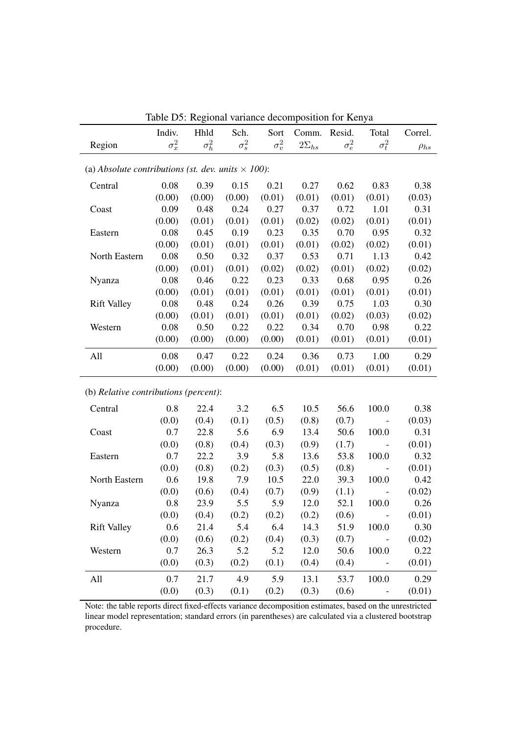Table D5: Regional variance decomposition for Kenya

| Region | Indiv. $\sigma_x^2$ | Hhld $\sigma_h^2$ | Sch. $\sigma_s^2$ | Sort $\sigma_v^2$ | Comm. $2\Sigma_{hs}$ | Resid. $\sigma_e^2$ | Total $\sigma_t^2$ | Correl. $\rho_{hs}$ |
|---|---|---|---|---|---|---|---|---|
| (a) *Absolute contributions (st. dev. units $\times$ 100)*: | | | | | | | | |
| Central | 0.08 | 0.39 | 0.15 | 0.21 | 0.27 | 0.62 | 0.83 | 0.38 |
| | (0.00) | (0.00) | (0.00) | (0.01) | (0.01) | (0.01) | (0.01) | (0.03) |
| Coast | 0.09 | 0.48 | 0.24 | 0.27 | 0.37 | 0.72 | 1.01 | 0.31 |
| | (0.00) | (0.01) | (0.01) | (0.01) | (0.02) | (0.02) | (0.01) | (0.01) |
| Eastern | 0.08 | 0.45 | 0.19 | 0.23 | 0.35 | 0.70 | 0.95 | 0.32 |
| | (0.00) | (0.01) | (0.01) | (0.01) | (0.01) | (0.02) | (0.02) | (0.01) |
| North Eastern | 0.08 | 0.50 | 0.32 | 0.37 | 0.53 | 0.71 | 1.13 | 0.42 |
| | (0.00) | (0.01) | (0.01) | (0.02) | (0.02) | (0.01) | (0.02) | (0.02) |
| Nyanza | 0.08 | 0.46 | 0.22 | 0.23 | 0.33 | 0.68 | 0.95 | 0.26 |
| | (0.00) | (0.01) | (0.01) | (0.01) | (0.01) | (0.01) | (0.01) | (0.01) |
| Rift Valley | 0.08 | 0.48 | 0.24 | 0.26 | 0.39 | 0.75 | 1.03 | 0.30 |
| | (0.00) | (0.01) | (0.01) | (0.01) | (0.01) | (0.02) | (0.03) | (0.02) |
| Western | 0.08 | 0.50 | 0.22 | 0.22 | 0.34 | 0.70 | 0.98 | 0.22 |
| | (0.00) | (0.00) | (0.00) | (0.00) | (0.01) | (0.01) | (0.01) | (0.01) |
| All | 0.08 | 0.47 | 0.22 | 0.24 | 0.36 | 0.73 | 1.00 | 0.29 |
| | (0.00) | (0.00) | (0.00) | (0.00) | (0.01) | (0.01) | (0.01) | (0.01) |
| (b) *Relative contributions (percent)*: | | | | | | | | |
| Central | 0.8 | 22.4 | 3.2 | 6.5 | 10.5 | 56.6 | 100.0 | 0.38 |
| | (0.0) | (0.4) | (0.1) | (0.5) | (0.8) | (0.7) | - | (0.03) |
| Coast | 0.7 | 22.8 | 5.6 | 6.9 | 13.4 | 50.6 | 100.0 | 0.31 |
| | (0.0) | (0.8) | (0.4) | (0.3) | (0.9) | (1.7) | - | (0.01) |
| Eastern | 0.7 | 22.2 | 3.9 | 5.8 | 13.6 | 53.8 | 100.0 | 0.32 |
| | (0.0) | (0.8) | (0.2) | (0.3) | (0.5) | (0.8) | - | (0.01) |
| North Eastern | 0.6 | 19.8 | 7.9 | 10.5 | 22.0 | 39.3 | 100.0 | 0.42 |
| | (0.0) | (0.6) | (0.4) | (0.7) | (0.9) | (1.1) | - | (0.02) |
| Nyanza | 0.8 | 23.9 | 5.5 | 5.9 | 12.0 | 52.1 | 100.0 | 0.26 |
| | (0.0) | (0.4) | (0.2) | (0.2) | (0.2) | (0.6) | - | (0.01) |
| Rift Valley | 0.6 | 21.4 | 5.4 | 6.4 | 14.3 | 51.9 | 100.0 | 0.30 |
| | (0.0) | (0.6) | (0.2) | (0.4) | (0.3) | (0.7) | - | (0.02) |
| Western | 0.7 | 26.3 | 5.2 | 5.2 | 12.0 | 50.6 | 100.0 | 0.22 |
| | (0.0) | (0.3) | (0.2) | (0.1) | (0.4) | (0.4) | - | (0.01) |
| All | 0.7 | 21.7 | 4.9 | 5.9 | 13.1 | 53.7 | 100.0 | 0.29 |
| | (0.0) | (0.3) | (0.1) | (0.2) | (0.3) | (0.6) | - | (0.01) |

Note: the table reports direct fixed-effects variance decomposition estimates, based on the unrestricted linear model representation; standard errors (in parentheses) are calculated via a clustered bootstrap procedure.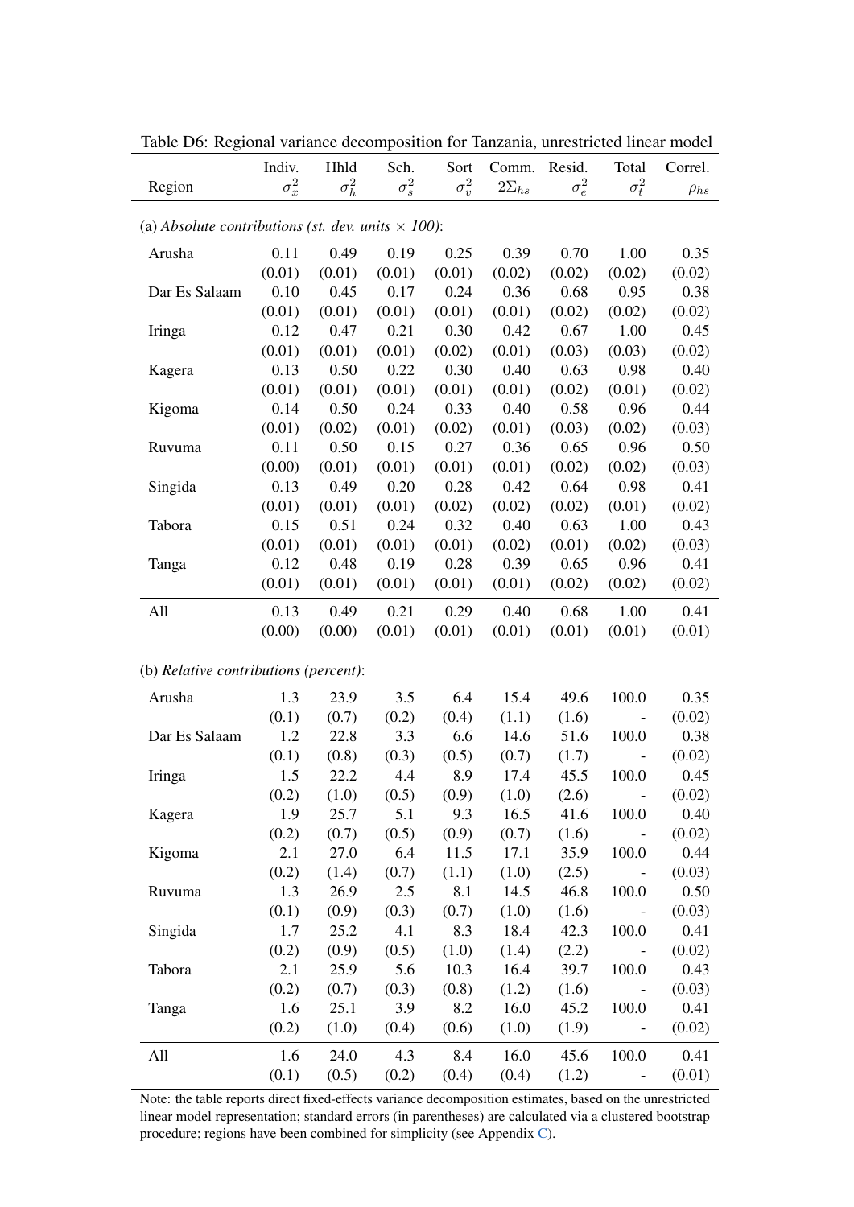Table D6: Regional variance decomposition for Tanzania, unrestricted linear model

| Region | Indiv. $\sigma_x^2$ | Hhld $\sigma_h^2$ | Sch. $\sigma_s^2$ | Sort $\sigma_v^2$ | Comm. $2\Sigma_{hs}$ | Resid. $\sigma_e^2$ | Total $\sigma_t^2$ | Correl. $\rho_{hs}$ |
|---|---|---|---|---|---|---|---|---|
| (a) *Absolute contributions (st. dev. units × 100)*: | | | | | | | | |
| Arusha | 0.11 | 0.49 | 0.19 | 0.25 | 0.39 | 0.70 | 1.00 | 0.35 |
| | (0.01) | (0.01) | (0.01) | (0.01) | (0.02) | (0.02) | (0.02) | (0.02) |
| Dar Es Salaam | 0.10 | 0.45 | 0.17 | 0.24 | 0.36 | 0.68 | 0.95 | 0.38 |
| | (0.01) | (0.01) | (0.01) | (0.01) | (0.01) | (0.02) | (0.02) | (0.02) |
| Iringa | 0.12 | 0.47 | 0.21 | 0.30 | 0.42 | 0.67 | 1.00 | 0.45 |
| | (0.01) | (0.01) | (0.01) | (0.02) | (0.01) | (0.03) | (0.03) | (0.02) |
| Kagera | 0.13 | 0.50 | 0.22 | 0.30 | 0.40 | 0.63 | 0.98 | 0.40 |
| | (0.01) | (0.01) | (0.01) | (0.01) | (0.01) | (0.02) | (0.01) | (0.02) |
| Kigoma | 0.14 | 0.50 | 0.24 | 0.33 | 0.40 | 0.58 | 0.96 | 0.44 |
| | (0.01) | (0.02) | (0.01) | (0.02) | (0.01) | (0.03) | (0.02) | (0.03) |
| Ruvuma | 0.11 | 0.50 | 0.15 | 0.27 | 0.36 | 0.65 | 0.96 | 0.50 |
| | (0.00) | (0.01) | (0.01) | (0.01) | (0.01) | (0.02) | (0.02) | (0.03) |
| Singida | 0.13 | 0.49 | 0.20 | 0.28 | 0.42 | 0.64 | 0.98 | 0.41 |
| | (0.01) | (0.01) | (0.01) | (0.02) | (0.02) | (0.02) | (0.01) | (0.02) |
| Tabora | 0.15 | 0.51 | 0.24 | 0.32 | 0.40 | 0.63 | 1.00 | 0.43 |
| | (0.01) | (0.01) | (0.01) | (0.01) | (0.02) | (0.01) | (0.02) | (0.03) |
| Tanga | 0.12 | 0.48 | 0.19 | 0.28 | 0.39 | 0.65 | 0.96 | 0.41 |
| | (0.01) | (0.01) | (0.01) | (0.01) | (0.01) | (0.02) | (0.02) | (0.02) |
| All | 0.13 | 0.49 | 0.21 | 0.29 | 0.40 | 0.68 | 1.00 | 0.41 |
| | (0.00) | (0.00) | (0.01) | (0.01) | (0.01) | (0.01) | (0.01) | (0.01) |
| (b) *Relative contributions (percent)*: | | | | | | | | |
| Arusha | 1.3 | 23.9 | 3.5 | 6.4 | 15.4 | 49.6 | 100.0 | 0.35 |
| | (0.1) | (0.7) | (0.2) | (0.4) | (1.1) | (1.6) | - | (0.02) |
| Dar Es Salaam | 1.2 | 22.8 | 3.3 | 6.6 | 14.6 | 51.6 | 100.0 | 0.38 |
| | (0.1) | (0.8) | (0.3) | (0.5) | (0.7) | (1.7) | - | (0.02) |
| Iringa | 1.5 | 22.2 | 4.4 | 8.9 | 17.4 | 45.5 | 100.0 | 0.45 |
| | (0.2) | (1.0) | (0.5) | (0.9) | (1.0) | (2.6) | - | (0.02) |
| Kagera | 1.9 | 25.7 | 5.1 | 9.3 | 16.5 | 41.6 | 100.0 | 0.40 |
| | (0.2) | (0.7) | (0.5) | (0.9) | (0.7) | (1.6) | - | (0.02) |
| Kigoma | 2.1 | 27.0 | 6.4 | 11.5 | 17.1 | 35.9 | 100.0 | 0.44 |
| | (0.2) | (1.4) | (0.7) | (1.1) | (1.0) | (2.5) | - | (0.03) |
| Ruvuma | 1.3 | 26.9 | 2.5 | 8.1 | 14.5 | 46.8 | 100.0 | 0.50 |
| | (0.1) | (0.9) | (0.3) | (0.7) | (1.0) | (1.6) | - | (0.03) |
| Singida | 1.7 | 25.2 | 4.1 | 8.3 | 18.4 | 42.3 | 100.0 | 0.41 |
| | (0.2) | (0.9) | (0.5) | (1.0) | (1.4) | (2.2) | - | (0.02) |
| Tabora | 2.1 | 25.9 | 5.6 | 10.3 | 16.4 | 39.7 | 100.0 | 0.43 |
| | (0.2) | (0.7) | (0.3) | (0.8) | (1.2) | (1.6) | - | (0.03) |
| Tanga | 1.6 | 25.1 | 3.9 | 8.2 | 16.0 | 45.2 | 100.0 | 0.41 |
| | (0.2) | (1.0) | (0.4) | (0.6) | (1.0) | (1.9) | - | (0.02) |
| All | 1.6 | 24.0 | 4.3 | 8.4 | 16.0 | 45.6 | 100.0 | 0.41 |
| | (0.1) | (0.5) | (0.2) | (0.4) | (0.4) | (1.2) | - | (0.01) |

Note: the table reports direct fixed-effects variance decomposition estimates, based on the unrestricted linear model representation; standard errors (in parentheses) are calculated via a clustered bootstrap procedure; regions have been combined for simplicity (see Appendix C).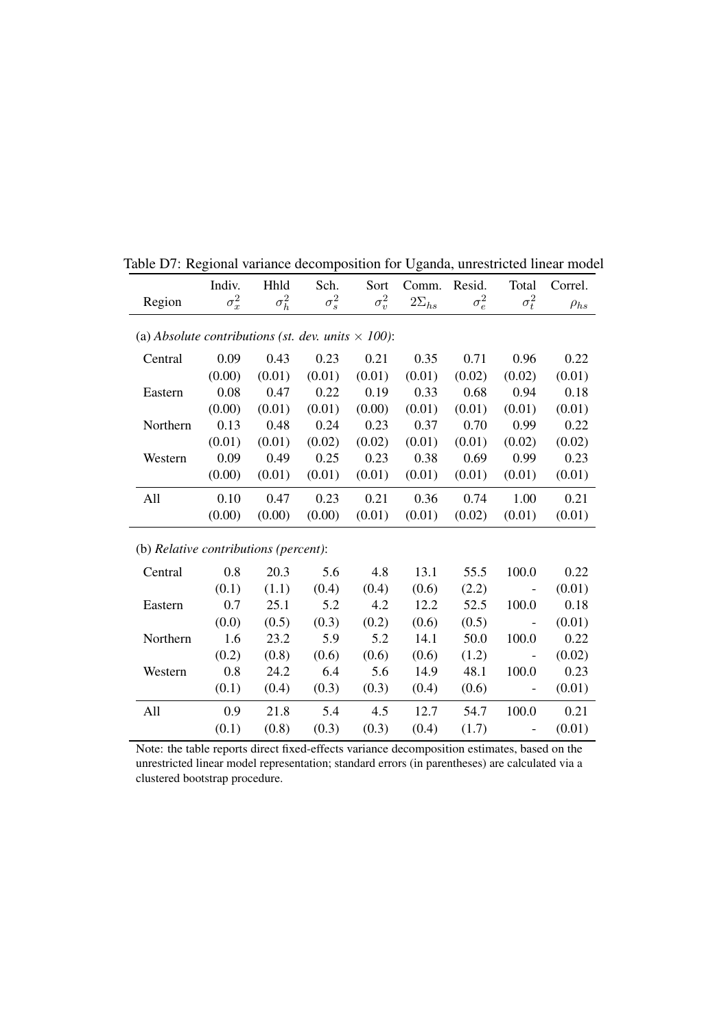Table D7: Regional variance decomposition for Uganda, unrestricted linear model

| Region | Indiv. $\sigma_x^2$ | Hhld $\sigma_h^2$ | Sch. $\sigma_s^2$ | Sort $\sigma_v^2$ | Comm. $2\Sigma_{hs}$ | Resid. $\sigma_e^2$ | Total $\sigma_t^2$ | Correl. $\rho_{hs}$ |
|---|---|---|---|---|---|---|---|---|
| (a) *Absolute contributions (st. dev. units $\times$ 100)*: | | | | | | | | |
| Central | 0.09 | 0.43 | 0.23 | 0.21 | 0.35 | 0.71 | 0.96 | 0.22 |
| | (0.00) | (0.01) | (0.01) | (0.01) | (0.01) | (0.02) | (0.02) | (0.01) |
| Eastern | 0.08 | 0.47 | 0.22 | 0.19 | 0.33 | 0.68 | 0.94 | 0.18 |
| | (0.00) | (0.01) | (0.01) | (0.00) | (0.01) | (0.01) | (0.01) | (0.01) |
| Northern | 0.13 | 0.48 | 0.24 | 0.23 | 0.37 | 0.70 | 0.99 | 0.22 |
| | (0.01) | (0.01) | (0.02) | (0.02) | (0.01) | (0.01) | (0.02) | (0.02) |
| Western | 0.09 | 0.49 | 0.25 | 0.23 | 0.38 | 0.69 | 0.99 | 0.23 |
| | (0.00) | (0.01) | (0.01) | (0.01) | (0.01) | (0.01) | (0.01) | (0.01) |
| All | 0.10 | 0.47 | 0.23 | 0.21 | 0.36 | 0.74 | 1.00 | 0.21 |
| | (0.00) | (0.00) | (0.00) | (0.01) | (0.01) | (0.02) | (0.01) | (0.01) |
| (b) *Relative contributions (percent)*: | | | | | | | | |
| Central | 0.8 | 20.3 | 5.6 | 4.8 | 13.1 | 55.5 | 100.0 | 0.22 |
| | (0.1) | (1.1) | (0.4) | (0.4) | (0.6) | (2.2) | - | (0.01) |
| Eastern | 0.7 | 25.1 | 5.2 | 4.2 | 12.2 | 52.5 | 100.0 | 0.18 |
| | (0.0) | (0.5) | (0.3) | (0.2) | (0.6) | (0.5) | - | (0.01) |
| Northern | 1.6 | 23.2 | 5.9 | 5.2 | 14.1 | 50.0 | 100.0 | 0.22 |
| | (0.2) | (0.8) | (0.6) | (0.6) | (0.6) | (1.2) | - | (0.02) |
| Western | 0.8 | 24.2 | 6.4 | 5.6 | 14.9 | 48.1 | 100.0 | 0.23 |
| | (0.1) | (0.4) | (0.3) | (0.3) | (0.4) | (0.6) | - | (0.01) |
| All | 0.9 | 21.8 | 5.4 | 4.5 | 12.7 | 54.7 | 100.0 | 0.21 |
| | (0.1) | (0.8) | (0.3) | (0.3) | (0.4) | (1.7) | - | (0.01) |

Note: the table reports direct fixed-effects variance decomposition estimates, based on the unrestricted linear model representation; standard errors (in parentheses) are calculated via a clustered bootstrap procedure.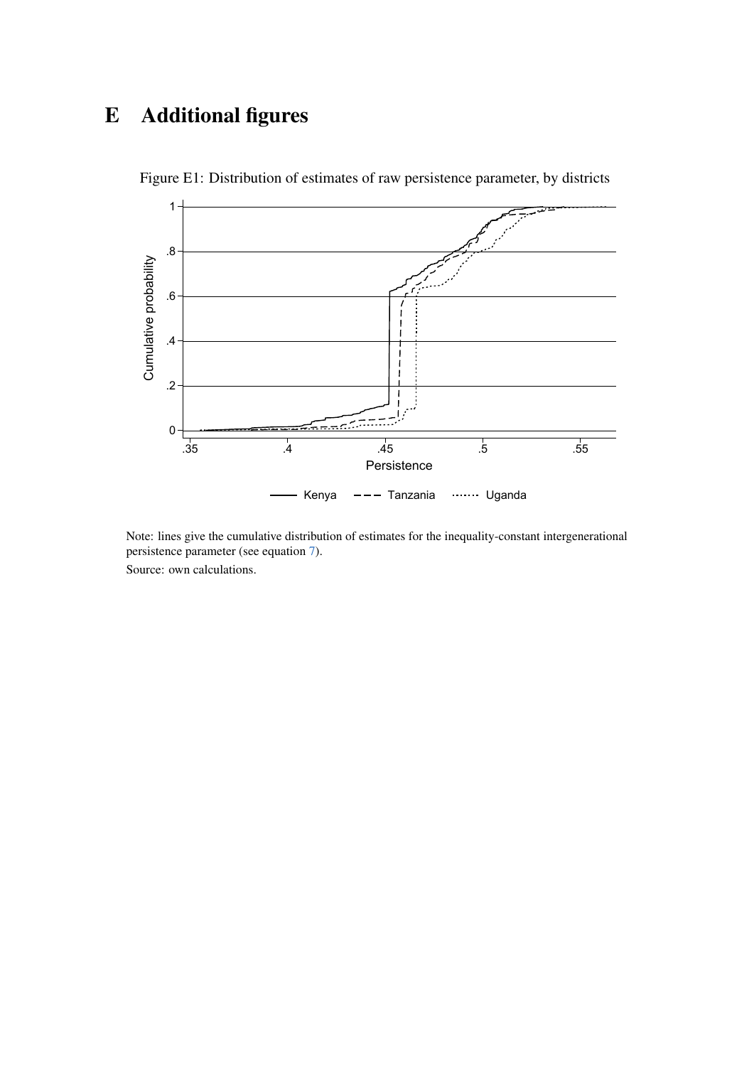# E Additional figures

Figure E1: Distribution of estimates of raw persistence parameter, by districts

Cumulative probability

1

.8

.6

.4

.2

0

.35

.4

.45

.5

.55

Persistence

Kenya

Tanzania

Uganda

Note: lines give the cumulative distribution of estimates for the inequality-constant intergenerational persistence parameter (see equation 7).

Source: own calculations.